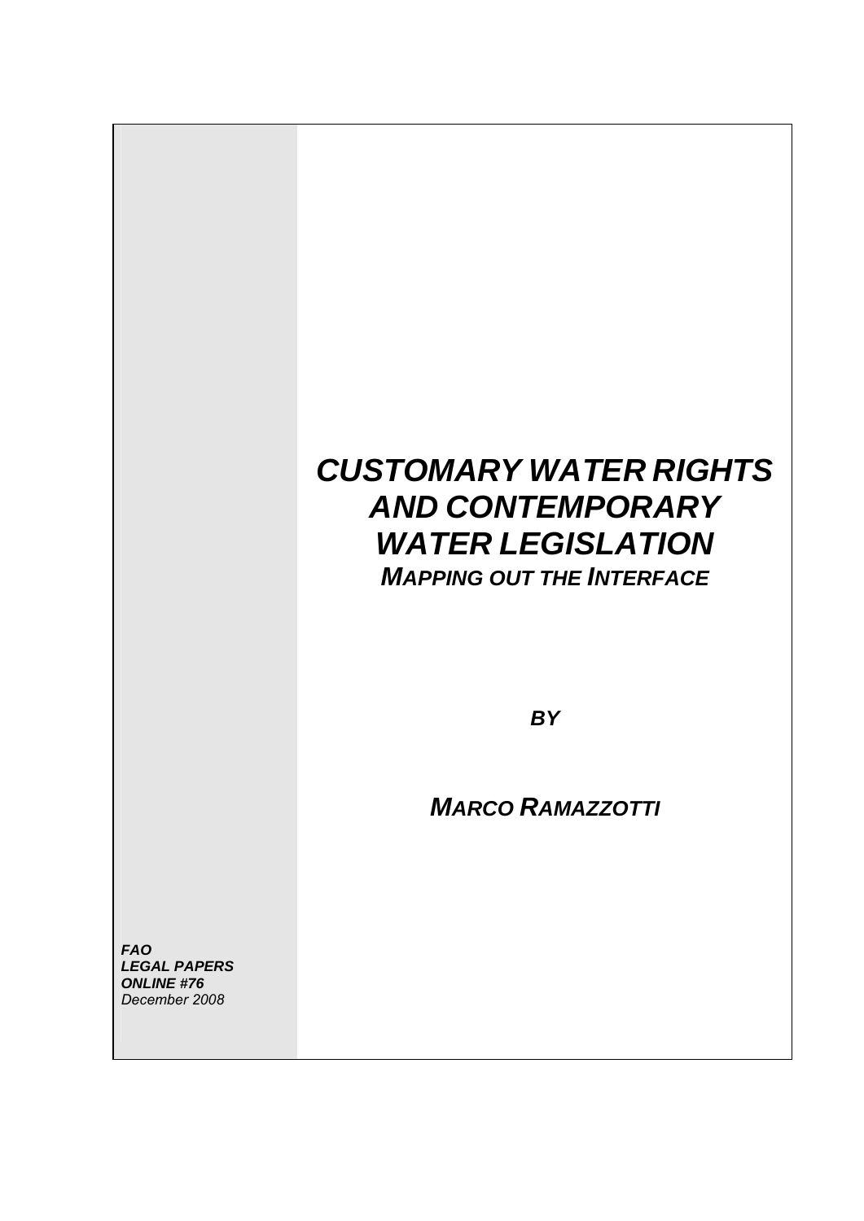# *CUSTOMARY WATER RIGHTS AND CONTEMPORARY WATER LEGISLATION*

## *MAPPING OUT THE INTERFACE*

***BY***

***MARCO RAMAZZOTTI***

***FAO***
***LEGAL PAPERS***
***ONLINE #76***
*December 2008*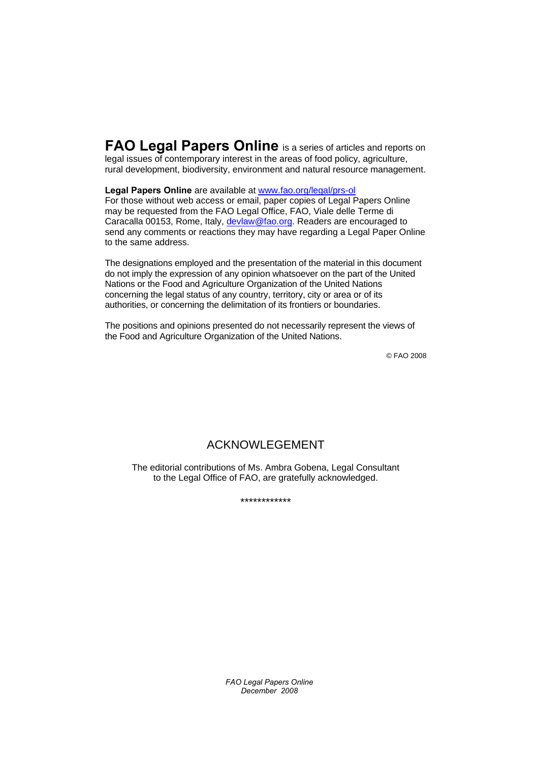**FAO Legal Papers Online** is a series of articles and reports on legal issues of contemporary interest in the areas of food policy, agriculture, rural development, biodiversity, environment and natural resource management.

**Legal Papers Online** are available at www.fao.org/legal/prs-ol
For those without web access or email, paper copies of Legal Papers Online may be requested from the FAO Legal Office, FAO, Viale delle Terme di Caracalla 00153, Rome, Italy, devlaw@fao.org. Readers are encouraged to send any comments or reactions they may have regarding a Legal Paper Online to the same address.

The designations employed and the presentation of the material in this document do not imply the expression of any opinion whatsoever on the part of the United Nations or the Food and Agriculture Organization of the United Nations concerning the legal status of any country, territory, city or area or of its authorities, or concerning the delimitation of its frontiers or boundaries.

The positions and opinions presented do not necessarily represent the views of the Food and Agriculture Organization of the United Nations.

© FAO 2008

## ACKNOWLEGEMENT

The editorial contributions of Ms. Ambra Gobena, Legal Consultant to the Legal Office of FAO, are gratefully acknowledged.

************

*FAO Legal Papers Online*
*December 2008*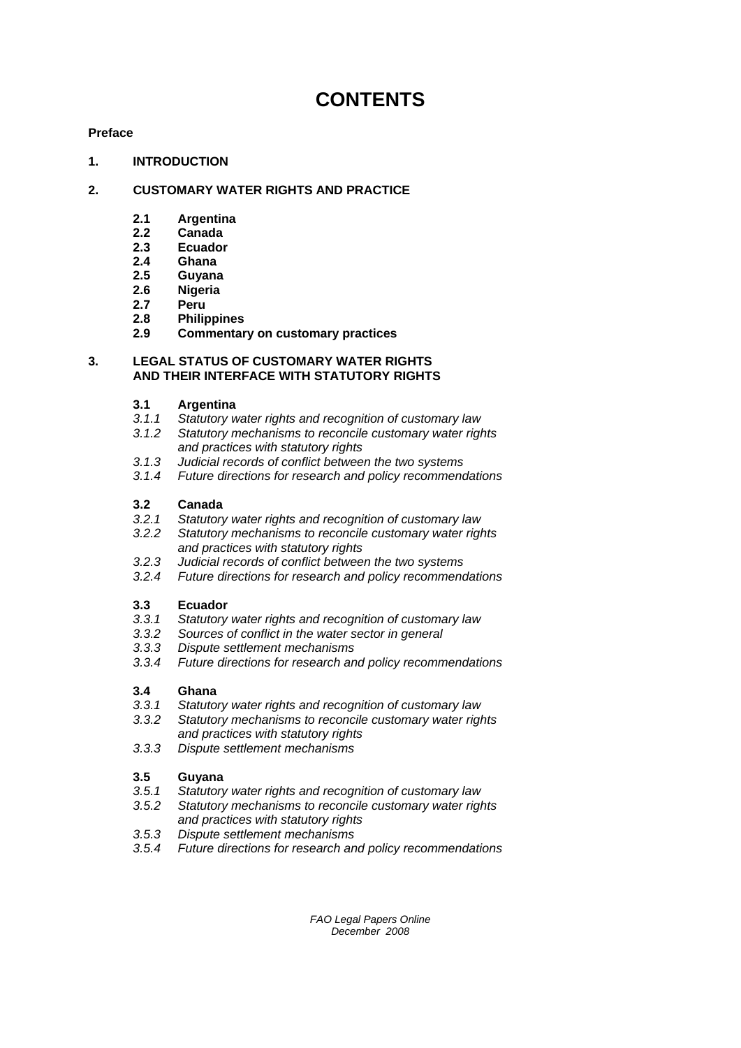# CONTENTS

**Preface**

**1. INTRODUCTION**

**2. CUSTOMARY WATER RIGHTS AND PRACTICE**

- **2.1 Argentina**
- **2.2 Canada**
- **2.3 Ecuador**
- **2.4 Ghana**
- **2.5 Guyana**
- **2.6 Nigeria**
- **2.7 Peru**
- **2.8 Philippines**
- **2.9 Commentary on customary practices**

**3. LEGAL STATUS OF CUSTOMARY WATER RIGHTS AND THEIR INTERFACE WITH STATUTORY RIGHTS**

**3.1 Argentina**

- *3.1.1 Statutory water rights and recognition of customary law*
- *3.1.2 Statutory mechanisms to reconcile customary water rights and practices with statutory rights*
- *3.1.3 Judicial records of conflict between the two systems*
- *3.1.4 Future directions for research and policy recommendations*

**3.2 Canada**

- *3.2.1 Statutory water rights and recognition of customary law*
- *3.2.2 Statutory mechanisms to reconcile customary water rights and practices with statutory rights*
- *3.2.3 Judicial records of conflict between the two systems*
- *3.2.4 Future directions for research and policy recommendations*

**3.3 Ecuador**

- *3.3.1 Statutory water rights and recognition of customary law*
- *3.3.2 Sources of conflict in the water sector in general*
- *3.3.3 Dispute settlement mechanisms*
- *3.3.4 Future directions for research and policy recommendations*

**3.4 Ghana**

- *3.3.1 Statutory water rights and recognition of customary law*
- *3.3.2 Statutory mechanisms to reconcile customary water rights and practices with statutory rights*
- *3.3.3 Dispute settlement mechanisms*

**3.5 Guyana**

- *3.5.1 Statutory water rights and recognition of customary law*
- *3.5.2 Statutory mechanisms to reconcile customary water rights and practices with statutory rights*
- *3.5.3 Dispute settlement mechanisms*
- *3.5.4 Future directions for research and policy recommendations*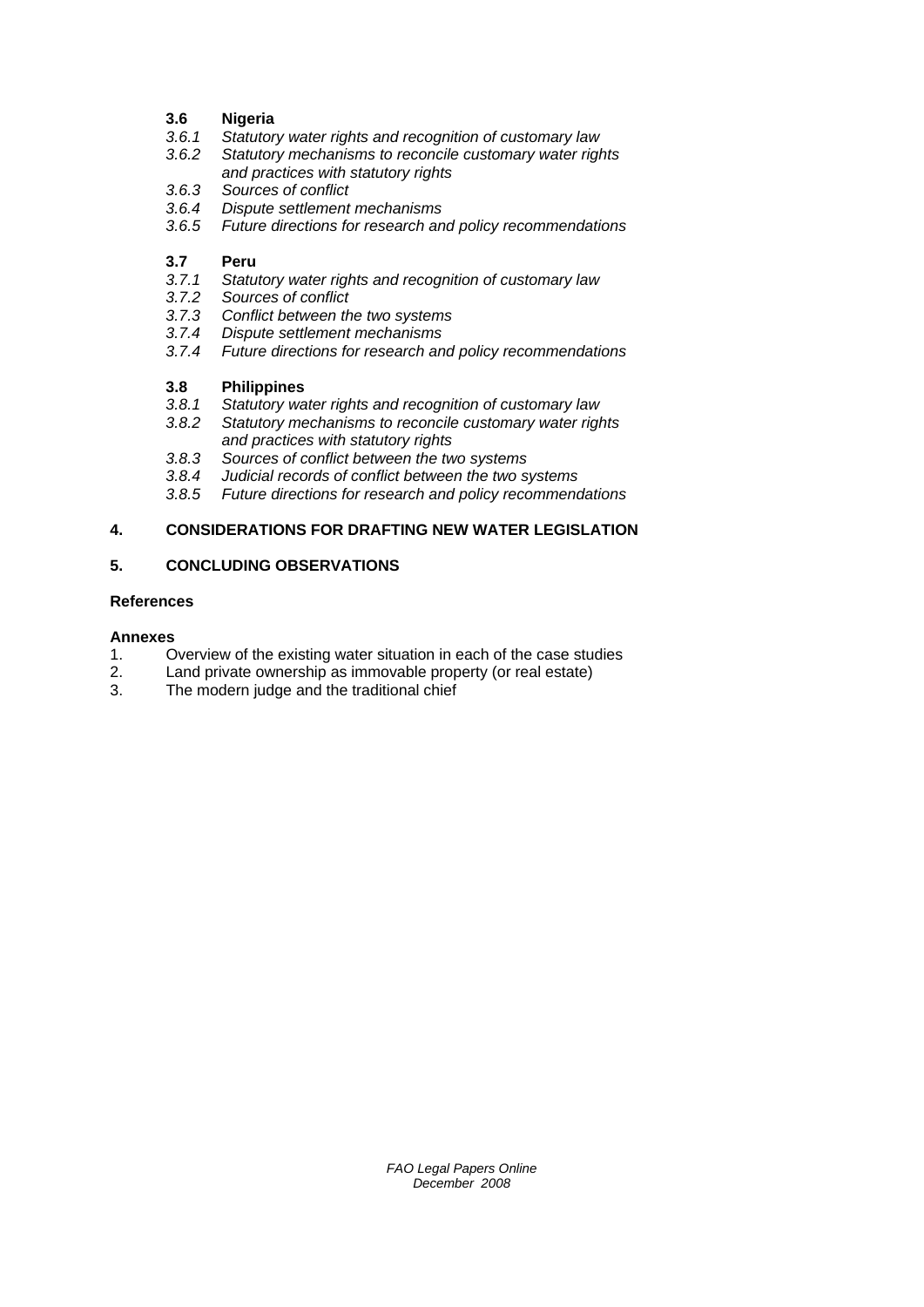**3.6 Nigeria**

*3.6.1 Statutory water rights and recognition of customary law*
*3.6.2 Statutory mechanisms to reconcile customary water rights and practices with statutory rights*
*3.6.3 Sources of conflict*
*3.6.4 Dispute settlement mechanisms*
*3.6.5 Future directions for research and policy recommendations*

**3.7 Peru**

*3.7.1 Statutory water rights and recognition of customary law*
*3.7.2 Sources of conflict*
*3.7.3 Conflict between the two systems*
*3.7.4 Dispute settlement mechanisms*
*3.7.4 Future directions for research and policy recommendations*

**3.8 Philippines**

*3.8.1 Statutory water rights and recognition of customary law*
*3.8.2 Statutory mechanisms to reconcile customary water rights and practices with statutory rights*
*3.8.3 Sources of conflict between the two systems*
*3.8.4 Judicial records of conflict between the two systems*
*3.8.5 Future directions for research and policy recommendations*

**4. CONSIDERATIONS FOR DRAFTING NEW WATER LEGISLATION**

**5. CONCLUDING OBSERVATIONS**

**References**

**Annexes**

1. Overview of the existing water situation in each of the case studies
2. Land private ownership as immovable property (or real estate)
3. The modern judge and the traditional chief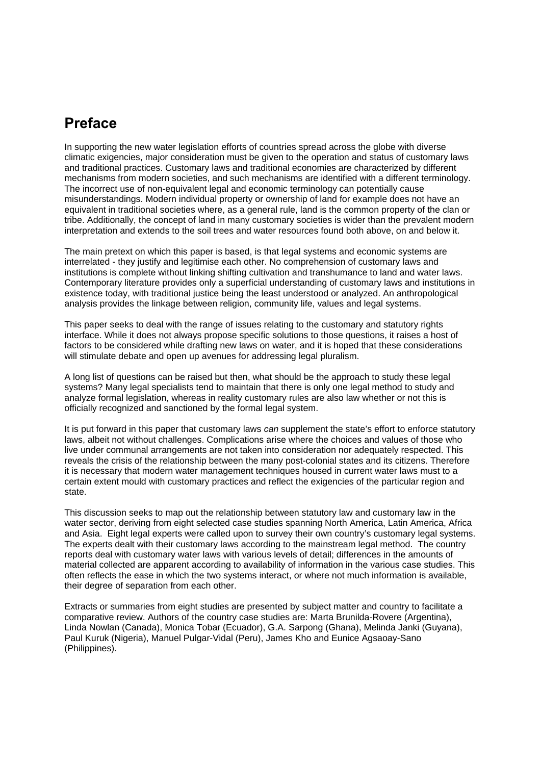## Preface

In supporting the new water legislation efforts of countries spread across the globe with diverse climatic exigencies, major consideration must be given to the operation and status of customary laws and traditional practices. Customary laws and traditional economies are characterized by different mechanisms from modern societies, and such mechanisms are identified with a different terminology. The incorrect use of non-equivalent legal and economic terminology can potentially cause misunderstandings. Modern individual property or ownership of land for example does not have an equivalent in traditional societies where, as a general rule, land is the common property of the clan or tribe. Additionally, the concept of land in many customary societies is wider than the prevalent modern interpretation and extends to the soil trees and water resources found both above, on and below it.

The main pretext on which this paper is based, is that legal systems and economic systems are interrelated - they justify and legitimise each other. No comprehension of customary laws and institutions is complete without linking shifting cultivation and transhumance to land and water laws. Contemporary literature provides only a superficial understanding of customary laws and institutions in existence today, with traditional justice being the least understood or analyzed. An anthropological analysis provides the linkage between religion, community life, values and legal systems.

This paper seeks to deal with the range of issues relating to the customary and statutory rights interface. While it does not always propose specific solutions to those questions, it raises a host of factors to be considered while drafting new laws on water, and it is hoped that these considerations will stimulate debate and open up avenues for addressing legal pluralism.

A long list of questions can be raised but then, what should be the approach to study these legal systems? Many legal specialists tend to maintain that there is only one legal method to study and analyze formal legislation, whereas in reality customary rules are also law whether or not this is officially recognized and sanctioned by the formal legal system.

It is put forward in this paper that customary laws *can* supplement the state's effort to enforce statutory laws, albeit not without challenges. Complications arise where the choices and values of those who live under communal arrangements are not taken into consideration nor adequately respected. This reveals the crisis of the relationship between the many post-colonial states and its citizens. Therefore it is necessary that modern water management techniques housed in current water laws must to a certain extent mould with customary practices and reflect the exigencies of the particular region and state.

This discussion seeks to map out the relationship between statutory law and customary law in the water sector, deriving from eight selected case studies spanning North America, Latin America, Africa and Asia. Eight legal experts were called upon to survey their own country's customary legal systems. The experts dealt with their customary laws according to the mainstream legal method. The country reports deal with customary water laws with various levels of detail; differences in the amounts of material collected are apparent according to availability of information in the various case studies. This often reflects the ease in which the two systems interact, or where not much information is available, their degree of separation from each other.

Extracts or summaries from eight studies are presented by subject matter and country to facilitate a comparative review. Authors of the country case studies are: Marta Brunilda-Rovere (Argentina), Linda Nowlan (Canada), Monica Tobar (Ecuador), G.A. Sarpong (Ghana), Melinda Janki (Guyana), Paul Kuruk (Nigeria), Manuel Pulgar-Vidal (Peru), James Kho and Eunice Agsaoay-Sano (Philippines).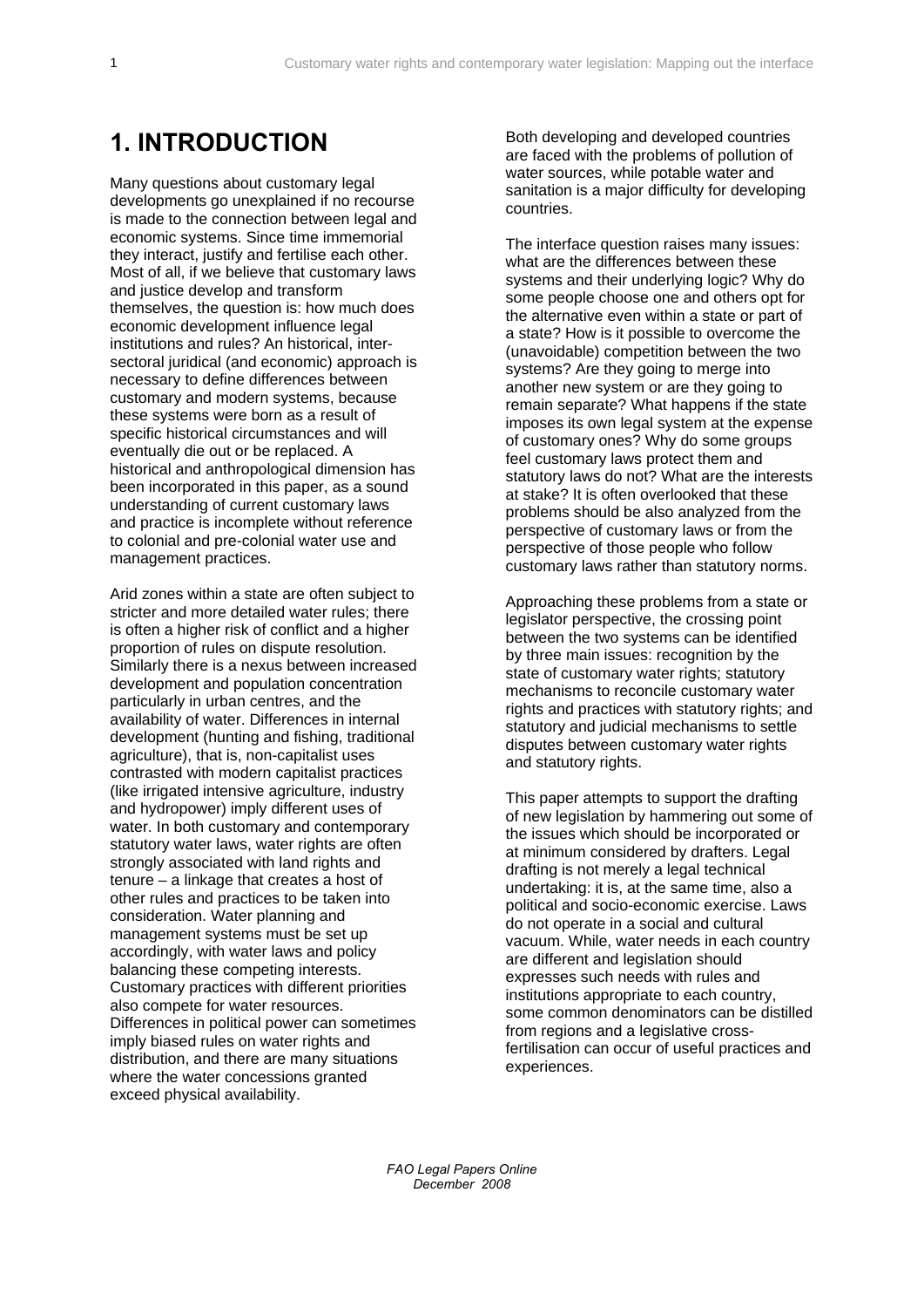# 1. INTRODUCTION

Many questions about customary legal developments go unexplained if no recourse is made to the connection between legal and economic systems. Since time immemorial they interact, justify and fertilise each other. Most of all, if we believe that customary laws and justice develop and transform themselves, the question is: how much does economic development influence legal institutions and rules? An historical, inter-sectoral juridical (and economic) approach is necessary to define differences between customary and modern systems, because these systems were born as a result of specific historical circumstances and will eventually die out or be replaced. A historical and anthropological dimension has been incorporated in this paper, as a sound understanding of current customary laws and practice is incomplete without reference to colonial and pre-colonial water use and management practices.

Arid zones within a state are often subject to stricter and more detailed water rules; there is often a higher risk of conflict and a higher proportion of rules on dispute resolution. Similarly there is a nexus between increased development and population concentration particularly in urban centres, and the availability of water. Differences in internal development (hunting and fishing, traditional agriculture), that is, non-capitalist uses contrasted with modern capitalist practices (like irrigated intensive agriculture, industry and hydropower) imply different uses of water. In both customary and contemporary statutory water laws, water rights are often strongly associated with land rights and tenure – a linkage that creates a host of other rules and practices to be taken into consideration. Water planning and management systems must be set up accordingly, with water laws and policy balancing these competing interests. Customary practices with different priorities also compete for water resources. Differences in political power can sometimes imply biased rules on water rights and distribution, and there are many situations where the water concessions granted exceed physical availability.

Both developing and developed countries are faced with the problems of pollution of water sources, while potable water and sanitation is a major difficulty for developing countries.

The interface question raises many issues: what are the differences between these systems and their underlying logic? Why do some people choose one and others opt for the alternative even within a state or part of a state? How is it possible to overcome the (unavoidable) competition between the two systems? Are they going to merge into another new system or are they going to remain separate? What happens if the state imposes its own legal system at the expense of customary ones? Why do some groups feel customary laws protect them and statutory laws do not? What are the interests at stake? It is often overlooked that these problems should be also analyzed from the perspective of customary laws or from the perspective of those people who follow customary laws rather than statutory norms.

Approaching these problems from a state or legislator perspective, the crossing point between the two systems can be identified by three main issues: recognition by the state of customary water rights; statutory mechanisms to reconcile customary water rights and practices with statutory rights; and statutory and judicial mechanisms to settle disputes between customary water rights and statutory rights.

This paper attempts to support the drafting of new legislation by hammering out some of the issues which should be incorporated or at minimum considered by drafters. Legal drafting is not merely a legal technical undertaking: it is, at the same time, also a political and socio-economic exercise. Laws do not operate in a social and cultural vacuum. While, water needs in each country are different and legislation should expresses such needs with rules and institutions appropriate to each country, some common denominators can be distilled from regions and a legislative cross-fertilisation can occur of useful practices and experiences.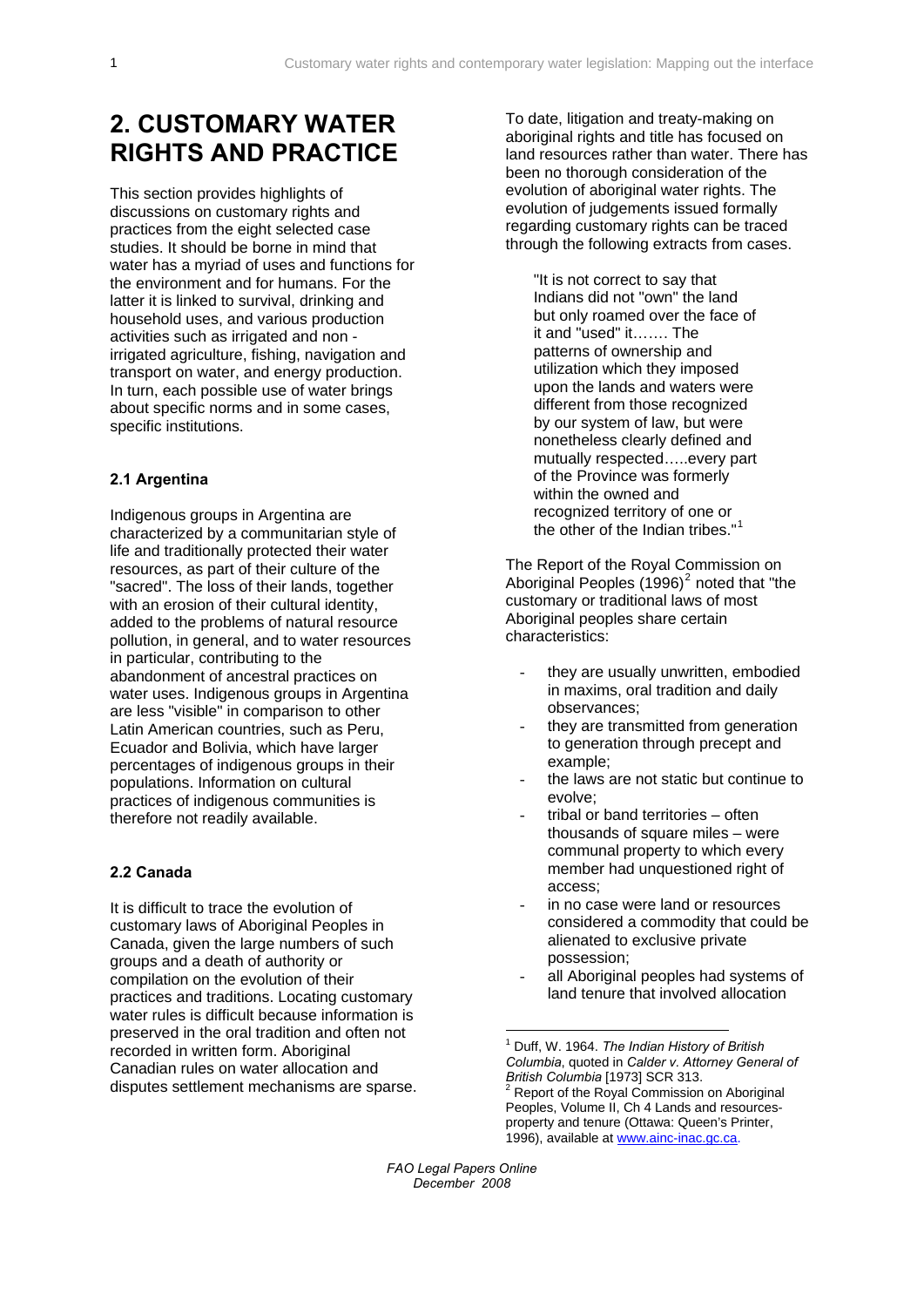# 2. CUSTOMARY WATER RIGHTS AND PRACTICE

This section provides highlights of discussions on customary rights and practices from the eight selected case studies. It should be borne in mind that water has a myriad of uses and functions for the environment and for humans. For the latter it is linked to survival, drinking and household uses, and various production activities such as irrigated and non - irrigated agriculture, fishing, navigation and transport on water, and energy production. In turn, each possible use of water brings about specific norms and in some cases, specific institutions.

### 2.1 Argentina

Indigenous groups in Argentina are characterized by a communitarian style of life and traditionally protected their water resources, as part of their culture of the "sacred". The loss of their lands, together with an erosion of their cultural identity, added to the problems of natural resource pollution, in general, and to water resources in particular, contributing to the abandonment of ancestral practices on water uses. Indigenous groups in Argentina are less "visible" in comparison to other Latin American countries, such as Peru, Ecuador and Bolivia, which have larger percentages of indigenous groups in their populations. Information on cultural practices of indigenous communities is therefore not readily available.

### 2.2 Canada

It is difficult to trace the evolution of customary laws of Aboriginal Peoples in Canada, given the large numbers of such groups and a death of authority or compilation on the evolution of their practices and traditions. Locating customary water rules is difficult because information is preserved in the oral tradition and often not recorded in written form. Aboriginal Canadian rules on water allocation and disputes settlement mechanisms are sparse. To date, litigation and treaty-making on aboriginal rights and title has focused on land resources rather than water. There has been no thorough consideration of the evolution of aboriginal water rights. The evolution of judgements issued formally regarding customary rights can be traced through the following extracts from cases.

> "It is not correct to say that Indians did not "own" the land but only roamed over the face of it and "used" it……. The patterns of ownership and utilization which they imposed upon the lands and waters were different from those recognized by our system of law, but were nonetheless clearly defined and mutually respected…..every part of the Province was formerly within the owned and recognized territory of one or the other of the Indian tribes."[1]

The Report of the Royal Commission on Aboriginal Peoples (1996)[2] noted that "the customary or traditional laws of most Aboriginal peoples share certain characteristics:

- they are usually unwritten, embodied in maxims, oral tradition and daily observances;
- they are transmitted from generation to generation through precept and example;
- the laws are not static but continue to evolve;
- tribal or band territories – often thousands of square miles – were communal property to which every member had unquestioned right of access;
- in no case were land or resources considered a commodity that could be alienated to exclusive private possession;
- all Aboriginal peoples had systems of land tenure that involved allocation

---

[1] Duff, W. 1964. *The Indian History of British Columbia*, quoted in *Calder v. Attorney General of British Columbia* [1973] SCR 313.

[2] Report of the Royal Commission on Aboriginal Peoples, Volume II, Ch 4 Lands and resources-property and tenure (Ottawa: Queen's Printer, 1996), available at www.ainc-inac.gc.ca.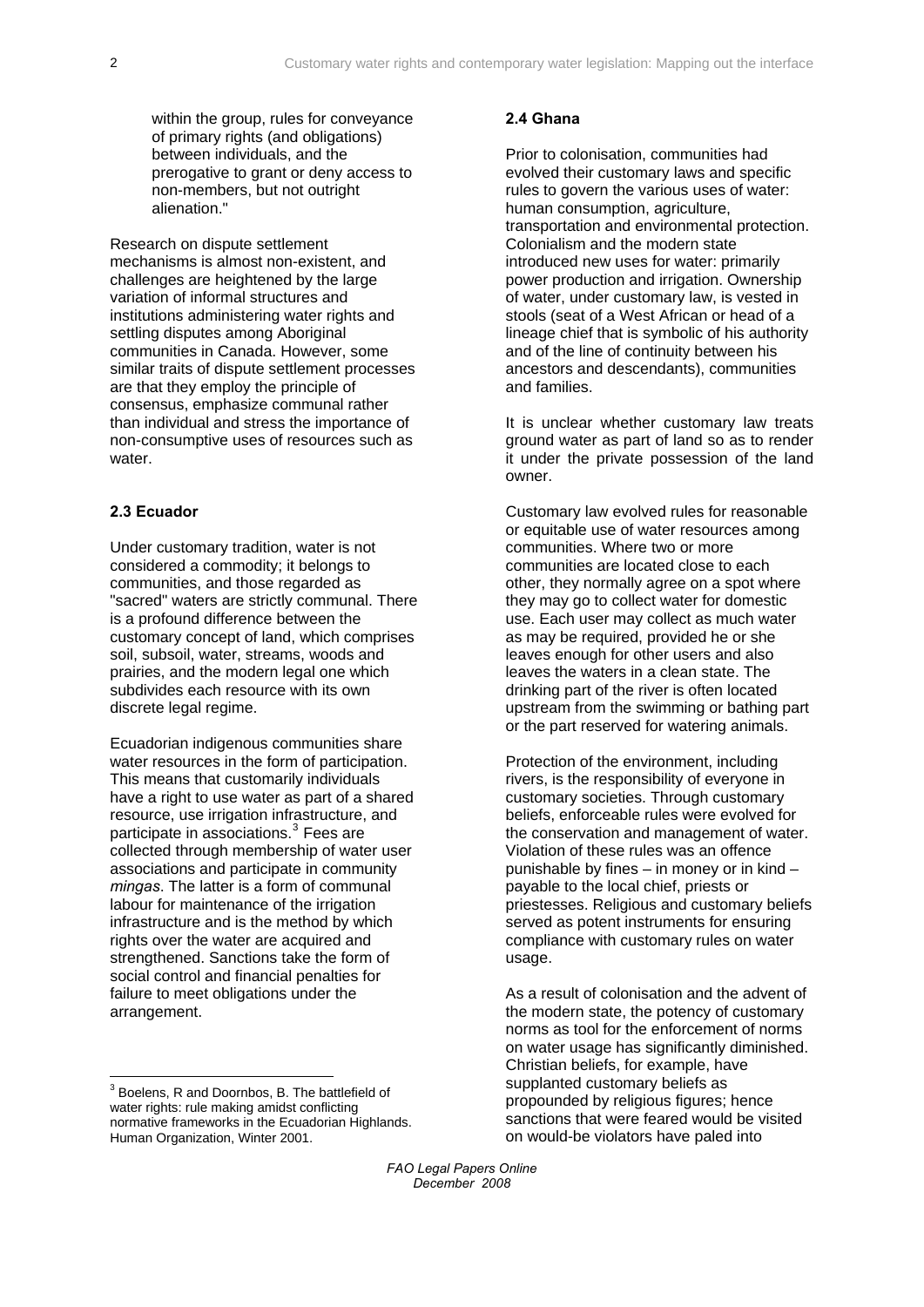within the group, rules for conveyance of primary rights (and obligations) between individuals, and the prerogative to grant or deny access to non-members, but not outright alienation."

Research on dispute settlement mechanisms is almost non-existent, and challenges are heightened by the large variation of informal structures and institutions administering water rights and settling disputes among Aboriginal communities in Canada. However, some similar traits of dispute settlement processes are that they employ the principle of consensus, emphasize communal rather than individual and stress the importance of non-consumptive uses of resources such as water.

### 2.3 Ecuador

Under customary tradition, water is not considered a commodity; it belongs to communities, and those regarded as "sacred" waters are strictly communal. There is a profound difference between the customary concept of land, which comprises soil, subsoil, water, streams, woods and prairies, and the modern legal one which subdivides each resource with its own discrete legal regime.

Ecuadorian indigenous communities share water resources in the form of participation. This means that customarily individuals have a right to use water as part of a shared resource, use irrigation infrastructure, and participate in associations.[3] Fees are collected through membership of water user associations and participate in community *mingas*. The latter is a form of communal labour for maintenance of the irrigation infrastructure and is the method by which rights over the water are acquired and strengthened. Sanctions take the form of social control and financial penalties for failure to meet obligations under the arrangement.

[3] Boelens, R and Doornbos, B. The battlefield of water rights: rule making amidst conflicting normative frameworks in the Ecuadorian Highlands. Human Organization, Winter 2001.

### 2.4 Ghana

Prior to colonisation, communities had evolved their customary laws and specific rules to govern the various uses of water: human consumption, agriculture, transportation and environmental protection. Colonialism and the modern state introduced new uses for water: primarily power production and irrigation. Ownership of water, under customary law, is vested in stools (seat of a West African or head of a lineage chief that is symbolic of his authority and of the line of continuity between his ancestors and descendants), communities and families.

It is unclear whether customary law treats ground water as part of land so as to render it under the private possession of the land owner.

Customary law evolved rules for reasonable or equitable use of water resources among communities. Where two or more communities are located close to each other, they normally agree on a spot where they may go to collect water for domestic use. Each user may collect as much water as may be required, provided he or she leaves enough for other users and also leaves the waters in a clean state. The drinking part of the river is often located upstream from the swimming or bathing part or the part reserved for watering animals.

Protection of the environment, including rivers, is the responsibility of everyone in customary societies. Through customary beliefs, enforceable rules were evolved for the conservation and management of water. Violation of these rules was an offence punishable by fines – in money or in kind – payable to the local chief, priests or priestesses. Religious and customary beliefs served as potent instruments for ensuring compliance with customary rules on water usage.

As a result of colonisation and the advent of the modern state, the potency of customary norms as tool for the enforcement of norms on water usage has significantly diminished. Christian beliefs, for example, have supplanted customary beliefs as propounded by religious figures; hence sanctions that were feared would be visited on would-be violators have paled into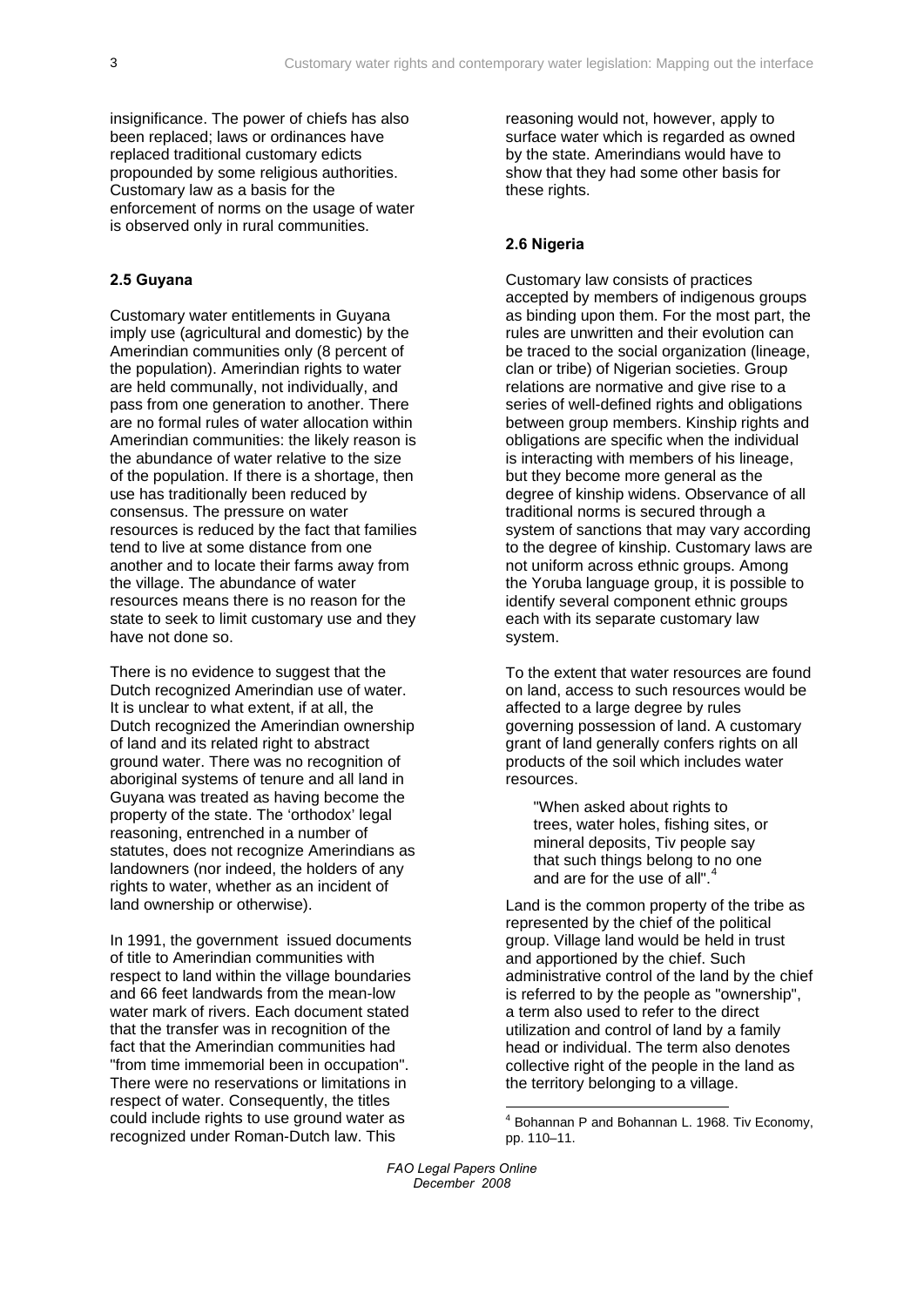insignificance. The power of chiefs has also been replaced; laws or ordinances have replaced traditional customary edicts propounded by some religious authorities. Customary law as a basis for the enforcement of norms on the usage of water is observed only in rural communities.

### 2.5 Guyana

Customary water entitlements in Guyana imply use (agricultural and domestic) by the Amerindian communities only (8 percent of the population). Amerindian rights to water are held communally, not individually, and pass from one generation to another. There are no formal rules of water allocation within Amerindian communities: the likely reason is the abundance of water relative to the size of the population. If there is a shortage, then use has traditionally been reduced by consensus. The pressure on water resources is reduced by the fact that families tend to live at some distance from one another and to locate their farms away from the village. The abundance of water resources means there is no reason for the state to seek to limit customary use and they have not done so.

There is no evidence to suggest that the Dutch recognized Amerindian use of water. It is unclear to what extent, if at all, the Dutch recognized the Amerindian ownership of land and its related right to abstract ground water. There was no recognition of aboriginal systems of tenure and all land in Guyana was treated as having become the property of the state. The 'orthodox' legal reasoning, entrenched in a number of statutes, does not recognize Amerindians as landowners (nor indeed, the holders of any rights to water, whether as an incident of land ownership or otherwise).

In 1991, the government issued documents of title to Amerindian communities with respect to land within the village boundaries and 66 feet landwards from the mean-low water mark of rivers. Each document stated that the transfer was in recognition of the fact that the Amerindian communities had "from time immemorial been in occupation". There were no reservations or limitations in respect of water. Consequently, the titles could include rights to use ground water as recognized under Roman-Dutch law. This reasoning would not, however, apply to surface water which is regarded as owned by the state. Amerindians would have to show that they had some other basis for these rights.

### 2.6 Nigeria

Customary law consists of practices accepted by members of indigenous groups as binding upon them. For the most part, the rules are unwritten and their evolution can be traced to the social organization (lineage, clan or tribe) of Nigerian societies. Group relations are normative and give rise to a series of well-defined rights and obligations between group members. Kinship rights and obligations are specific when the individual is interacting with members of his lineage, but they become more general as the degree of kinship widens. Observance of all traditional norms is secured through a system of sanctions that may vary according to the degree of kinship. Customary laws are not uniform across ethnic groups. Among the Yoruba language group, it is possible to identify several component ethnic groups each with its separate customary law system.

To the extent that water resources are found on land, access to such resources would be affected to a large degree by rules governing possession of land. A customary grant of land generally confers rights on all products of the soil which includes water resources.

> "When asked about rights to trees, water holes, fishing sites, or mineral deposits, Tiv people say that such things belong to no one and are for the use of all".[4]

Land is the common property of the tribe as represented by the chief of the political group. Village land would be held in trust and apportioned by the chief. Such administrative control of the land by the chief is referred to by the people as "ownership", a term also used to refer to the direct utilization and control of land by a family head or individual. The term also denotes collective right of the people in the land as the territory belonging to a village.

---

[4] Bohannan P and Bohannan L. 1968. Tiv Economy, pp. 110–11.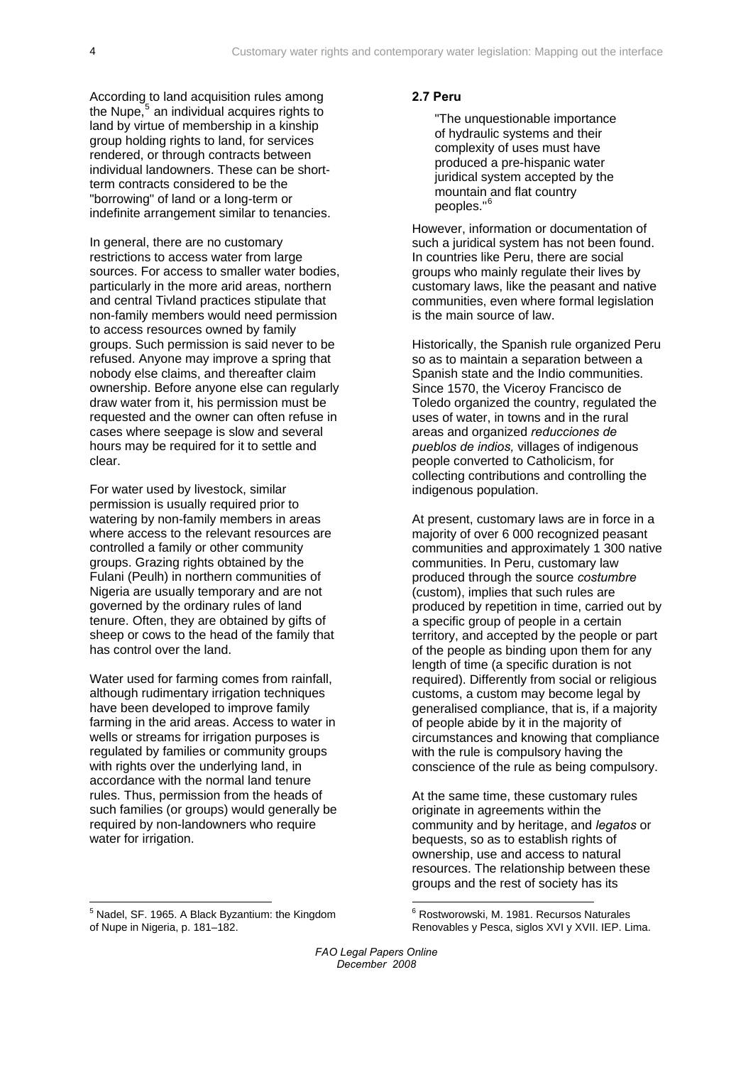According to land acquisition rules among the Nupe,[5] an individual acquires rights to land by virtue of membership in a kinship group holding rights to land, for services rendered, or through contracts between individual landowners. These can be short-term contracts considered to be the "borrowing" of land or a long-term or indefinite arrangement similar to tenancies.

In general, there are no customary restrictions to access water from large sources. For access to smaller water bodies, particularly in the more arid areas, northern and central Tivland practices stipulate that non-family members would need permission to access resources owned by family groups. Such permission is said never to be refused. Anyone may improve a spring that nobody else claims, and thereafter claim ownership. Before anyone else can regularly draw water from it, his permission must be requested and the owner can often refuse in cases where seepage is slow and several hours may be required for it to settle and clear.

For water used by livestock, similar permission is usually required prior to watering by non-family members in areas where access to the relevant resources are controlled a family or other community groups. Grazing rights obtained by the Fulani (Peulh) in northern communities of Nigeria are usually temporary and are not governed by the ordinary rules of land tenure. Often, they are obtained by gifts of sheep or cows to the head of the family that has control over the land.

Water used for farming comes from rainfall, although rudimentary irrigation techniques have been developed to improve family farming in the arid areas. Access to water in wells or streams for irrigation purposes is regulated by families or community groups with rights over the underlying land, in accordance with the normal land tenure rules. Thus, permission from the heads of such families (or groups) would generally be required by non-landowners who require water for irrigation.

### 2.7 Peru

> "The unquestionable importance of hydraulic systems and their complexity of uses must have produced a pre-hispanic water juridical system accepted by the mountain and flat country peoples."[6]

However, information or documentation of such a juridical system has not been found. In countries like Peru, there are social groups who mainly regulate their lives by customary laws, like the peasant and native communities, even where formal legislation is the main source of law.

Historically, the Spanish rule organized Peru so as to maintain a separation between a Spanish state and the Indio communities. Since 1570, the Viceroy Francisco de Toledo organized the country, regulated the uses of water, in towns and in the rural areas and organized *reducciones de pueblos de indios,* villages of indigenous people converted to Catholicism, for collecting contributions and controlling the indigenous population.

At present, customary laws are in force in a majority of over 6 000 recognized peasant communities and approximately 1 300 native communities. In Peru, customary law produced through the source *costumbre* (custom), implies that such rules are produced by repetition in time, carried out by a specific group of people in a certain territory, and accepted by the people or part of the people as binding upon them for any length of time (a specific duration is not required). Differently from social or religious customs, a custom may become legal by generalised compliance, that is, if a majority of people abide by it in the majority of circumstances and knowing that compliance with the rule is compulsory having the conscience of the rule as being compulsory.

At the same time, these customary rules originate in agreements within the community and by heritage, and *legatos* or bequests, so as to establish rights of ownership, use and access to natural resources. The relationship between these groups and the rest of society has its

---

[5] Nadel, SF. 1965. A Black Byzantium: the Kingdom of Nupe in Nigeria, p. 181–182.

[6] Rostworowski, M. 1981. Recursos Naturales Renovables y Pesca, siglos XVI y XVII. IEP. Lima.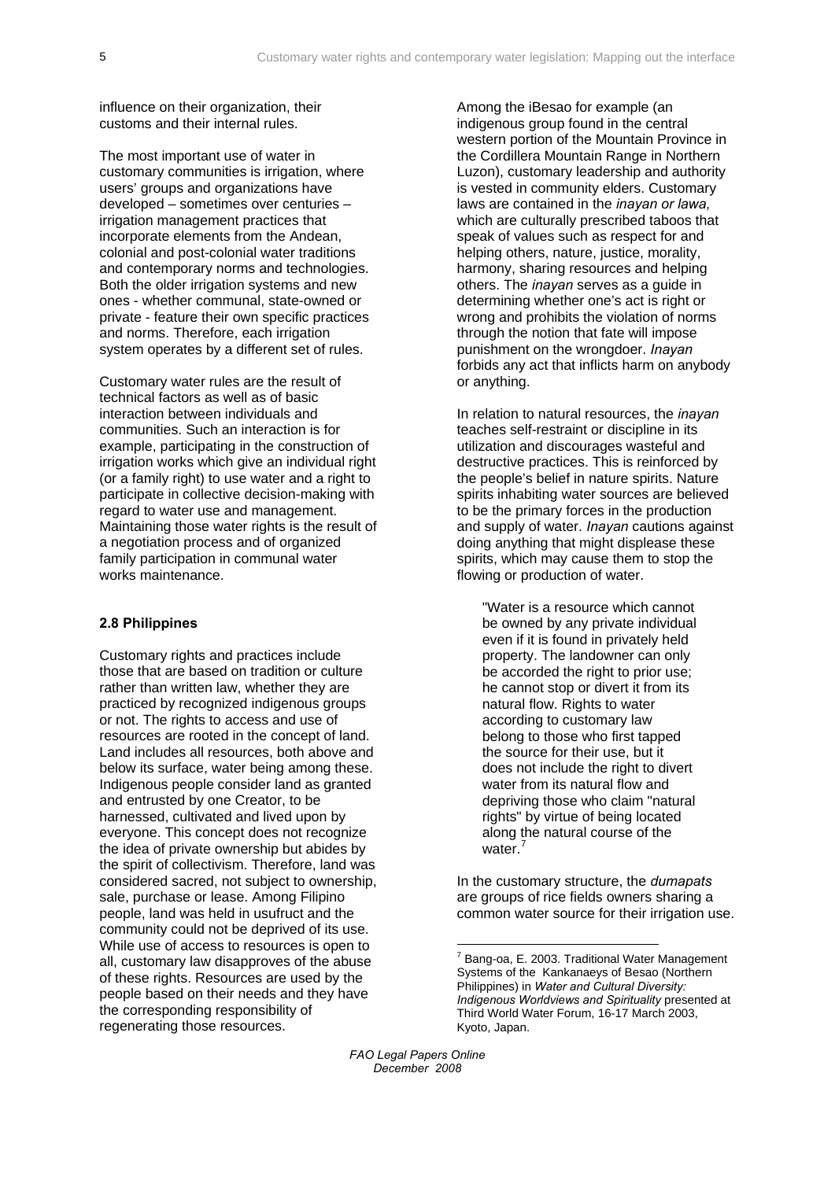influence on their organization, their customs and their internal rules.

The most important use of water in customary communities is irrigation, where users' groups and organizations have developed – sometimes over centuries – irrigation management practices that incorporate elements from the Andean, colonial and post-colonial water traditions and contemporary norms and technologies. Both the older irrigation systems and new ones - whether communal, state-owned or private - feature their own specific practices and norms. Therefore, each irrigation system operates by a different set of rules.

Customary water rules are the result of technical factors as well as of basic interaction between individuals and communities. Such an interaction is for example, participating in the construction of irrigation works which give an individual right (or a family right) to use water and a right to participate in collective decision-making with regard to water use and management. Maintaining those water rights is the result of a negotiation process and of organized family participation in communal water works maintenance.

### 2.8 Philippines

Customary rights and practices include those that are based on tradition or culture rather than written law, whether they are practiced by recognized indigenous groups or not. The rights to access and use of resources are rooted in the concept of land. Land includes all resources, both above and below its surface, water being among these. Indigenous people consider land as granted and entrusted by one Creator, to be harnessed, cultivated and lived upon by everyone. This concept does not recognize the idea of private ownership but abides by the spirit of collectivism. Therefore, land was considered sacred, not subject to ownership, sale, purchase or lease. Among Filipino people, land was held in usufruct and the community could not be deprived of its use. While use of access to resources is open to all, customary law disapproves of the abuse of these rights. Resources are used by the people based on their needs and they have the corresponding responsibility of regenerating those resources.

Among the iBesao for example (an indigenous group found in the central western portion of the Mountain Province in the Cordillera Mountain Range in Northern Luzon), customary leadership and authority is vested in community elders. Customary laws are contained in the *inayan or lawa,* which are culturally prescribed taboos that speak of values such as respect for and helping others, nature, justice, morality, harmony, sharing resources and helping others. The *inayan* serves as a guide in determining whether one's act is right or wrong and prohibits the violation of norms through the notion that fate will impose punishment on the wrongdoer. *Inayan* forbids any act that inflicts harm on anybody or anything.

In relation to natural resources, the *inayan* teaches self-restraint or discipline in its utilization and discourages wasteful and destructive practices. This is reinforced by the people's belief in nature spirits. Nature spirits inhabiting water sources are believed to be the primary forces in the production and supply of water. *Inayan* cautions against doing anything that might displease these spirits, which may cause them to stop the flowing or production of water.

> "Water is a resource which cannot be owned by any private individual even if it is found in privately held property. The landowner can only be accorded the right to prior use; he cannot stop or divert it from its natural flow. Rights to water according to customary law belong to those who first tapped the source for their use, but it does not include the right to divert water from its natural flow and depriving those who claim "natural rights" by virtue of being located along the natural course of the water.[7]

In the customary structure, the *dumapats* are groups of rice fields owners sharing a common water source for their irrigation use.

---

[7] Bang-oa, E. 2003. Traditional Water Management Systems of the Kankanaeys of Besao (Northern Philippines) in *Water and Cultural Diversity: Indigenous Worldviews and Spirituality* presented at Third World Water Forum, 16-17 March 2003, Kyoto, Japan.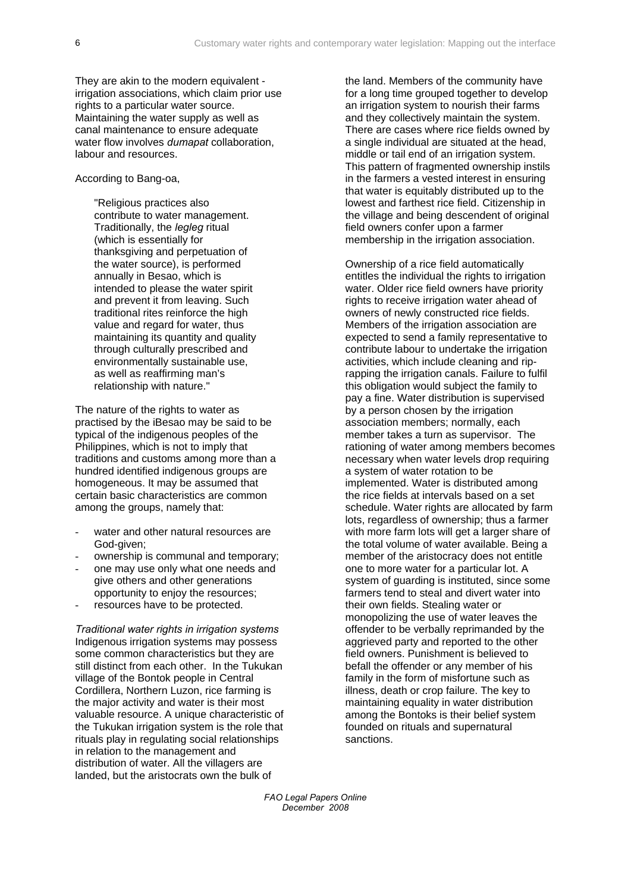They are akin to the modern equivalent - irrigation associations, which claim prior use rights to a particular water source. Maintaining the water supply as well as canal maintenance to ensure adequate water flow involves *dumapat* collaboration, labour and resources.

According to Bang-oa,

> "Religious practices also contribute to water management. Traditionally, the *legleg* ritual (which is essentially for thanksgiving and perpetuation of the water source), is performed annually in Besao, which is intended to please the water spirit and prevent it from leaving. Such traditional rites reinforce the high value and regard for water, thus maintaining its quantity and quality through culturally prescribed and environmentally sustainable use, as well as reaffirming man's relationship with nature."

The nature of the rights to water as practised by the iBesao may be said to be typical of the indigenous peoples of the Philippines, which is not to imply that traditions and customs among more than a hundred identified indigenous groups are homogeneous. It may be assumed that certain basic characteristics are common among the groups, namely that:

- water and other natural resources are God-given;
- ownership is communal and temporary;
- one may use only what one needs and give others and other generations opportunity to enjoy the resources;
- resources have to be protected.

*Traditional water rights in irrigation systems*
Indigenous irrigation systems may possess some common characteristics but they are still distinct from each other. In the Tukukan village of the Bontok people in Central Cordillera, Northern Luzon, rice farming is the major activity and water is their most valuable resource. A unique characteristic of the Tukukan irrigation system is the role that rituals play in regulating social relationships in relation to the management and distribution of water. All the villagers are landed, but the aristocrats own the bulk of the land. Members of the community have for a long time grouped together to develop an irrigation system to nourish their farms and they collectively maintain the system. There are cases where rice fields owned by a single individual are situated at the head, middle or tail end of an irrigation system. This pattern of fragmented ownership instils in the farmers a vested interest in ensuring that water is equitably distributed up to the lowest and farthest rice field. Citizenship in the village and being descendent of original field owners confer upon a farmer membership in the irrigation association.

Ownership of a rice field automatically entitles the individual the rights to irrigation water. Older rice field owners have priority rights to receive irrigation water ahead of owners of newly constructed rice fields. Members of the irrigation association are expected to send a family representative to contribute labour to undertake the irrigation activities, which include cleaning and rip-rapping the irrigation canals. Failure to fulfil this obligation would subject the family to pay a fine. Water distribution is supervised by a person chosen by the irrigation association members; normally, each member takes a turn as supervisor. The rationing of water among members becomes necessary when water levels drop requiring a system of water rotation to be implemented. Water is distributed among the rice fields at intervals based on a set schedule. Water rights are allocated by farm lots, regardless of ownership; thus a farmer with more farm lots will get a larger share of the total volume of water available. Being a member of the aristocracy does not entitle one to more water for a particular lot. A system of guarding is instituted, since some farmers tend to steal and divert water into their own fields. Stealing water or monopolizing the use of water leaves the offender to be verbally reprimanded by the aggrieved party and reported to the other field owners. Punishment is believed to befall the offender or any member of his family in the form of misfortune such as illness, death or crop failure. The key to maintaining equality in water distribution among the Bontoks is their belief system founded on rituals and supernatural sanctions.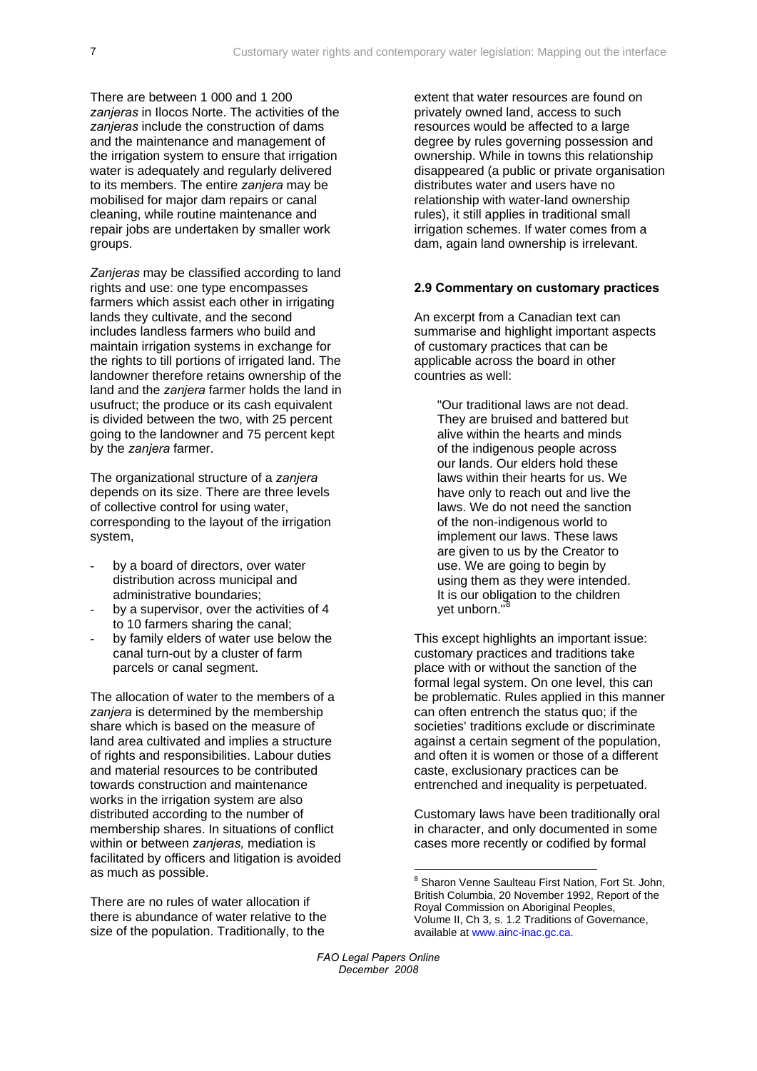There are between 1 000 and 1 200 *zanjeras* in Ilocos Norte. The activities of the *zanjeras* include the construction of dams and the maintenance and management of the irrigation system to ensure that irrigation water is adequately and regularly delivered to its members. The entire *zanjera* may be mobilised for major dam repairs or canal cleaning, while routine maintenance and repair jobs are undertaken by smaller work groups.

*Zanjeras* may be classified according to land rights and use: one type encompasses farmers which assist each other in irrigating lands they cultivate, and the second includes landless farmers who build and maintain irrigation systems in exchange for the rights to till portions of irrigated land. The landowner therefore retains ownership of the land and the *zanjera* farmer holds the land in usufruct; the produce or its cash equivalent is divided between the two, with 25 percent going to the landowner and 75 percent kept by the *zanjera* farmer.

The organizational structure of a *zanjera* depends on its size. There are three levels of collective control for using water, corresponding to the layout of the irrigation system,

- by a board of directors, over water distribution across municipal and administrative boundaries;
- by a supervisor, over the activities of 4 to 10 farmers sharing the canal;
- by family elders of water use below the canal turn-out by a cluster of farm parcels or canal segment.

The allocation of water to the members of a *zanjera* is determined by the membership share which is based on the measure of land area cultivated and implies a structure of rights and responsibilities. Labour duties and material resources to be contributed towards construction and maintenance works in the irrigation system are also distributed according to the number of membership shares. In situations of conflict within or between *zanjeras,* mediation is facilitated by officers and litigation is avoided as much as possible.

There are no rules of water allocation if there is abundance of water relative to the size of the population. Traditionally, to the extent that water resources are found on privately owned land, access to such resources would be affected to a large degree by rules governing possession and ownership. While in towns this relationship disappeared (a public or private organisation distributes water and users have no relationship with water-land ownership rules), it still applies in traditional small irrigation schemes. If water comes from a dam, again land ownership is irrelevant.

### 2.9 Commentary on customary practices

An excerpt from a Canadian text can summarise and highlight important aspects of customary practices that can be applicable across the board in other countries as well:

> "Our traditional laws are not dead. They are bruised and battered but alive within the hearts and minds of the indigenous people across our lands. Our elders hold these laws within their hearts for us. We have only to reach out and live the laws. We do not need the sanction of the non-indigenous world to implement our laws. These laws are given to us by the Creator to use. We are going to begin by using them as they were intended. It is our obligation to the children yet unborn."[8]

This except highlights an important issue: customary practices and traditions take place with or without the sanction of the formal legal system. On one level, this can be problematic. Rules applied in this manner can often entrench the status quo; if the societies' traditions exclude or discriminate against a certain segment of the population, and often it is women or those of a different caste, exclusionary practices can be entrenched and inequality is perpetuated.

Customary laws have been traditionally oral in character, and only documented in some cases more recently or codified by formal

[8] Sharon Venne Saulteau First Nation, Fort St. John, British Columbia, 20 November 1992, Report of the Royal Commission on Aboriginal Peoples, Volume II, Ch 3, s. 1.2 Traditions of Governance, available at www.ainc-inac.gc.ca.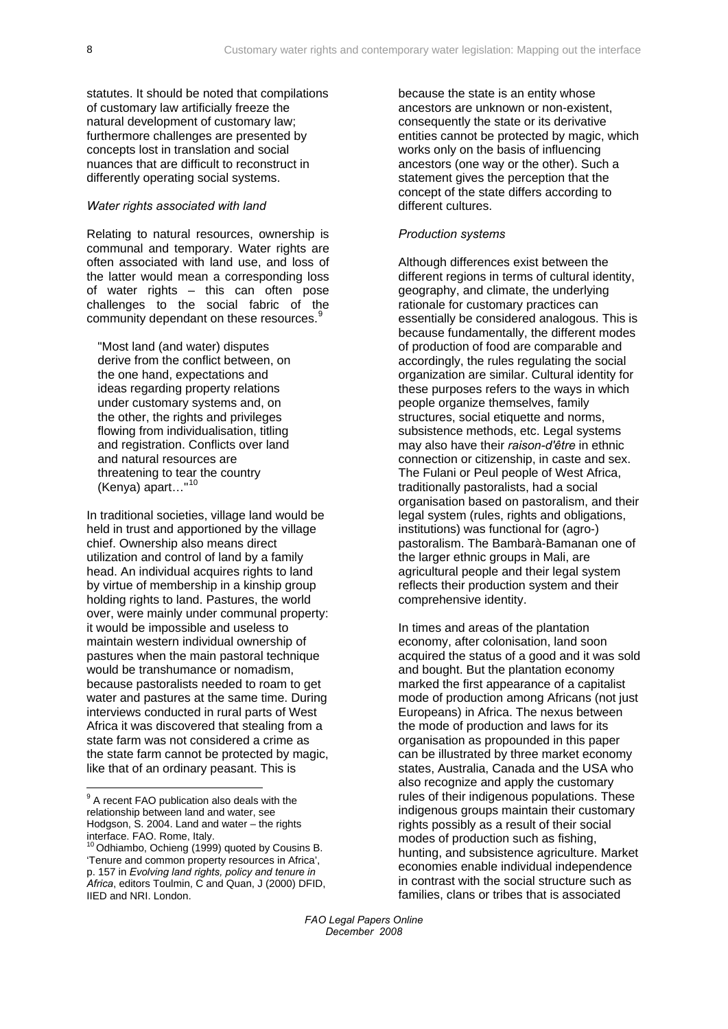statutes. It should be noted that compilations of customary law artificially freeze the natural development of customary law; furthermore challenges are presented by concepts lost in translation and social nuances that are difficult to reconstruct in differently operating social systems.

*Water rights associated with land*

Relating to natural resources, ownership is communal and temporary. Water rights are often associated with land use, and loss of the latter would mean a corresponding loss of water rights – this can often pose challenges to the social fabric of the community dependant on these resources.[9]

> "Most land (and water) disputes derive from the conflict between, on the one hand, expectations and ideas regarding property relations under customary systems and, on the other, the rights and privileges flowing from individualisation, titling and registration. Conflicts over land and natural resources are threatening to tear the country (Kenya) apart…"[10]

In traditional societies, village land would be held in trust and apportioned by the village chief. Ownership also means direct utilization and control of land by a family head. An individual acquires rights to land by virtue of membership in a kinship group holding rights to land. Pastures, the world over, were mainly under communal property: it would be impossible and useless to maintain western individual ownership of pastures when the main pastoral technique would be transhumance or nomadism, because pastoralists needed to roam to get water and pastures at the same time. During interviews conducted in rural parts of West Africa it was discovered that stealing from a state farm was not considered a crime as the state farm cannot be protected by magic, like that of an ordinary peasant. This is because the state is an entity whose ancestors are unknown or non-existent, consequently the state or its derivative entities cannot be protected by magic, which works only on the basis of influencing ancestors (one way or the other). Such a statement gives the perception that the concept of the state differs according to different cultures.

*Production systems*

Although differences exist between the different regions in terms of cultural identity, geography, and climate, the underlying rationale for customary practices can essentially be considered analogous. This is because fundamentally, the different modes of production of food are comparable and accordingly, the rules regulating the social organization are similar. Cultural identity for these purposes refers to the ways in which people organize themselves, family structures, social etiquette and norms, subsistence methods, etc. Legal systems may also have their *raison-d'être* in ethnic connection or citizenship, in caste and sex. The Fulani or Peul people of West Africa, traditionally pastoralists, had a social organisation based on pastoralism, and their legal system (rules, rights and obligations, institutions) was functional for (agro-) pastoralism. The Bambarà-Bamanan one of the larger ethnic groups in Mali, are agricultural people and their legal system reflects their production system and their comprehensive identity.

In times and areas of the plantation economy, after colonisation, land soon acquired the status of a good and it was sold and bought. But the plantation economy marked the first appearance of a capitalist mode of production among Africans (not just Europeans) in Africa. The nexus between the mode of production and laws for its organisation as propounded in this paper can be illustrated by three market economy states, Australia, Canada and the USA who also recognize and apply the customary rules of their indigenous populations. These indigenous groups maintain their customary rights possibly as a result of their social modes of production such as fishing, hunting, and subsistence agriculture. Market economies enable individual independence in contrast with the social structure such as families, clans or tribes that is associated

---

[9] A recent FAO publication also deals with the relationship between land and water, see Hodgson, S. 2004. Land and water – the rights interface. FAO. Rome, Italy.

[10] Odhiambo, Ochieng (1999) quoted by Cousins B. 'Tenure and common property resources in Africa', p. 157 in *Evolving land rights, policy and tenure in Africa*, editors Toulmin, C and Quan, J (2000) DFID, IIED and NRI. London.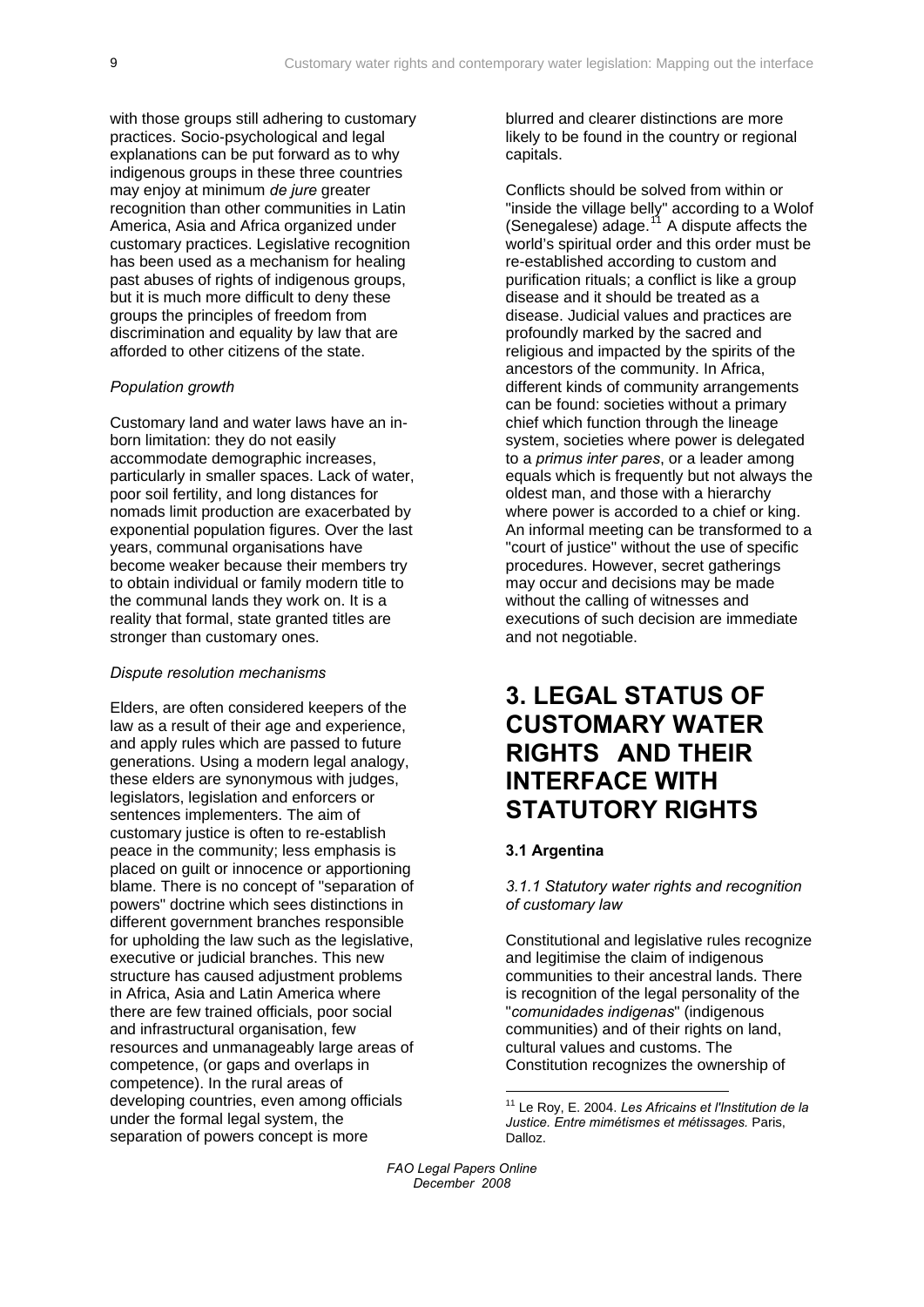with those groups still adhering to customary practices. Socio-psychological and legal explanations can be put forward as to why indigenous groups in these three countries may enjoy at minimum *de jure* greater recognition than other communities in Latin America, Asia and Africa organized under customary practices. Legislative recognition has been used as a mechanism for healing past abuses of rights of indigenous groups, but it is much more difficult to deny these groups the principles of freedom from discrimination and equality by law that are afforded to other citizens of the state.

*Population growth*

Customary land and water laws have an in-born limitation: they do not easily accommodate demographic increases, particularly in smaller spaces. Lack of water, poor soil fertility, and long distances for nomads limit production are exacerbated by exponential population figures. Over the last years, communal organisations have become weaker because their members try to obtain individual or family modern title to the communal lands they work on. It is a reality that formal, state granted titles are stronger than customary ones.

*Dispute resolution mechanisms*

Elders, are often considered keepers of the law as a result of their age and experience, and apply rules which are passed to future generations. Using a modern legal analogy, these elders are synonymous with judges, legislators, legislation and enforcers or sentences implementers. The aim of customary justice is often to re-establish peace in the community; less emphasis is placed on guilt or innocence or apportioning blame. There is no concept of "separation of powers" doctrine which sees distinctions in different government branches responsible for upholding the law such as the legislative, executive or judicial branches. This new structure has caused adjustment problems in Africa, Asia and Latin America where there are few trained officials, poor social and infrastructural organisation, few resources and unmanageably large areas of competence, (or gaps and overlaps in competence). In the rural areas of developing countries, even among officials under the formal legal system, the separation of powers concept is more blurred and clearer distinctions are more likely to be found in the country or regional capitals.

Conflicts should be solved from within or "inside the village belly" according to a Wolof (Senegalese) adage.[11] A dispute affects the world's spiritual order and this order must be re-established according to custom and purification rituals; a conflict is like a group disease and it should be treated as a disease. Judicial values and practices are profoundly marked by the sacred and religious and impacted by the spirits of the ancestors of the community. In Africa, different kinds of community arrangements can be found: societies without a primary chief which function through the lineage system, societies where power is delegated to a *primus inter pares*, or a leader among equals which is frequently but not always the oldest man, and those with a hierarchy where power is accorded to a chief or king. An informal meeting can be transformed to a "court of justice" without the use of specific procedures. However, secret gatherings may occur and decisions may be made without the calling of witnesses and executions of such decision are immediate and not negotiable.

# 3. LEGAL STATUS OF CUSTOMARY WATER RIGHTS AND THEIR INTERFACE WITH STATUTORY RIGHTS

### 3.1 Argentina

*3.1.1 Statutory water rights and recognition of customary law*

Constitutional and legislative rules recognize and legitimise the claim of indigenous communities to their ancestral lands. There is recognition of the legal personality of the "*comunidades indigenas*" (indigenous communities) and of their rights on land, cultural values and customs. The Constitution recognizes the ownership of

[11] Le Roy, E. 2004. *Les Africains et l'Institution de la Justice. Entre mimétismes et métissages.* Paris, Dalloz.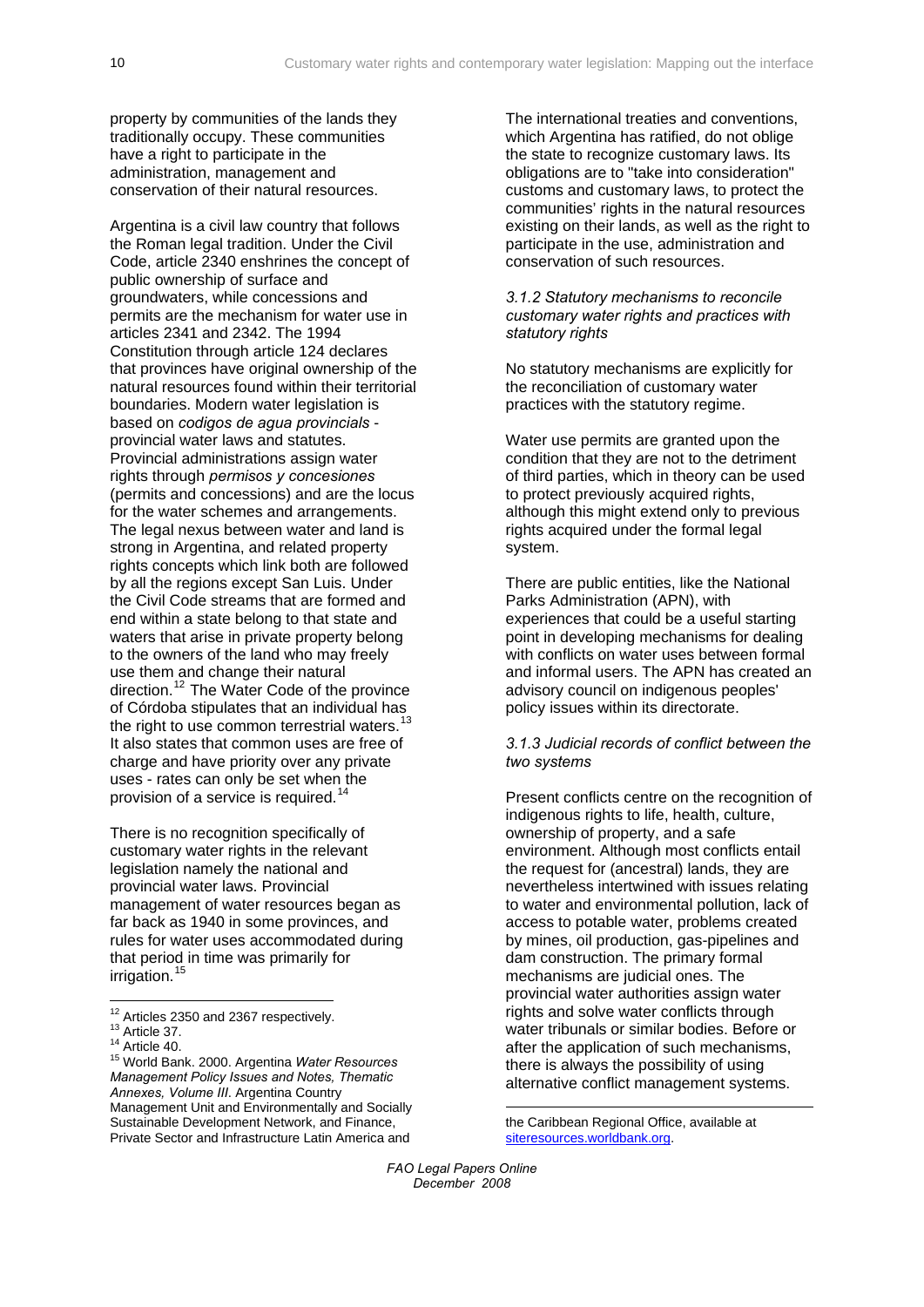property by communities of the lands they traditionally occupy. These communities have a right to participate in the administration, management and conservation of their natural resources.

Argentina is a civil law country that follows the Roman legal tradition. Under the Civil Code, article 2340 enshrines the concept of public ownership of surface and groundwaters, while concessions and permits are the mechanism for water use in articles 2341 and 2342. The 1994 Constitution through article 124 declares that provinces have original ownership of the natural resources found within their territorial boundaries. Modern water legislation is based on *codigos de agua provincials* - provincial water laws and statutes. Provincial administrations assign water rights through *permisos y concesiones* (permits and concessions) and are the locus for the water schemes and arrangements. The legal nexus between water and land is strong in Argentina, and related property rights concepts which link both are followed by all the regions except San Luis. Under the Civil Code streams that are formed and end within a state belong to that state and waters that arise in private property belong to the owners of the land who may freely use them and change their natural direction.[12] The Water Code of the province of Córdoba stipulates that an individual has the right to use common terrestrial waters.[13] It also states that common uses are free of charge and have priority over any private uses - rates can only be set when the provision of a service is required.[14]

There is no recognition specifically of customary water rights in the relevant legislation namely the national and provincial water laws. Provincial management of water resources began as far back as 1940 in some provinces, and rules for water uses accommodated during that period in time was primarily for irrigation.[15]

The international treaties and conventions, which Argentina has ratified, do not oblige the state to recognize customary laws. Its obligations are to "take into consideration" customs and customary laws, to protect the communities' rights in the natural resources existing on their lands, as well as the right to participate in the use, administration and conservation of such resources.

### *3.1.2 Statutory mechanisms to reconcile customary water rights and practices with statutory rights*

No statutory mechanisms are explicitly for the reconciliation of customary water practices with the statutory regime.

Water use permits are granted upon the condition that they are not to the detriment of third parties, which in theory can be used to protect previously acquired rights, although this might extend only to previous rights acquired under the formal legal system.

There are public entities, like the National Parks Administration (APN), with experiences that could be a useful starting point in developing mechanisms for dealing with conflicts on water uses between formal and informal users. The APN has created an advisory council on indigenous peoples' policy issues within its directorate.

### *3.1.3 Judicial records of conflict between the two systems*

Present conflicts centre on the recognition of indigenous rights to life, health, culture, ownership of property, and a safe environment. Although most conflicts entail the request for (ancestral) lands, they are nevertheless intertwined with issues relating to water and environmental pollution, lack of access to potable water, problems created by mines, oil production, gas-pipelines and dam construction. The primary formal mechanisms are judicial ones. The provincial water authorities assign water rights and solve water conflicts through water tribunals or similar bodies. Before or after the application of such mechanisms, there is always the possibility of using alternative conflict management systems.

---

[12] Articles 2350 and 2367 respectively.

[13] Article 37.

[14] Article 40.

[15] World Bank. 2000. Argentina *Water Resources Management Policy Issues and Notes, Thematic Annexes, Volume III*. Argentina Country Management Unit and Environmentally and Socially Sustainable Development Network, and Finance, Private Sector and Infrastructure Latin America and the Caribbean Regional Office, available at siteresources.worldbank.org.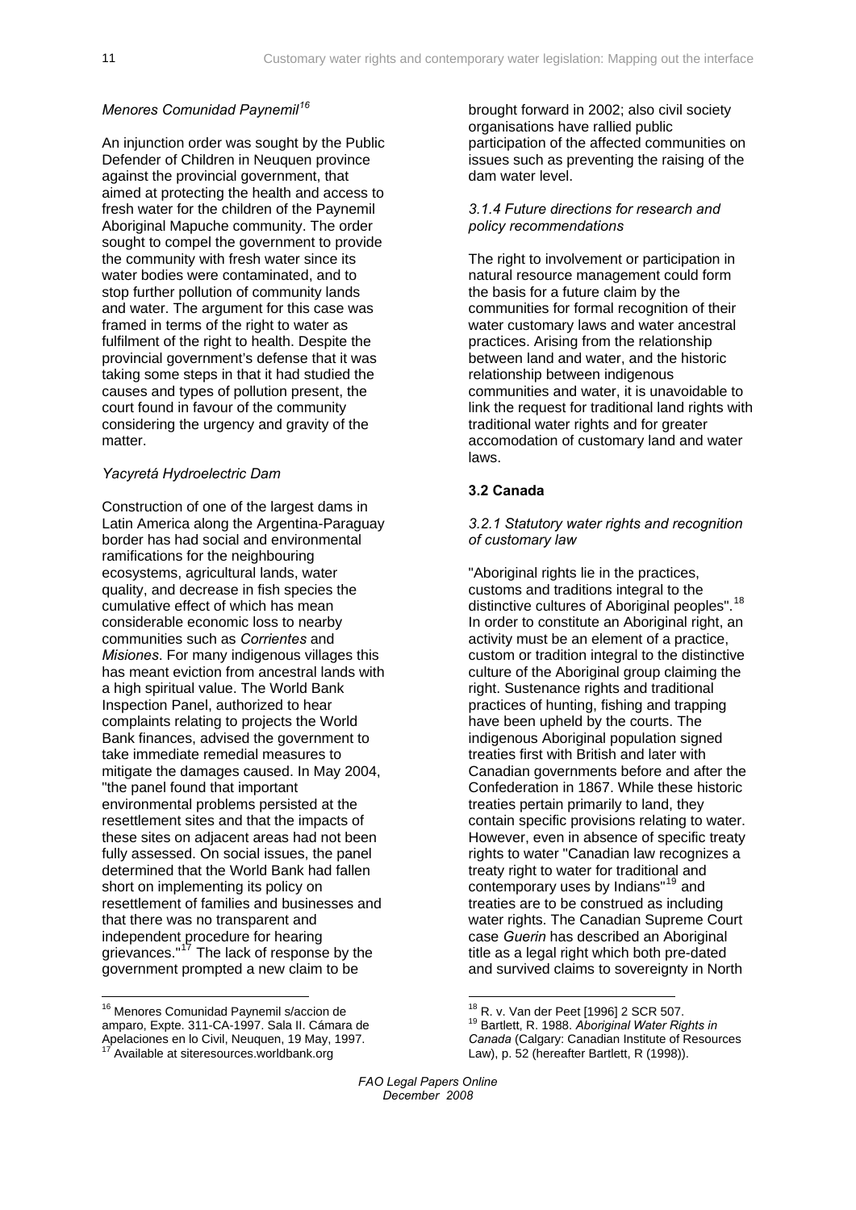*Menores Comunidad Paynemil*[16]

An injunction order was sought by the Public Defender of Children in Neuquen province against the provincial government, that aimed at protecting the health and access to fresh water for the children of the Paynemil Aboriginal Mapuche community. The order sought to compel the government to provide the community with fresh water since its water bodies were contaminated, and to stop further pollution of community lands and water. The argument for this case was framed in terms of the right to water as fulfilment of the right to health. Despite the provincial government's defense that it was taking some steps in that it had studied the causes and types of pollution present, the court found in favour of the community considering the urgency and gravity of the matter.

*Yacyretá Hydroelectric Dam*

Construction of one of the largest dams in Latin America along the Argentina-Paraguay border has had social and environmental ramifications for the neighbouring ecosystems, agricultural lands, water quality, and decrease in fish species the cumulative effect of which has mean considerable economic loss to nearby communities such as *Corrientes* and *Misiones*. For many indigenous villages this has meant eviction from ancestral lands with a high spiritual value. The World Bank Inspection Panel, authorized to hear complaints relating to projects the World Bank finances, advised the government to take immediate remedial measures to mitigate the damages caused. In May 2004, "the panel found that important environmental problems persisted at the resettlement sites and that the impacts of these sites on adjacent areas had not been fully assessed. On social issues, the panel determined that the World Bank had fallen short on implementing its policy on resettlement of families and businesses and that there was no transparent and independent procedure for hearing grievances."[17] The lack of response by the government prompted a new claim to be brought forward in 2002; also civil society organisations have rallied public participation of the affected communities on issues such as preventing the raising of the dam water level.

*3.1.4 Future directions for research and policy recommendations*

The right to involvement or participation in natural resource management could form the basis for a future claim by the communities for formal recognition of their water customary laws and water ancestral practices. Arising from the relationship between land and water, and the historic relationship between indigenous communities and water, it is unavoidable to link the request for traditional land rights with traditional water rights and for greater accomodation of customary land and water laws.

### 3.2 Canada

*3.2.1 Statutory water rights and recognition of customary law*

"Aboriginal rights lie in the practices, customs and traditions integral to the distinctive cultures of Aboriginal peoples".[18] In order to constitute an Aboriginal right, an activity must be an element of a practice, custom or tradition integral to the distinctive culture of the Aboriginal group claiming the right. Sustenance rights and traditional practices of hunting, fishing and trapping have been upheld by the courts. The indigenous Aboriginal population signed treaties first with British and later with Canadian governments before and after the Confederation in 1867. While these historic treaties pertain primarily to land, they contain specific provisions relating to water. However, even in absence of specific treaty rights to water "Canadian law recognizes a treaty right to water for traditional and contemporary uses by Indians"[19] and treaties are to be construed as including water rights. The Canadian Supreme Court case *Guerin* has described an Aboriginal title as a legal right which both pre-dated and survived claims to sovereignty in North

---

[16] Menores Comunidad Paynemil s/accion de amparo, Expte. 311-CA-1997. Sala II. Cámara de Apelaciones en lo Civil, Neuquen, 19 May, 1997.

[17] Available at siteresources.worldbank.org

[18] R. v. Van der Peet [1996] 2 SCR 507.

[19] Bartlett, R. 1988. *Aboriginal Water Rights in Canada* (Calgary: Canadian Institute of Resources Law), p. 52 (hereafter Bartlett, R (1998)).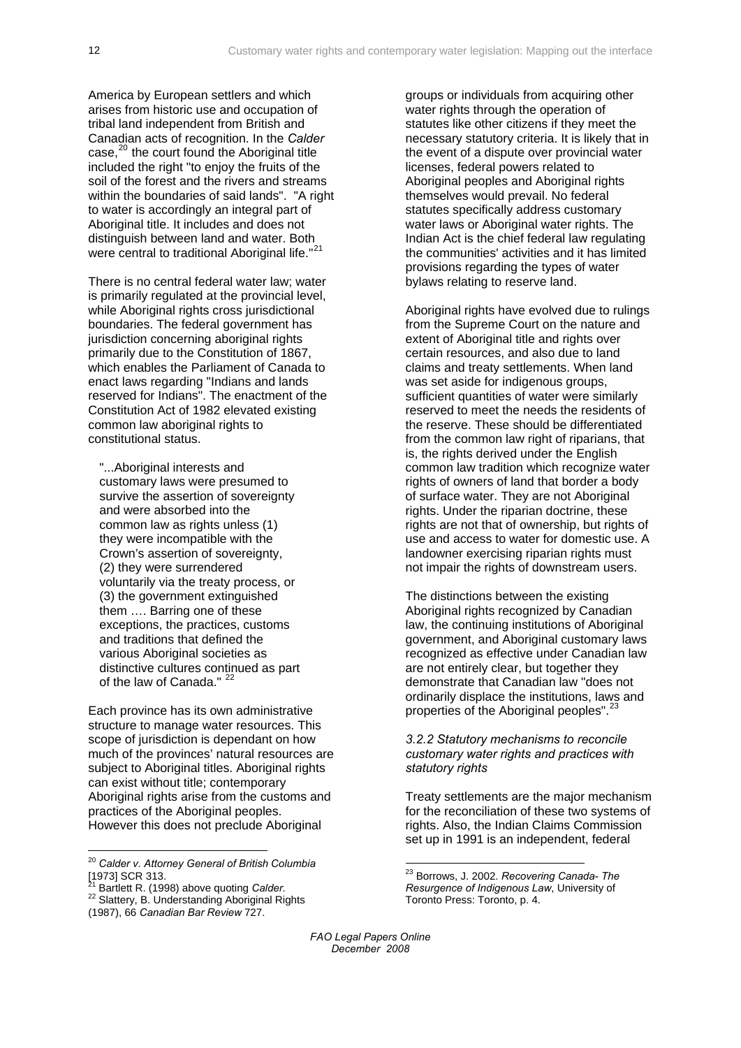America by European settlers and which arises from historic use and occupation of tribal land independent from British and Canadian acts of recognition. In the *Calder* case,[20] the court found the Aboriginal title included the right "to enjoy the fruits of the soil of the forest and the rivers and streams within the boundaries of said lands". "A right to water is accordingly an integral part of Aboriginal title. It includes and does not distinguish between land and water. Both were central to traditional Aboriginal life."[21]

There is no central federal water law; water is primarily regulated at the provincial level, while Aboriginal rights cross jurisdictional boundaries. The federal government has jurisdiction concerning aboriginal rights primarily due to the Constitution of 1867, which enables the Parliament of Canada to enact laws regarding "Indians and lands reserved for Indians". The enactment of the Constitution Act of 1982 elevated existing common law aboriginal rights to constitutional status.

> "...Aboriginal interests and customary laws were presumed to survive the assertion of sovereignty and were absorbed into the common law as rights unless (1) they were incompatible with the Crown's assertion of sovereignty, (2) they were surrendered voluntarily via the treaty process, or (3) the government extinguished them …. Barring one of these exceptions, the practices, customs and traditions that defined the various Aboriginal societies as distinctive cultures continued as part of the law of Canada." [22]

Each province has its own administrative structure to manage water resources. This scope of jurisdiction is dependant on how much of the provinces' natural resources are subject to Aboriginal titles. Aboriginal rights can exist without title; contemporary Aboriginal rights arise from the customs and practices of the Aboriginal peoples. However this does not preclude Aboriginal groups or individuals from acquiring other water rights through the operation of statutes like other citizens if they meet the necessary statutory criteria. It is likely that in the event of a dispute over provincial water licenses, federal powers related to Aboriginal peoples and Aboriginal rights themselves would prevail. No federal statutes specifically address customary water laws or Aboriginal water rights. The Indian Act is the chief federal law regulating the communities' activities and it has limited provisions regarding the types of water bylaws relating to reserve land.

Aboriginal rights have evolved due to rulings from the Supreme Court on the nature and extent of Aboriginal title and rights over certain resources, and also due to land claims and treaty settlements. When land was set aside for indigenous groups, sufficient quantities of water were similarly reserved to meet the needs the residents of the reserve. These should be differentiated from the common law right of riparians, that is, the rights derived under the English common law tradition which recognize water rights of owners of land that border a body of surface water. They are not Aboriginal rights. Under the riparian doctrine, these rights are not that of ownership, but rights of use and access to water for domestic use. A landowner exercising riparian rights must not impair the rights of downstream users.

The distinctions between the existing Aboriginal rights recognized by Canadian law, the continuing institutions of Aboriginal government, and Aboriginal customary laws recognized as effective under Canadian law are not entirely clear, but together they demonstrate that Canadian law "does not ordinarily displace the institutions, laws and properties of the Aboriginal peoples".[23]

#### *3.2.2 Statutory mechanisms to reconcile customary water rights and practices with statutory rights*

Treaty settlements are the major mechanism for the reconciliation of these two systems of rights. Also, the Indian Claims Commission set up in 1991 is an independent, federal

---

[20] *Calder v. Attorney General of British Columbia* [1973] SCR 313.

[21] Bartlett R. (1998) above quoting *Calder.*

[22] Slattery, B. Understanding Aboriginal Rights (1987), 66 *Canadian Bar Review* 727.

[23] Borrows, J. 2002. *Recovering Canada- The Resurgence of Indigenous Law*, University of Toronto Press: Toronto, p. 4.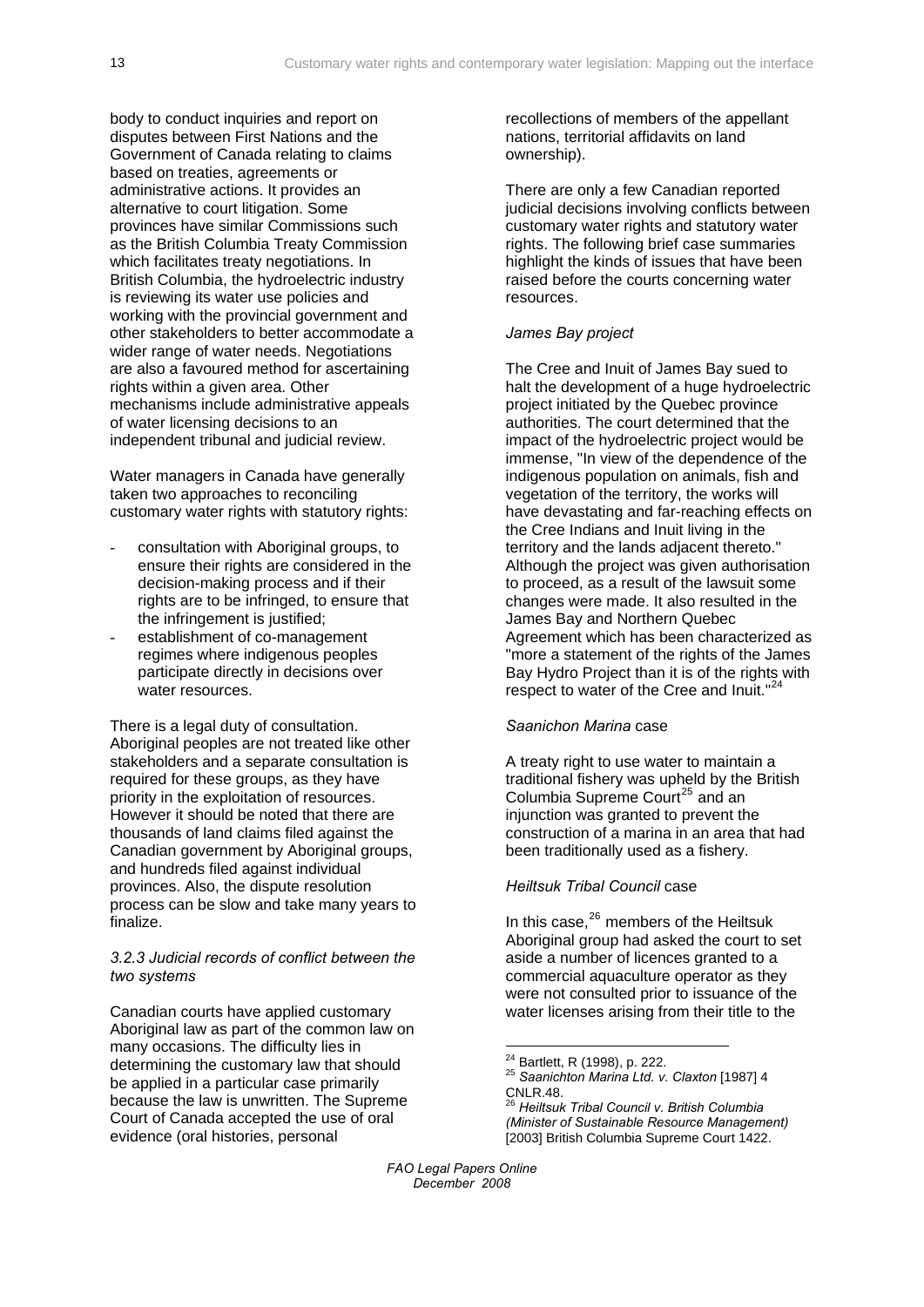body to conduct inquiries and report on disputes between First Nations and the Government of Canada relating to claims based on treaties, agreements or administrative actions. It provides an alternative to court litigation. Some provinces have similar Commissions such as the British Columbia Treaty Commission which facilitates treaty negotiations. In British Columbia, the hydroelectric industry is reviewing its water use policies and working with the provincial government and other stakeholders to better accommodate a wider range of water needs. Negotiations are also a favoured method for ascertaining rights within a given area. Other mechanisms include administrative appeals of water licensing decisions to an independent tribunal and judicial review.

Water managers in Canada have generally taken two approaches to reconciling customary water rights with statutory rights:

- consultation with Aboriginal groups, to ensure their rights are considered in the decision-making process and if their rights are to be infringed, to ensure that the infringement is justified;
- establishment of co-management regimes where indigenous peoples participate directly in decisions over water resources.

There is a legal duty of consultation. Aboriginal peoples are not treated like other stakeholders and a separate consultation is required for these groups, as they have priority in the exploitation of resources. However it should be noted that there are thousands of land claims filed against the Canadian government by Aboriginal groups, and hundreds filed against individual provinces. Also, the dispute resolution process can be slow and take many years to finalize.

#### *3.2.3 Judicial records of conflict between the two systems*

Canadian courts have applied customary Aboriginal law as part of the common law on many occasions. The difficulty lies in determining the customary law that should be applied in a particular case primarily because the law is unwritten. The Supreme Court of Canada accepted the use of oral evidence (oral histories, personal recollections of members of the appellant nations, territorial affidavits on land ownership).

There are only a few Canadian reported judicial decisions involving conflicts between customary water rights and statutory water rights. The following brief case summaries highlight the kinds of issues that have been raised before the courts concerning water resources.

*James Bay project*

The Cree and Inuit of James Bay sued to halt the development of a huge hydroelectric project initiated by the Quebec province authorities. The court determined that the impact of the hydroelectric project would be immense, "In view of the dependence of the indigenous population on animals, fish and vegetation of the territory, the works will have devastating and far-reaching effects on the Cree Indians and Inuit living in the territory and the lands adjacent thereto." Although the project was given authorisation to proceed, as a result of the lawsuit some changes were made. It also resulted in the James Bay and Northern Quebec Agreement which has been characterized as "more a statement of the rights of the James Bay Hydro Project than it is of the rights with respect to water of the Cree and Inuit."[24]

*Saanichon Marina* case

A treaty right to use water to maintain a traditional fishery was upheld by the British Columbia Supreme Court[25] and an injunction was granted to prevent the construction of a marina in an area that had been traditionally used as a fishery.

*Heiltsuk Tribal Council* case

In this case,[26] members of the Heiltsuk Aboriginal group had asked the court to set aside a number of licences granted to a commercial aquaculture operator as they were not consulted prior to issuance of the water licenses arising from their title to the

---

[24] Bartlett, R (1998), p. 222.

[25] *Saanichton Marina Ltd. v. Claxton* [1987] 4 CNLR.48.

[26] *Heiltsuk Tribal Council v. British Columbia (Minister of Sustainable Resource Management)* [2003] British Columbia Supreme Court 1422.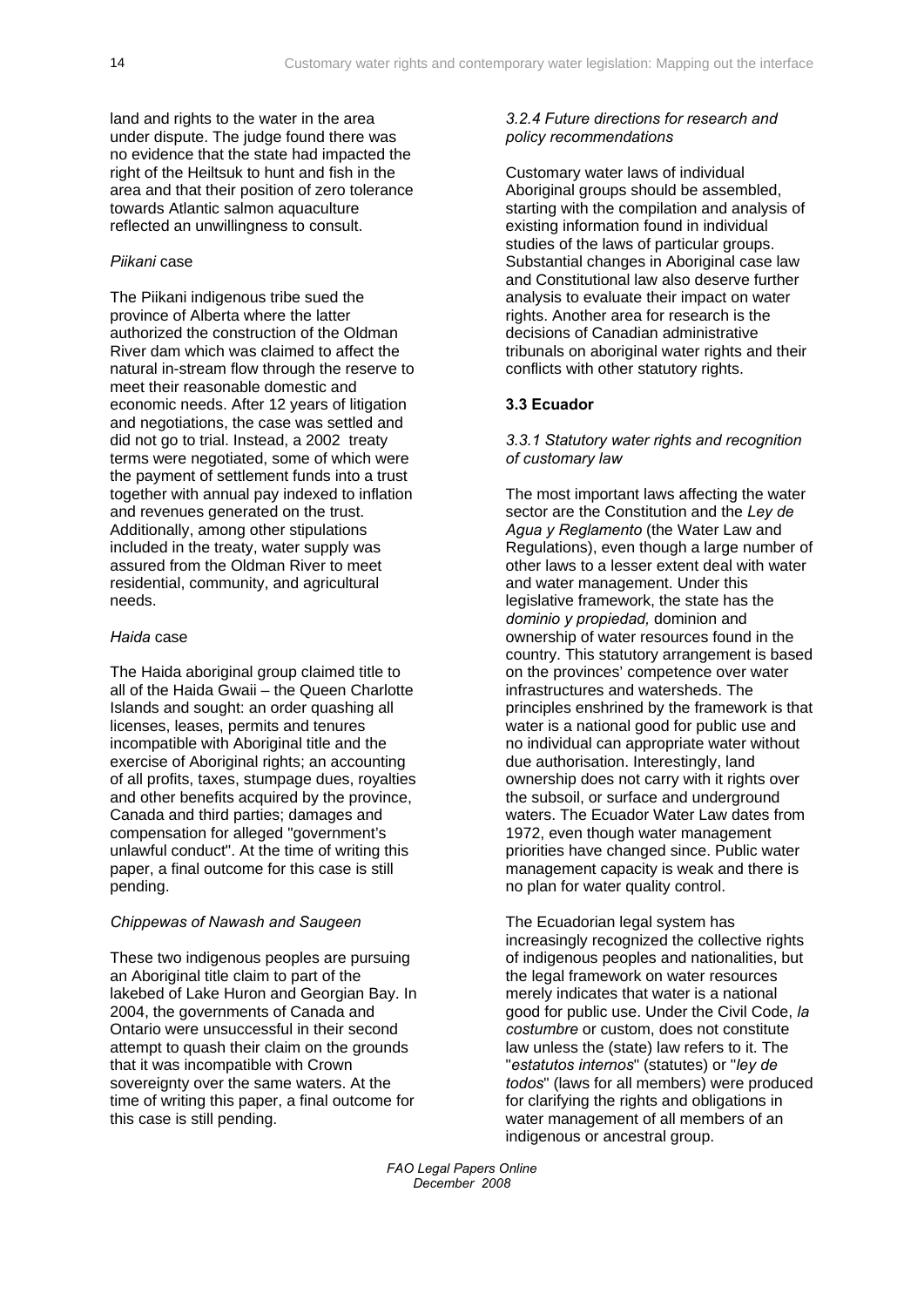land and rights to the water in the area under dispute. The judge found there was no evidence that the state had impacted the right of the Heiltsuk to hunt and fish in the area and that their position of zero tolerance towards Atlantic salmon aquaculture reflected an unwillingness to consult.

*Piikani* case

The Piikani indigenous tribe sued the province of Alberta where the latter authorized the construction of the Oldman River dam which was claimed to affect the natural in-stream flow through the reserve to meet their reasonable domestic and economic needs. After 12 years of litigation and negotiations, the case was settled and did not go to trial. Instead, a 2002 treaty terms were negotiated, some of which were the payment of settlement funds into a trust together with annual pay indexed to inflation and revenues generated on the trust. Additionally, among other stipulations included in the treaty, water supply was assured from the Oldman River to meet residential, community, and agricultural needs.

*Haida* case

The Haida aboriginal group claimed title to all of the Haida Gwaii – the Queen Charlotte Islands and sought: an order quashing all licenses, leases, permits and tenures incompatible with Aboriginal title and the exercise of Aboriginal rights; an accounting of all profits, taxes, stumpage dues, royalties and other benefits acquired by the province, Canada and third parties; damages and compensation for alleged "government's unlawful conduct". At the time of writing this paper, a final outcome for this case is still pending.

*Chippewas of Nawash and Saugeen*

These two indigenous peoples are pursuing an Aboriginal title claim to part of the lakebed of Lake Huron and Georgian Bay. In 2004, the governments of Canada and Ontario were unsuccessful in their second attempt to quash their claim on the grounds that it was incompatible with Crown sovereignty over the same waters. At the time of writing this paper, a final outcome for this case is still pending.

#### *3.2.4 Future directions for research and policy recommendations*

Customary water laws of individual Aboriginal groups should be assembled, starting with the compilation and analysis of existing information found in individual studies of the laws of particular groups. Substantial changes in Aboriginal case law and Constitutional law also deserve further analysis to evaluate their impact on water rights. Another area for research is the decisions of Canadian administrative tribunals on aboriginal water rights and their conflicts with other statutory rights.

### 3.3 Ecuador

#### *3.3.1 Statutory water rights and recognition of customary law*

The most important laws affecting the water sector are the Constitution and the *Ley de Agua y Reglamento* (the Water Law and Regulations), even though a large number of other laws to a lesser extent deal with water and water management. Under this legislative framework, the state has the *dominio y propiedad,* dominion and ownership of water resources found in the country. This statutory arrangement is based on the provinces' competence over water infrastructures and watersheds. The principles enshrined by the framework is that water is a national good for public use and no individual can appropriate water without due authorisation. Interestingly, land ownership does not carry with it rights over the subsoil, or surface and underground waters. The Ecuador Water Law dates from 1972, even though water management priorities have changed since. Public water management capacity is weak and there is no plan for water quality control.

The Ecuadorian legal system has increasingly recognized the collective rights of indigenous peoples and nationalities, but the legal framework on water resources merely indicates that water is a national good for public use. Under the Civil Code, *la costumbre* or custom, does not constitute law unless the (state) law refers to it. The "*estatutos internos*" (statutes) or "*ley de todos*" (laws for all members) were produced for clarifying the rights and obligations in water management of all members of an indigenous or ancestral group.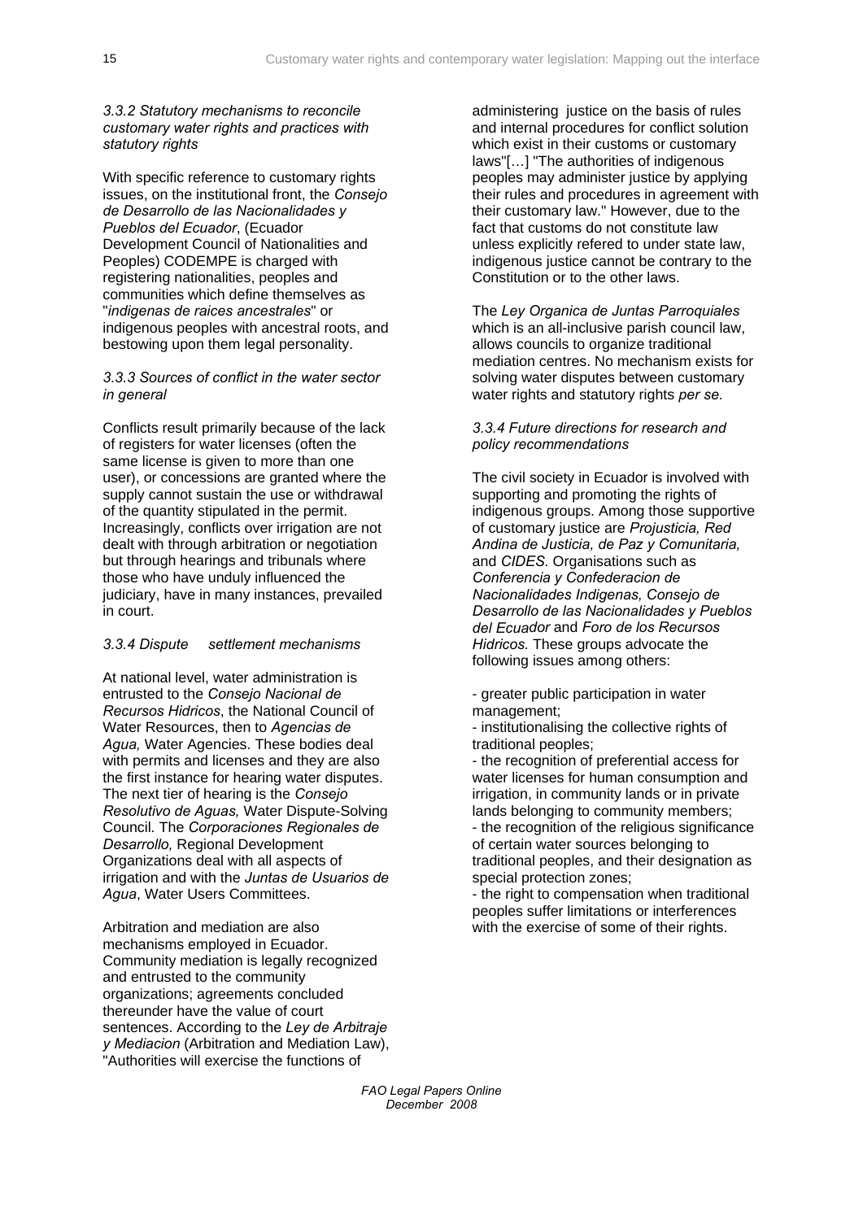*3.3.2 Statutory mechanisms to reconcile customary water rights and practices with statutory rights*

With specific reference to customary rights issues, on the institutional front, the *Consejo de Desarrollo de las Nacionalidades y Pueblos del Ecuador*, (Ecuador Development Council of Nationalities and Peoples) CODEMPE is charged with registering nationalities, peoples and communities which define themselves as "*indigenas de raices ancestrales*" or indigenous peoples with ancestral roots, and bestowing upon them legal personality.

*3.3.3 Sources of conflict in the water sector in general*

Conflicts result primarily because of the lack of registers for water licenses (often the same license is given to more than one user), or concessions are granted where the supply cannot sustain the use or withdrawal of the quantity stipulated in the permit. Increasingly, conflicts over irrigation are not dealt with through arbitration or negotiation but through hearings and tribunals where those who have unduly influenced the judiciary, have in many instances, prevailed in court.

*3.3.4 Dispute settlement mechanisms*

At national level, water administration is entrusted to the *Consejo Nacional de Recursos Hidricos*, the National Council of Water Resources, then to *Agencias de Agua,* Water Agencies. These bodies deal with permits and licenses and they are also the first instance for hearing water disputes. The next tier of hearing is the *Consejo Resolutivo de Aguas,* Water Dispute-Solving Council. The *Corporaciones Regionales de Desarrollo,* Regional Development Organizations deal with all aspects of irrigation and with the *Juntas de Usuarios de Agua*, Water Users Committees.

Arbitration and mediation are also mechanisms employed in Ecuador. Community mediation is legally recognized and entrusted to the community organizations; agreements concluded thereunder have the value of court sentences. According to the *Ley de Arbitraje y Mediacion* (Arbitration and Mediation Law), "Authorities will exercise the functions of administering justice on the basis of rules and internal procedures for conflict solution which exist in their customs or customary laws"[…] "The authorities of indigenous peoples may administer justice by applying their rules and procedures in agreement with their customary law." However, due to the fact that customs do not constitute law unless explicitly refered to under state law, indigenous justice cannot be contrary to the Constitution or to the other laws.

The *Ley Organica de Juntas Parroquiales* which is an all-inclusive parish council law, allows councils to organize traditional mediation centres. No mechanism exists for solving water disputes between customary water rights and statutory rights *per se.*

*3.3.4 Future directions for research and policy recommendations*

The civil society in Ecuador is involved with supporting and promoting the rights of indigenous groups. Among those supportive of customary justice are *Projusticia, Red Andina de Justicia, de Paz y Comunitaria,* and *CIDES*. Organisations such as *Conferencia y Confederacion de Nacionalidades Indigenas, Consejo de Desarrollo de las Nacionalidades y Pueblos del Ecuador* and *Foro de los Recursos Hidricos.* These groups advocate the following issues among others:

- greater public participation in water management;
- institutionalising the collective rights of traditional peoples;
- the recognition of preferential access for water licenses for human consumption and irrigation, in community lands or in private lands belonging to community members;
- the recognition of the religious significance of certain water sources belonging to traditional peoples, and their designation as special protection zones;
- the right to compensation when traditional peoples suffer limitations or interferences with the exercise of some of their rights.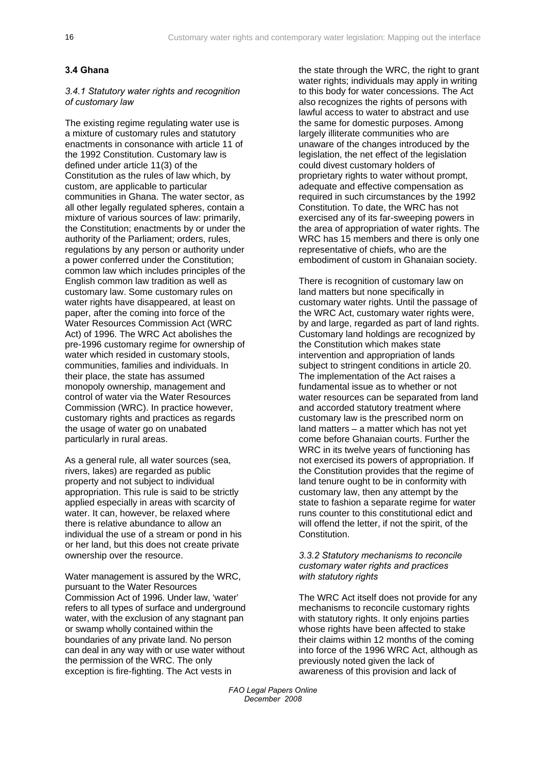## 3.4 Ghana

### *3.4.1 Statutory water rights and recognition of customary law*

The existing regime regulating water use is a mixture of customary rules and statutory enactments in consonance with article 11 of the 1992 Constitution. Customary law is defined under article 11(3) of the Constitution as the rules of law which, by custom, are applicable to particular communities in Ghana. The water sector, as all other legally regulated spheres, contain a mixture of various sources of law: primarily, the Constitution; enactments by or under the authority of the Parliament; orders, rules, regulations by any person or authority under a power conferred under the Constitution; common law which includes principles of the English common law tradition as well as customary law. Some customary rules on water rights have disappeared, at least on paper, after the coming into force of the Water Resources Commission Act (WRC Act) of 1996. The WRC Act abolishes the pre-1996 customary regime for ownership of water which resided in customary stools, communities, families and individuals. In their place, the state has assumed monopoly ownership, management and control of water via the Water Resources Commission (WRC). In practice however, customary rights and practices as regards the usage of water go on unabated particularly in rural areas.

As a general rule, all water sources (sea, rivers, lakes) are regarded as public property and not subject to individual appropriation. This rule is said to be strictly applied especially in areas with scarcity of water. It can, however, be relaxed where there is relative abundance to allow an individual the use of a stream or pond in his or her land, but this does not create private ownership over the resource.

Water management is assured by the WRC, pursuant to the Water Resources Commission Act of 1996. Under law, 'water' refers to all types of surface and underground water, with the exclusion of any stagnant pan or swamp wholly contained within the boundaries of any private land. No person can deal in any way with or use water without the permission of the WRC. The only exception is fire-fighting. The Act vests in the state through the WRC, the right to grant water rights; individuals may apply in writing to this body for water concessions. The Act also recognizes the rights of persons with lawful access to water to abstract and use the same for domestic purposes. Among largely illiterate communities who are unaware of the changes introduced by the legislation, the net effect of the legislation could divest customary holders of proprietary rights to water without prompt, adequate and effective compensation as required in such circumstances by the 1992 Constitution. To date, the WRC has not exercised any of its far-sweeping powers in the area of appropriation of water rights. The WRC has 15 members and there is only one representative of chiefs, who are the embodiment of custom in Ghanaian society.

There is recognition of customary law on land matters but none specifically in customary water rights. Until the passage of the WRC Act, customary water rights were, by and large, regarded as part of land rights. Customary land holdings are recognized by the Constitution which makes state intervention and appropriation of lands subject to stringent conditions in article 20. The implementation of the Act raises a fundamental issue as to whether or not water resources can be separated from land and accorded statutory treatment where customary law is the prescribed norm on land matters – a matter which has not yet come before Ghanaian courts. Further the WRC in its twelve years of functioning has not exercised its powers of appropriation. If the Constitution provides that the regime of land tenure ought to be in conformity with customary law, then any attempt by the state to fashion a separate regime for water runs counter to this constitutional edict and will offend the letter, if not the spirit, of the Constitution.

### *3.3.2 Statutory mechanisms to reconcile customary water rights and practices with statutory rights*

The WRC Act itself does not provide for any mechanisms to reconcile customary rights with statutory rights. It only enjoins parties whose rights have been affected to stake their claims within 12 months of the coming into force of the 1996 WRC Act, although as previously noted given the lack of awareness of this provision and lack of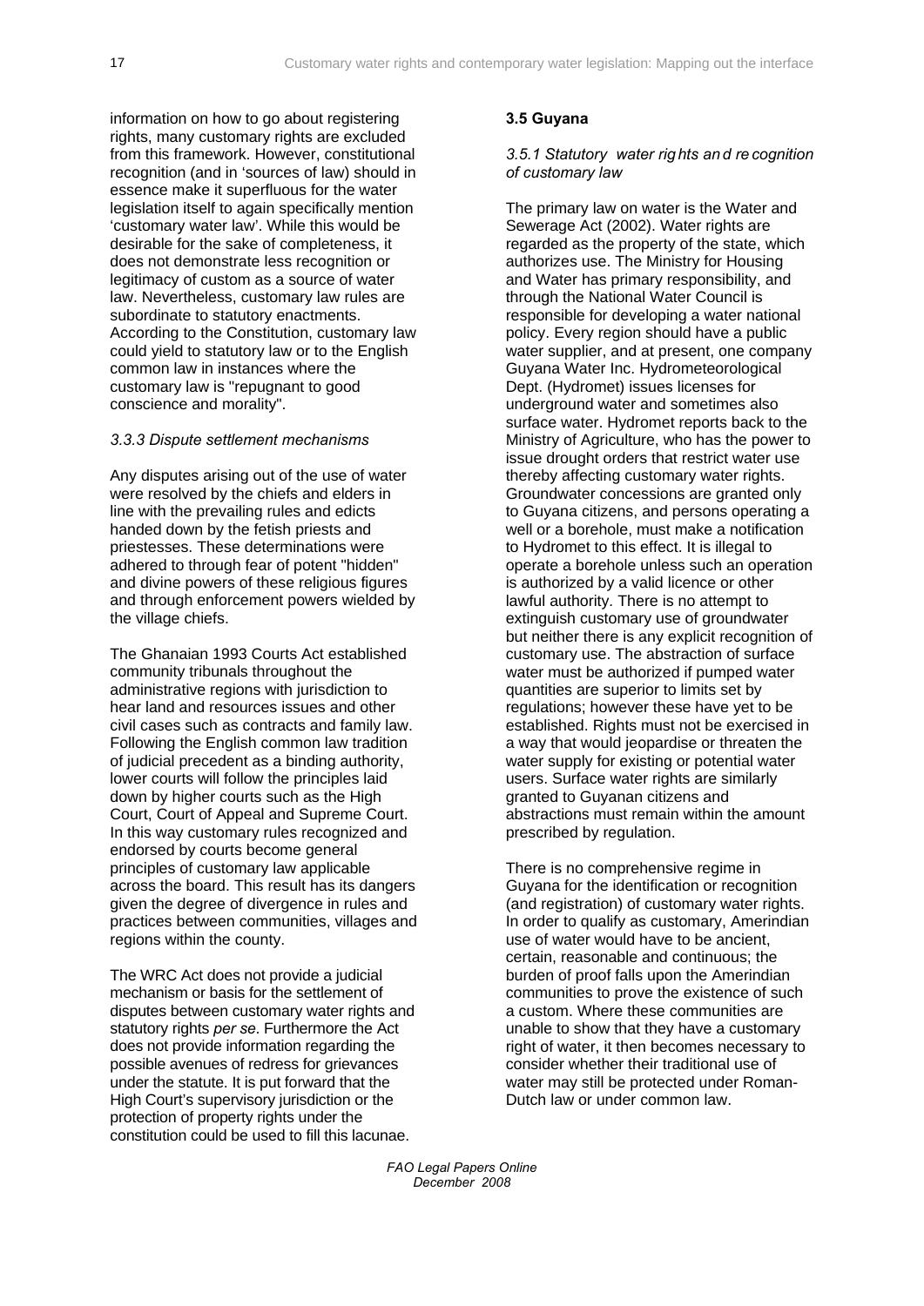information on how to go about registering rights, many customary rights are excluded from this framework. However, constitutional recognition (and in 'sources of law) should in essence make it superfluous for the water legislation itself to again specifically mention 'customary water law'. While this would be desirable for the sake of completeness, it does not demonstrate less recognition or legitimacy of custom as a source of water law. Nevertheless, customary law rules are subordinate to statutory enactments. According to the Constitution, customary law could yield to statutory law or to the English common law in instances where the customary law is "repugnant to good conscience and morality".

### *3.3.3 Dispute settlement mechanisms*

Any disputes arising out of the use of water were resolved by the chiefs and elders in line with the prevailing rules and edicts handed down by the fetish priests and priestesses. These determinations were adhered to through fear of potent "hidden" and divine powers of these religious figures and through enforcement powers wielded by the village chiefs.

The Ghanaian 1993 Courts Act established community tribunals throughout the administrative regions with jurisdiction to hear land and resources issues and other civil cases such as contracts and family law. Following the English common law tradition of judicial precedent as a binding authority, lower courts will follow the principles laid down by higher courts such as the High Court, Court of Appeal and Supreme Court. In this way customary rules recognized and endorsed by courts become general principles of customary law applicable across the board. This result has its dangers given the degree of divergence in rules and practices between communities, villages and regions within the county.

The WRC Act does not provide a judicial mechanism or basis for the settlement of disputes between customary water rights and statutory rights *per se*. Furthermore the Act does not provide information regarding the possible avenues of redress for grievances under the statute. It is put forward that the High Court's supervisory jurisdiction or the protection of property rights under the constitution could be used to fill this lacunae.

## 3.5 Guyana

### *3.5.1 Statutory water rights and recognition of customary law*

The primary law on water is the Water and Sewerage Act (2002). Water rights are regarded as the property of the state, which authorizes use. The Ministry for Housing and Water has primary responsibility, and through the National Water Council is responsible for developing a water national policy. Every region should have a public water supplier, and at present, one company Guyana Water Inc. Hydrometeorological Dept. (Hydromet) issues licenses for underground water and sometimes also surface water. Hydromet reports back to the Ministry of Agriculture, who has the power to issue drought orders that restrict water use thereby affecting customary water rights. Groundwater concessions are granted only to Guyana citizens, and persons operating a well or a borehole, must make a notification to Hydromet to this effect. It is illegal to operate a borehole unless such an operation is authorized by a valid licence or other lawful authority. There is no attempt to extinguish customary use of groundwater but neither there is any explicit recognition of customary use. The abstraction of surface water must be authorized if pumped water quantities are superior to limits set by regulations; however these have yet to be established. Rights must not be exercised in a way that would jeopardise or threaten the water supply for existing or potential water users. Surface water rights are similarly granted to Guyanan citizens and abstractions must remain within the amount prescribed by regulation.

There is no comprehensive regime in Guyana for the identification or recognition (and registration) of customary water rights. In order to qualify as customary, Amerindian use of water would have to be ancient, certain, reasonable and continuous; the burden of proof falls upon the Amerindian communities to prove the existence of such a custom. Where these communities are unable to show that they have a customary right of water, it then becomes necessary to consider whether their traditional use of water may still be protected under Roman-Dutch law or under common law.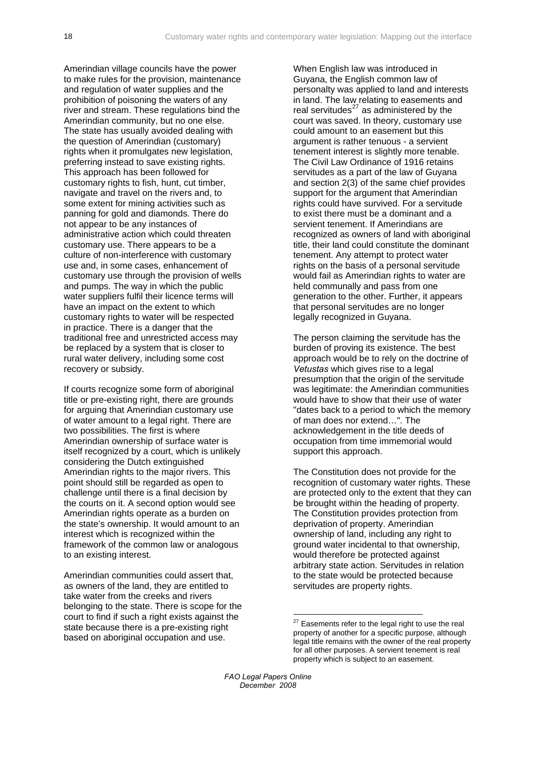Amerindian village councils have the power to make rules for the provision, maintenance and regulation of water supplies and the prohibition of poisoning the waters of any river and stream. These regulations bind the Amerindian community, but no one else. The state has usually avoided dealing with the question of Amerindian (customary) rights when it promulgates new legislation, preferring instead to save existing rights. This approach has been followed for customary rights to fish, hunt, cut timber, navigate and travel on the rivers and, to some extent for mining activities such as panning for gold and diamonds. There do not appear to be any instances of administrative action which could threaten customary use. There appears to be a culture of non-interference with customary use and, in some cases, enhancement of customary use through the provision of wells and pumps. The way in which the public water suppliers fulfil their licence terms will have an impact on the extent to which customary rights to water will be respected in practice. There is a danger that the traditional free and unrestricted access may be replaced by a system that is closer to rural water delivery, including some cost recovery or subsidy.

If courts recognize some form of aboriginal title or pre-existing right, there are grounds for arguing that Amerindian customary use of water amount to a legal right. There are two possibilities. The first is where Amerindian ownership of surface water is itself recognized by a court, which is unlikely considering the Dutch extinguished Amerindian rights to the major rivers. This point should still be regarded as open to challenge until there is a final decision by the courts on it. A second option would see Amerindian rights operate as a burden on the state's ownership. It would amount to an interest which is recognized within the framework of the common law or analogous to an existing interest.

Amerindian communities could assert that, as owners of the land, they are entitled to take water from the creeks and rivers belonging to the state. There is scope for the court to find if such a right exists against the state because there is a pre-existing right based on aboriginal occupation and use.

When English law was introduced in Guyana, the English common law of personalty was applied to land and interests in land. The law relating to easements and real servitudes[27] as administered by the court was saved. In theory, customary use could amount to an easement but this argument is rather tenuous - a servient tenement interest is slightly more tenable. The Civil Law Ordinance of 1916 retains servitudes as a part of the law of Guyana and section 2(3) of the same chief provides support for the argument that Amerindian rights could have survived. For a servitude to exist there must be a dominant and a servient tenement. If Amerindians are recognized as owners of land with aboriginal title, their land could constitute the dominant tenement. Any attempt to protect water rights on the basis of a personal servitude would fail as Amerindian rights to water are held communally and pass from one generation to the other. Further, it appears that personal servitudes are no longer legally recognized in Guyana.

The person claiming the servitude has the burden of proving its existence. The best approach would be to rely on the doctrine of *Vetustas* which gives rise to a legal presumption that the origin of the servitude was legitimate: the Amerindian communities would have to show that their use of water "dates back to a period to which the memory of man does nor extend…". The acknowledgement in the title deeds of occupation from time immemorial would support this approach.

The Constitution does not provide for the recognition of customary water rights. These are protected only to the extent that they can be brought within the heading of property. The Constitution provides protection from deprivation of property. Amerindian ownership of land, including any right to ground water incidental to that ownership, would therefore be protected against arbitrary state action. Servitudes in relation to the state would be protected because servitudes are property rights.

---

[27] Easements refer to the legal right to use the real property of another for a specific purpose, although legal title remains with the owner of the real property for all other purposes. A servient tenement is real property which is subject to an easement.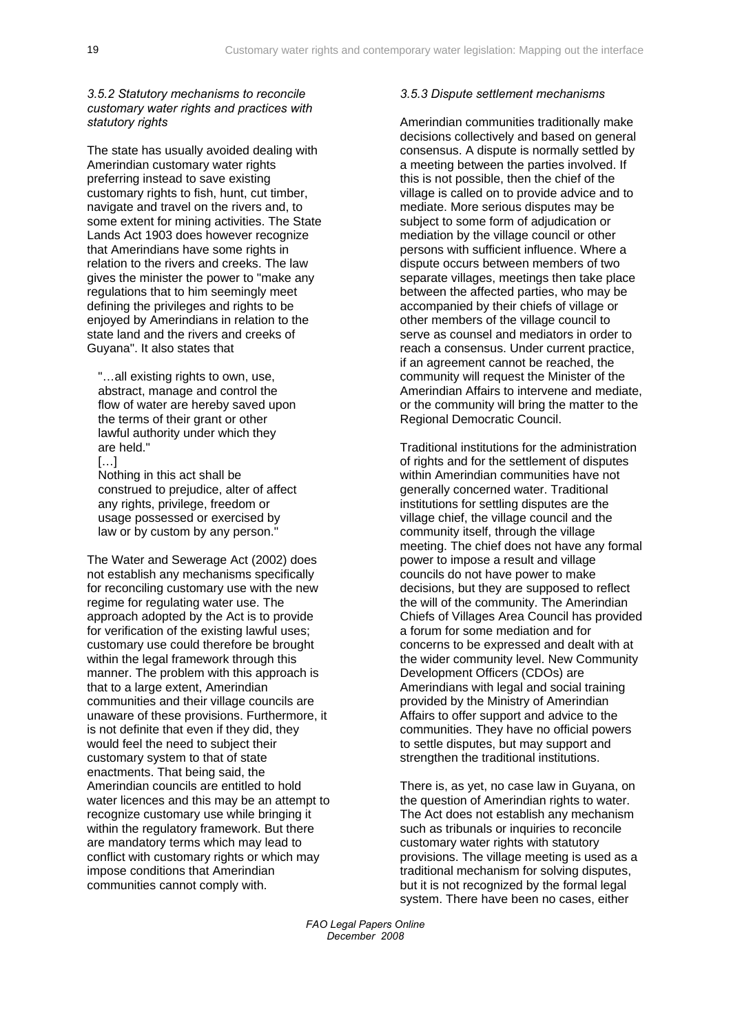### *3.5.2 Statutory mechanisms to reconcile customary water rights and practices with statutory rights*

The state has usually avoided dealing with Amerindian customary water rights preferring instead to save existing customary rights to fish, hunt, cut timber, navigate and travel on the rivers and, to some extent for mining activities. The State Lands Act 1903 does however recognize that Amerindians have some rights in relation to the rivers and creeks. The law gives the minister the power to "make any regulations that to him seemingly meet defining the privileges and rights to be enjoyed by Amerindians in relation to the state land and the rivers and creeks of Guyana". It also states that

> "…all existing rights to own, use, abstract, manage and control the flow of water are hereby saved upon the terms of their grant or other lawful authority under which they are held."
>
> […]
>
> Nothing in this act shall be construed to prejudice, alter of affect any rights, privilege, freedom or usage possessed or exercised by law or by custom by any person."

The Water and Sewerage Act (2002) does not establish any mechanisms specifically for reconciling customary use with the new regime for regulating water use. The approach adopted by the Act is to provide for verification of the existing lawful uses; customary use could therefore be brought within the legal framework through this manner. The problem with this approach is that to a large extent, Amerindian communities and their village councils are unaware of these provisions. Furthermore, it is not definite that even if they did, they would feel the need to subject their customary system to that of state enactments. That being said, the Amerindian councils are entitled to hold water licences and this may be an attempt to recognize customary use while bringing it within the regulatory framework. But there are mandatory terms which may lead to conflict with customary rights or which may impose conditions that Amerindian communities cannot comply with.

### *3.5.3 Dispute settlement mechanisms*

Amerindian communities traditionally make decisions collectively and based on general consensus. A dispute is normally settled by a meeting between the parties involved. If this is not possible, then the chief of the village is called on to provide advice and to mediate. More serious disputes may be subject to some form of adjudication or mediation by the village council or other persons with sufficient influence. Where a dispute occurs between members of two separate villages, meetings then take place between the affected parties, who may be accompanied by their chiefs of village or other members of the village council to serve as counsel and mediators in order to reach a consensus. Under current practice, if an agreement cannot be reached, the community will request the Minister of the Amerindian Affairs to intervene and mediate, or the community will bring the matter to the Regional Democratic Council.

Traditional institutions for the administration of rights and for the settlement of disputes within Amerindian communities have not generally concerned water. Traditional institutions for settling disputes are the village chief, the village council and the community itself, through the village meeting. The chief does not have any formal power to impose a result and village councils do not have power to make decisions, but they are supposed to reflect the will of the community. The Amerindian Chiefs of Villages Area Council has provided a forum for some mediation and for concerns to be expressed and dealt with at the wider community level. New Community Development Officers (CDOs) are Amerindians with legal and social training provided by the Ministry of Amerindian Affairs to offer support and advice to the communities. They have no official powers to settle disputes, but may support and strengthen the traditional institutions.

There is, as yet, no case law in Guyana, on the question of Amerindian rights to water. The Act does not establish any mechanism such as tribunals or inquiries to reconcile customary water rights with statutory provisions. The village meeting is used as a traditional mechanism for solving disputes, but it is not recognized by the formal legal system. There have been no cases, either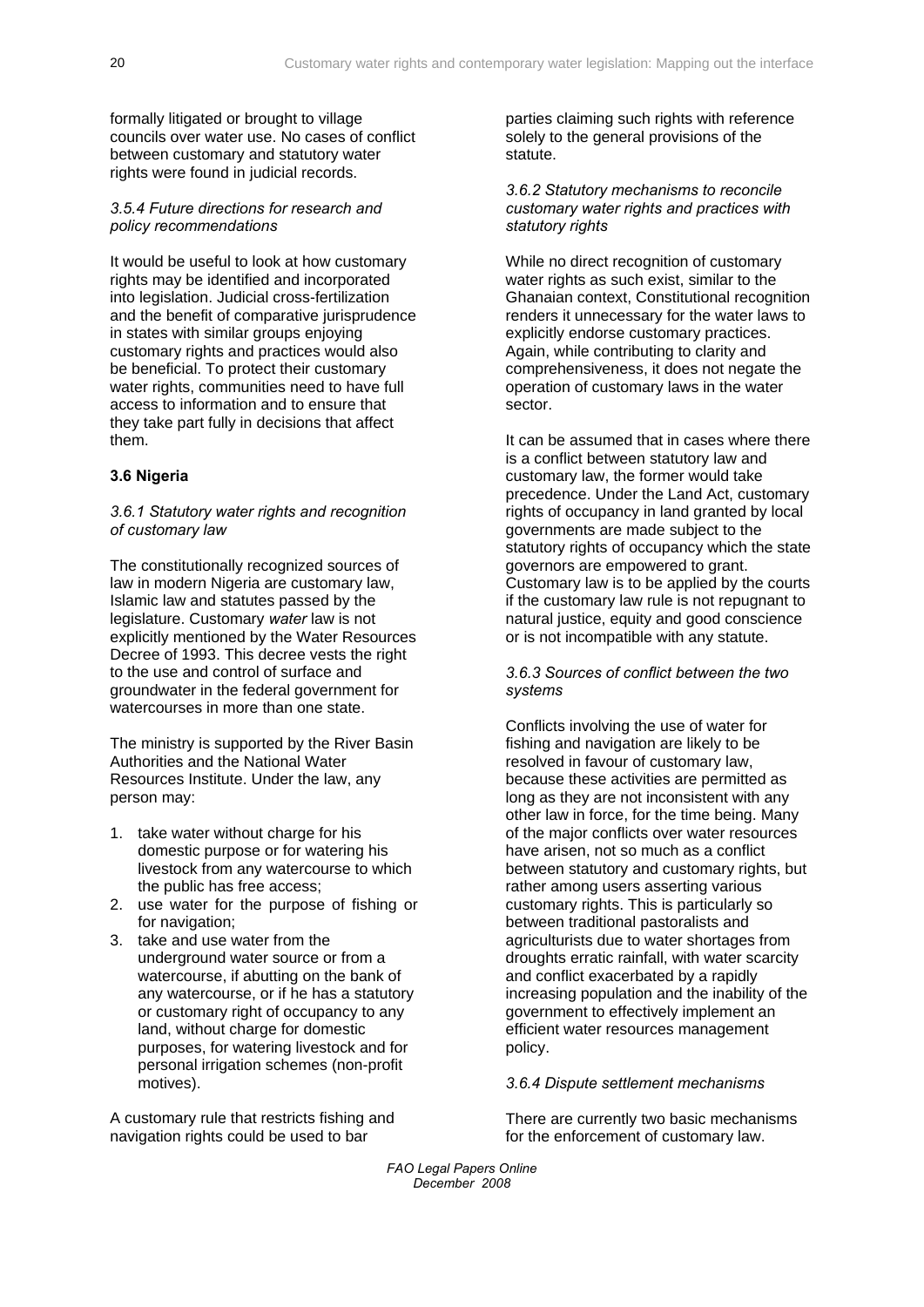formally litigated or brought to village councils over water use. No cases of conflict between customary and statutory water rights were found in judicial records.

#### *3.5.4 Future directions for research and policy recommendations*

It would be useful to look at how customary rights may be identified and incorporated into legislation. Judicial cross-fertilization and the benefit of comparative jurisprudence in states with similar groups enjoying customary rights and practices would also be beneficial. To protect their customary water rights, communities need to have full access to information and to ensure that they take part fully in decisions that affect them.

### 3.6 Nigeria

#### *3.6.1 Statutory water rights and recognition of customary law*

The constitutionally recognized sources of law in modern Nigeria are customary law, Islamic law and statutes passed by the legislature. Customary *water* law is not explicitly mentioned by the Water Resources Decree of 1993. This decree vests the right to the use and control of surface and groundwater in the federal government for watercourses in more than one state.

The ministry is supported by the River Basin Authorities and the National Water Resources Institute. Under the law, any person may:

1. take water without charge for his domestic purpose or for watering his livestock from any watercourse to which the public has free access;
2. use water for the purpose of fishing or for navigation;
3. take and use water from the underground water source or from a watercourse, if abutting on the bank of any watercourse, or if he has a statutory or customary right of occupancy to any land, without charge for domestic purposes, for watering livestock and for personal irrigation schemes (non-profit motives).

A customary rule that restricts fishing and navigation rights could be used to bar parties claiming such rights with reference solely to the general provisions of the statute.

#### *3.6.2 Statutory mechanisms to reconcile customary water rights and practices with statutory rights*

While no direct recognition of customary water rights as such exist, similar to the Ghanaian context, Constitutional recognition renders it unnecessary for the water laws to explicitly endorse customary practices. Again, while contributing to clarity and comprehensiveness, it does not negate the operation of customary laws in the water sector.

It can be assumed that in cases where there is a conflict between statutory law and customary law, the former would take precedence. Under the Land Act, customary rights of occupancy in land granted by local governments are made subject to the statutory rights of occupancy which the state governors are empowered to grant. Customary law is to be applied by the courts if the customary law rule is not repugnant to natural justice, equity and good conscience or is not incompatible with any statute.

#### *3.6.3 Sources of conflict between the two systems*

Conflicts involving the use of water for fishing and navigation are likely to be resolved in favour of customary law, because these activities are permitted as long as they are not inconsistent with any other law in force, for the time being. Many of the major conflicts over water resources have arisen, not so much as a conflict between statutory and customary rights, but rather among users asserting various customary rights. This is particularly so between traditional pastoralists and agriculturists due to water shortages from droughts erratic rainfall, with water scarcity and conflict exacerbated by a rapidly increasing population and the inability of the government to effectively implement an efficient water resources management policy.

#### *3.6.4 Dispute settlement mechanisms*

There are currently two basic mechanisms for the enforcement of customary law.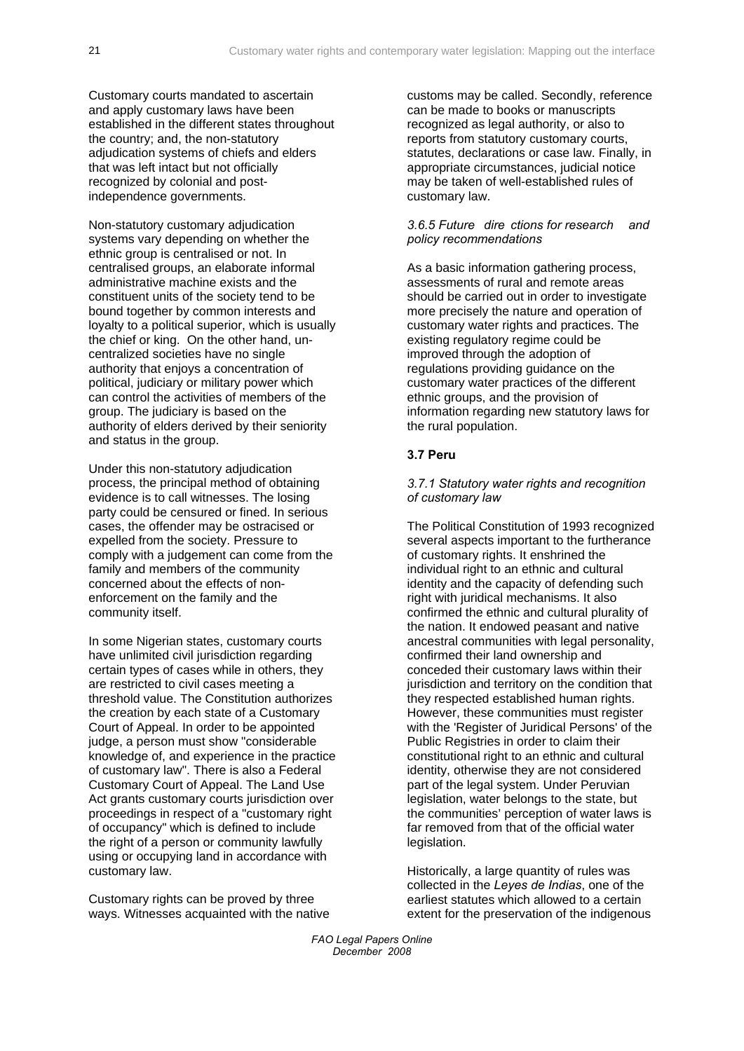Customary courts mandated to ascertain and apply customary laws have been established in the different states throughout the country; and, the non-statutory adjudication systems of chiefs and elders that was left intact but not officially recognized by colonial and post-independence governments.

Non-statutory customary adjudication systems vary depending on whether the ethnic group is centralised or not. In centralised groups, an elaborate informal administrative machine exists and the constituent units of the society tend to be bound together by common interests and loyalty to a political superior, which is usually the chief or king. On the other hand, un-centralized societies have no single authority that enjoys a concentration of political, judiciary or military power which can control the activities of members of the group. The judiciary is based on the authority of elders derived by their seniority and status in the group.

Under this non-statutory adjudication process, the principal method of obtaining evidence is to call witnesses. The losing party could be censured or fined. In serious cases, the offender may be ostracised or expelled from the society. Pressure to comply with a judgement can come from the family and members of the community concerned about the effects of non-enforcement on the family and the community itself.

In some Nigerian states, customary courts have unlimited civil jurisdiction regarding certain types of cases while in others, they are restricted to civil cases meeting a threshold value. The Constitution authorizes the creation by each state of a Customary Court of Appeal. In order to be appointed judge, a person must show "considerable knowledge of, and experience in the practice of customary law". There is also a Federal Customary Court of Appeal. The Land Use Act grants customary courts jurisdiction over proceedings in respect of a "customary right of occupancy" which is defined to include the right of a person or community lawfully using or occupying land in accordance with customary law.

Customary rights can be proved by three ways. Witnesses acquainted with the native customs may be called. Secondly, reference can be made to books or manuscripts recognized as legal authority, or also to reports from statutory customary courts, statutes, declarations or case law. Finally, in appropriate circumstances, judicial notice may be taken of well-established rules of customary law.

#### *3.6.5 Future directions for research and policy recommendations*

As a basic information gathering process, assessments of rural and remote areas should be carried out in order to investigate more precisely the nature and operation of customary water rights and practices. The existing regulatory regime could be improved through the adoption of regulations providing guidance on the customary water practices of the different ethnic groups, and the provision of information regarding new statutory laws for the rural population.

### 3.7 Peru

#### *3.7.1 Statutory water rights and recognition of customary law*

The Political Constitution of 1993 recognized several aspects important to the furtherance of customary rights. It enshrined the individual right to an ethnic and cultural identity and the capacity of defending such right with juridical mechanisms. It also confirmed the ethnic and cultural plurality of the nation. It endowed peasant and native ancestral communities with legal personality, confirmed their land ownership and conceded their customary laws within their jurisdiction and territory on the condition that they respected established human rights. However, these communities must register with the 'Register of Juridical Persons' of the Public Registries in order to claim their constitutional right to an ethnic and cultural identity, otherwise they are not considered part of the legal system. Under Peruvian legislation, water belongs to the state, but the communities' perception of water laws is far removed from that of the official water legislation.

Historically, a large quantity of rules was collected in the *Leyes de Indias*, one of the earliest statutes which allowed to a certain extent for the preservation of the indigenous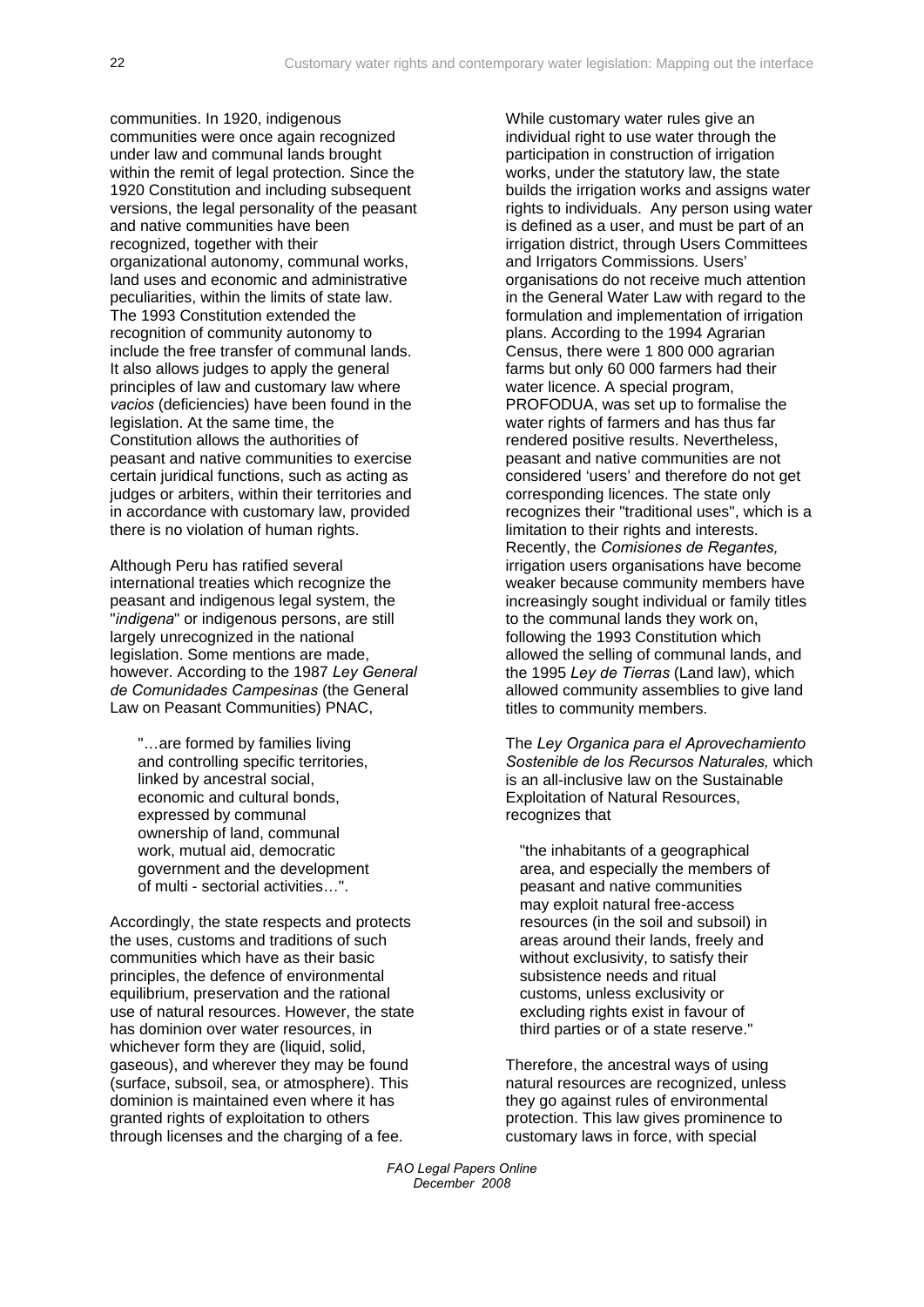communities. In 1920, indigenous communities were once again recognized under law and communal lands brought within the remit of legal protection. Since the 1920 Constitution and including subsequent versions, the legal personality of the peasant and native communities have been recognized, together with their organizational autonomy, communal works, land uses and economic and administrative peculiarities, within the limits of state law. The 1993 Constitution extended the recognition of community autonomy to include the free transfer of communal lands. It also allows judges to apply the general principles of law and customary law where *vacios* (deficiencies) have been found in the legislation. At the same time, the Constitution allows the authorities of peasant and native communities to exercise certain juridical functions, such as acting as judges or arbiters, within their territories and in accordance with customary law, provided there is no violation of human rights.

Although Peru has ratified several international treaties which recognize the peasant and indigenous legal system, the "*indigena*" or indigenous persons, are still largely unrecognized in the national legislation. Some mentions are made, however. According to the 1987 *Ley General de Comunidades Campesinas* (the General Law on Peasant Communities) PNAC,

> "…are formed by families living and controlling specific territories, linked by ancestral social, economic and cultural bonds, expressed by communal ownership of land, communal work, mutual aid, democratic government and the development of multi - sectorial activities…".

Accordingly, the state respects and protects the uses, customs and traditions of such communities which have as their basic principles, the defence of environmental equilibrium, preservation and the rational use of natural resources. However, the state has dominion over water resources, in whichever form they are (liquid, solid, gaseous), and wherever they may be found (surface, subsoil, sea, or atmosphere). This dominion is maintained even where it has granted rights of exploitation to others through licenses and the charging of a fee.

While customary water rules give an individual right to use water through the participation in construction of irrigation works, under the statutory law, the state builds the irrigation works and assigns water rights to individuals. Any person using water is defined as a user, and must be part of an irrigation district, through Users Committees and Irrigators Commissions. Users' organisations do not receive much attention in the General Water Law with regard to the formulation and implementation of irrigation plans. According to the 1994 Agrarian Census, there were 1 800 000 agrarian farms but only 60 000 farmers had their water licence. A special program, PROFODUA, was set up to formalise the water rights of farmers and has thus far rendered positive results. Nevertheless, peasant and native communities are not considered 'users' and therefore do not get corresponding licences. The state only recognizes their "traditional uses", which is a limitation to their rights and interests. Recently, the *Comisiones de Regantes,* irrigation users organisations have become weaker because community members have increasingly sought individual or family titles to the communal lands they work on, following the 1993 Constitution which allowed the selling of communal lands, and the 1995 *Ley de Tierras* (Land law), which allowed community assemblies to give land titles to community members.

The *Ley Organica para el Aprovechamiento Sostenible de los Recursos Naturales,* which is an all-inclusive law on the Sustainable Exploitation of Natural Resources, recognizes that

> "the inhabitants of a geographical area, and especially the members of peasant and native communities may exploit natural free-access resources (in the soil and subsoil) in areas around their lands, freely and without exclusivity, to satisfy their subsistence needs and ritual customs, unless exclusivity or excluding rights exist in favour of third parties or of a state reserve."

Therefore, the ancestral ways of using natural resources are recognized, unless they go against rules of environmental protection. This law gives prominence to customary laws in force, with special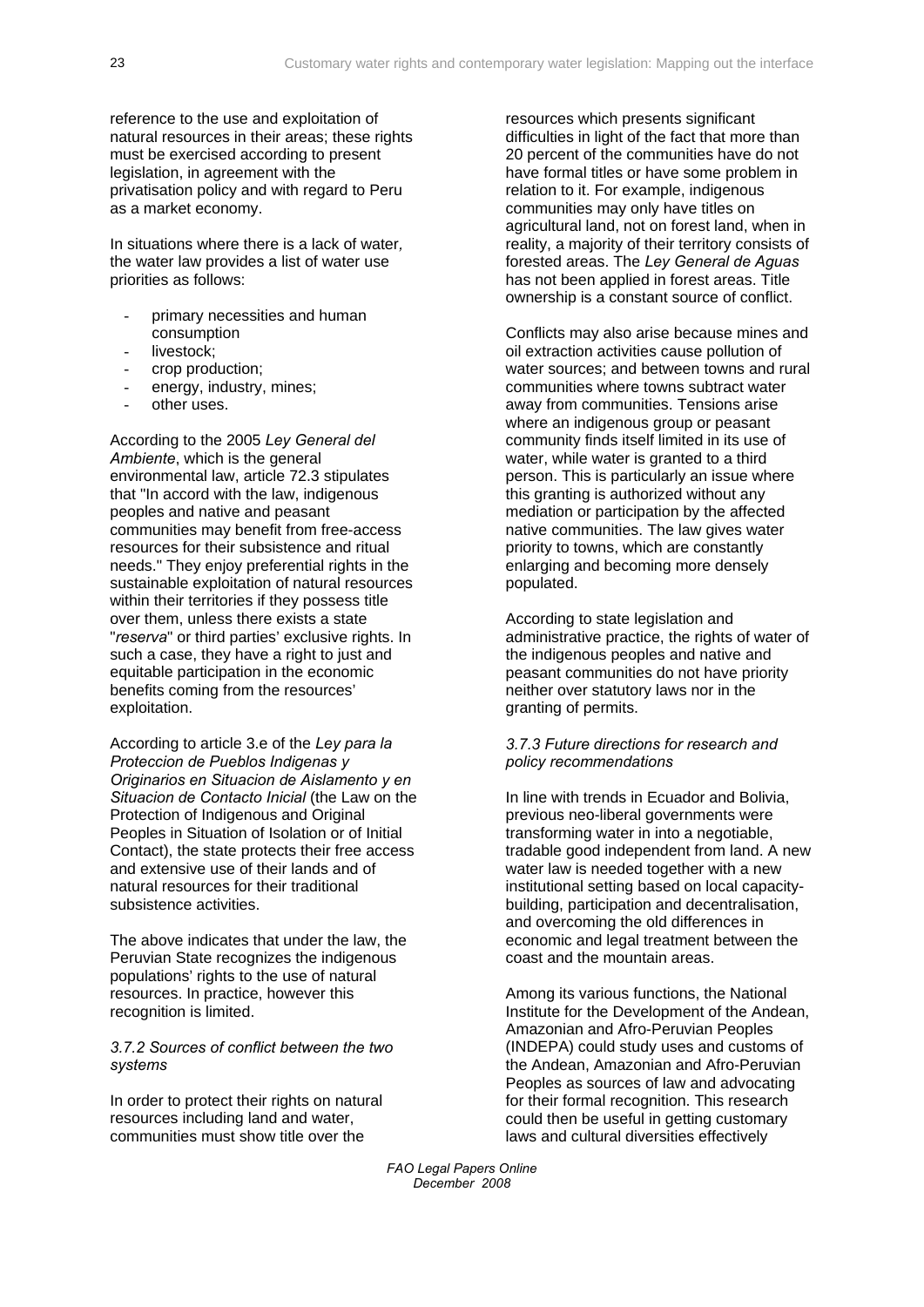reference to the use and exploitation of natural resources in their areas; these rights must be exercised according to present legislation, in agreement with the privatisation policy and with regard to Peru as a market economy.

In situations where there is a lack of water, the water law provides a list of water use priorities as follows:

- primary necessities and human consumption
- livestock;
- crop production;
- energy, industry, mines;
- other uses.

According to the 2005 *Ley General del Ambiente*, which is the general environmental law, article 72.3 stipulates that "In accord with the law, indigenous peoples and native and peasant communities may benefit from free-access resources for their subsistence and ritual needs." They enjoy preferential rights in the sustainable exploitation of natural resources within their territories if they possess title over them, unless there exists a state "*reserva*" or third parties' exclusive rights. In such a case, they have a right to just and equitable participation in the economic benefits coming from the resources' exploitation.

According to article 3.e of the *Ley para la Proteccion de Pueblos Indigenas y Originarios en Situacion de Aislamento y en Situacion de Contacto Inicial* (the Law on the Protection of Indigenous and Original Peoples in Situation of Isolation or of Initial Contact), the state protects their free access and extensive use of their lands and of natural resources for their traditional subsistence activities.

The above indicates that under the law, the Peruvian State recognizes the indigenous populations' rights to the use of natural resources. In practice, however this recognition is limited.

#### *3.7.2 Sources of conflict between the two systems*

In order to protect their rights on natural resources including land and water, communities must show title over the resources which presents significant difficulties in light of the fact that more than 20 percent of the communities have do not have formal titles or have some problem in relation to it. For example, indigenous communities may only have titles on agricultural land, not on forest land, when in reality, a majority of their territory consists of forested areas. The *Ley General de Aguas* has not been applied in forest areas. Title ownership is a constant source of conflict.

Conflicts may also arise because mines and oil extraction activities cause pollution of water sources; and between towns and rural communities where towns subtract water away from communities. Tensions arise where an indigenous group or peasant community finds itself limited in its use of water, while water is granted to a third person. This is particularly an issue where this granting is authorized without any mediation or participation by the affected native communities. The law gives water priority to towns, which are constantly enlarging and becoming more densely populated.

According to state legislation and administrative practice, the rights of water of the indigenous peoples and native and peasant communities do not have priority neither over statutory laws nor in the granting of permits.

#### *3.7.3 Future directions for research and policy recommendations*

In line with trends in Ecuador and Bolivia, previous neo-liberal governments were transforming water in into a negotiable, tradable good independent from land. A new water law is needed together with a new institutional setting based on local capacity-building, participation and decentralisation, and overcoming the old differences in economic and legal treatment between the coast and the mountain areas.

Among its various functions, the National Institute for the Development of the Andean, Amazonian and Afro-Peruvian Peoples (INDEPA) could study uses and customs of the Andean, Amazonian and Afro-Peruvian Peoples as sources of law and advocating for their formal recognition. This research could then be useful in getting customary laws and cultural diversities effectively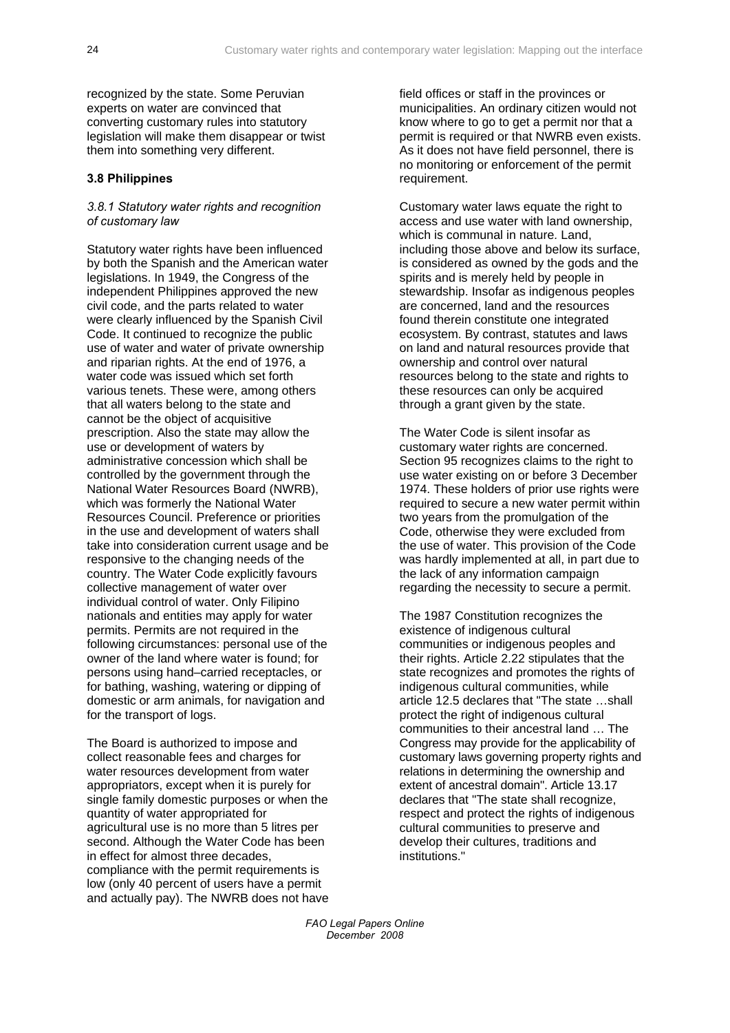recognized by the state. Some Peruvian experts on water are convinced that converting customary rules into statutory legislation will make them disappear or twist them into something very different.

### 3.8 Philippines

#### *3.8.1 Statutory water rights and recognition of customary law*

Statutory water rights have been influenced by both the Spanish and the American water legislations. In 1949, the Congress of the independent Philippines approved the new civil code, and the parts related to water were clearly influenced by the Spanish Civil Code. It continued to recognize the public use of water and water of private ownership and riparian rights. At the end of 1976, a water code was issued which set forth various tenets. These were, among others that all waters belong to the state and cannot be the object of acquisitive prescription. Also the state may allow the use or development of waters by administrative concession which shall be controlled by the government through the National Water Resources Board (NWRB), which was formerly the National Water Resources Council. Preference or priorities in the use and development of waters shall take into consideration current usage and be responsive to the changing needs of the country. The Water Code explicitly favours collective management of water over individual control of water. Only Filipino nationals and entities may apply for water permits. Permits are not required in the following circumstances: personal use of the owner of the land where water is found; for persons using hand–carried receptacles, or for bathing, washing, watering or dipping of domestic or arm animals, for navigation and for the transport of logs.

The Board is authorized to impose and collect reasonable fees and charges for water resources development from water appropriators, except when it is purely for single family domestic purposes or when the quantity of water appropriated for agricultural use is no more than 5 litres per second. Although the Water Code has been in effect for almost three decades, compliance with the permit requirements is low (only 40 percent of users have a permit and actually pay). The NWRB does not have field offices or staff in the provinces or municipalities. An ordinary citizen would not know where to go to get a permit nor that a permit is required or that NWRB even exists. As it does not have field personnel, there is no monitoring or enforcement of the permit requirement.

Customary water laws equate the right to access and use water with land ownership, which is communal in nature. Land, including those above and below its surface, is considered as owned by the gods and the spirits and is merely held by people in stewardship. Insofar as indigenous peoples are concerned, land and the resources found therein constitute one integrated ecosystem. By contrast, statutes and laws on land and natural resources provide that ownership and control over natural resources belong to the state and rights to these resources can only be acquired through a grant given by the state.

The Water Code is silent insofar as customary water rights are concerned. Section 95 recognizes claims to the right to use water existing on or before 3 December 1974. These holders of prior use rights were required to secure a new water permit within two years from the promulgation of the Code, otherwise they were excluded from the use of water. This provision of the Code was hardly implemented at all, in part due to the lack of any information campaign regarding the necessity to secure a permit.

The 1987 Constitution recognizes the existence of indigenous cultural communities or indigenous peoples and their rights. Article 2.22 stipulates that the state recognizes and promotes the rights of indigenous cultural communities, while article 12.5 declares that "The state …shall protect the right of indigenous cultural communities to their ancestral land … The Congress may provide for the applicability of customary laws governing property rights and relations in determining the ownership and extent of ancestral domain". Article 13.17 declares that "The state shall recognize, respect and protect the rights of indigenous cultural communities to preserve and develop their cultures, traditions and institutions."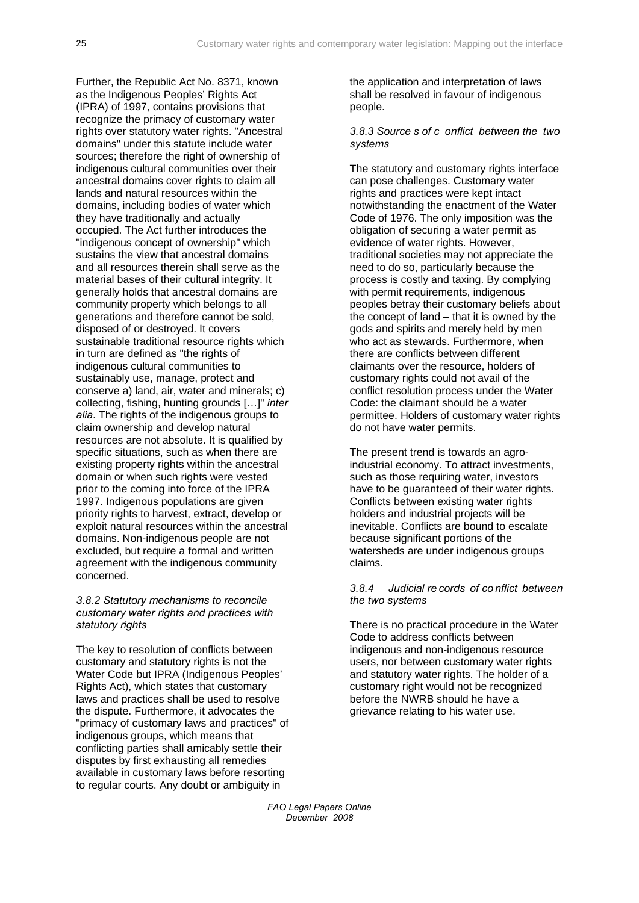Further, the Republic Act No. 8371, known as the Indigenous Peoples' Rights Act (IPRA) of 1997, contains provisions that recognize the primacy of customary water rights over statutory water rights. "Ancestral domains" under this statute include water sources; therefore the right of ownership of indigenous cultural communities over their ancestral domains cover rights to claim all lands and natural resources within the domains, including bodies of water which they have traditionally and actually occupied. The Act further introduces the "indigenous concept of ownership" which sustains the view that ancestral domains and all resources therein shall serve as the material bases of their cultural integrity. It generally holds that ancestral domains are community property which belongs to all generations and therefore cannot be sold, disposed of or destroyed. It covers sustainable traditional resource rights which in turn are defined as "the rights of indigenous cultural communities to sustainably use, manage, protect and conserve a) land, air, water and minerals; c) collecting, fishing, hunting grounds […]" *inter alia*. The rights of the indigenous groups to claim ownership and develop natural resources are not absolute. It is qualified by specific situations, such as when there are existing property rights within the ancestral domain or when such rights were vested prior to the coming into force of the IPRA 1997. Indigenous populations are given priority rights to harvest, extract, develop or exploit natural resources within the ancestral domains. Non-indigenous people are not excluded, but require a formal and written agreement with the indigenous community concerned.

### *3.8.2 Statutory mechanisms to reconcile customary water rights and practices with statutory rights*

The key to resolution of conflicts between customary and statutory rights is not the Water Code but IPRA (Indigenous Peoples' Rights Act), which states that customary laws and practices shall be used to resolve the dispute. Furthermore, it advocates the "primacy of customary laws and practices" of indigenous groups, which means that conflicting parties shall amicably settle their disputes by first exhausting all remedies available in customary laws before resorting to regular courts. Any doubt or ambiguity in the application and interpretation of laws shall be resolved in favour of indigenous people.

### *3.8.3 Sources of conflict between the two systems*

The statutory and customary rights interface can pose challenges. Customary water rights and practices were kept intact notwithstanding the enactment of the Water Code of 1976. The only imposition was the obligation of securing a water permit as evidence of water rights. However, traditional societies may not appreciate the need to do so, particularly because the process is costly and taxing. By complying with permit requirements, indigenous peoples betray their customary beliefs about the concept of land – that it is owned by the gods and spirits and merely held by men who act as stewards. Furthermore, when there are conflicts between different claimants over the resource, holders of customary rights could not avail of the conflict resolution process under the Water Code: the claimant should be a water permittee. Holders of customary water rights do not have water permits.

The present trend is towards an agro-industrial economy. To attract investments, such as those requiring water, investors have to be guaranteed of their water rights. Conflicts between existing water rights holders and industrial projects will be inevitable. Conflicts are bound to escalate because significant portions of the watersheds are under indigenous groups claims.

### *3.8.4 Judicial records of conflict between the two systems*

There is no practical procedure in the Water Code to address conflicts between indigenous and non-indigenous resource users, nor between customary water rights and statutory water rights. The holder of a customary right would not be recognized before the NWRB should he have a grievance relating to his water use.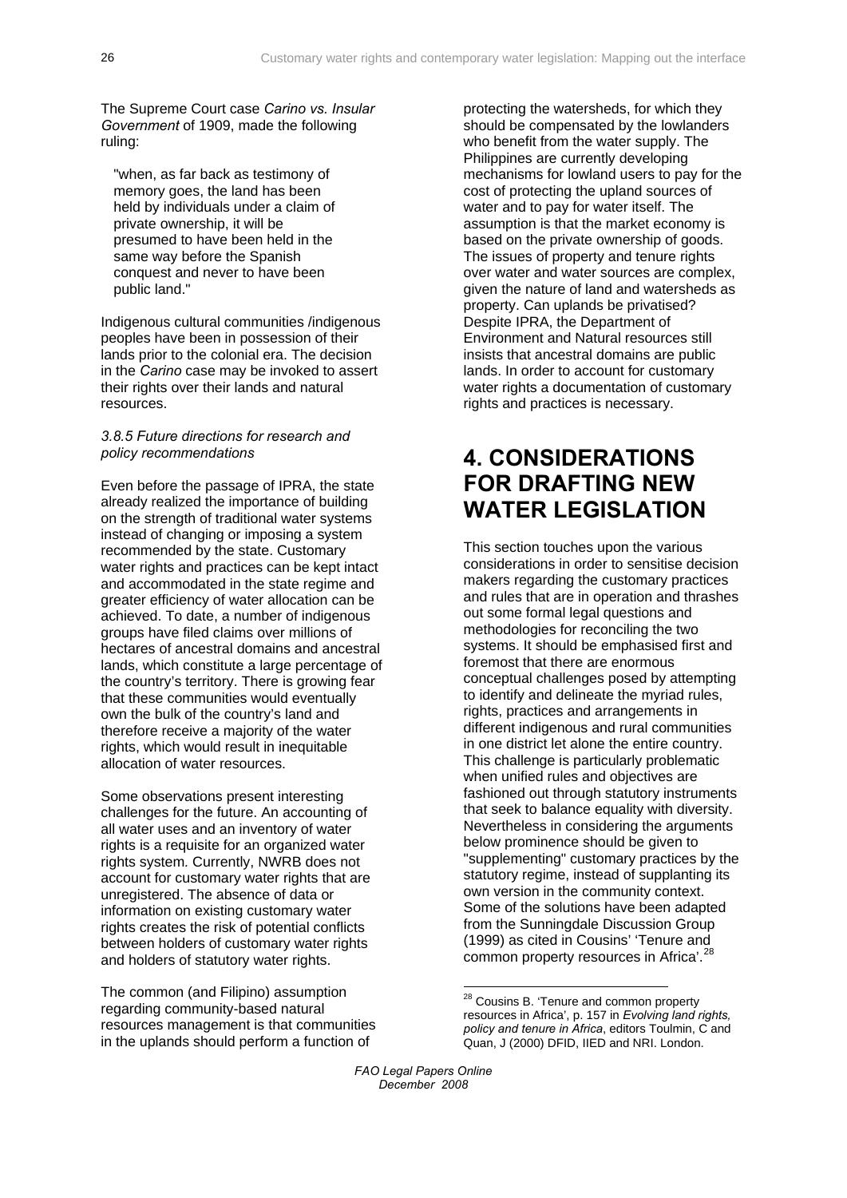The Supreme Court case *Carino vs. Insular Government* of 1909, made the following ruling:

> "when, as far back as testimony of memory goes, the land has been held by individuals under a claim of private ownership, it will be presumed to have been held in the same way before the Spanish conquest and never to have been public land."

Indigenous cultural communities /indigenous peoples have been in possession of their lands prior to the colonial era. The decision in the *Carino* case may be invoked to assert their rights over their lands and natural resources.

### *3.8.5 Future directions for research and policy recommendations*

Even before the passage of IPRA, the state already realized the importance of building on the strength of traditional water systems instead of changing or imposing a system recommended by the state. Customary water rights and practices can be kept intact and accommodated in the state regime and greater efficiency of water allocation can be achieved. To date, a number of indigenous groups have filed claims over millions of hectares of ancestral domains and ancestral lands, which constitute a large percentage of the country's territory. There is growing fear that these communities would eventually own the bulk of the country's land and therefore receive a majority of the water rights, which would result in inequitable allocation of water resources.

Some observations present interesting challenges for the future. An accounting of all water uses and an inventory of water rights is a requisite for an organized water rights system. Currently, NWRB does not account for customary water rights that are unregistered. The absence of data or information on existing customary water rights creates the risk of potential conflicts between holders of customary water rights and holders of statutory water rights.

The common (and Filipino) assumption regarding community-based natural resources management is that communities in the uplands should perform a function of protecting the watersheds, for which they should be compensated by the lowlanders who benefit from the water supply. The Philippines are currently developing mechanisms for lowland users to pay for the cost of protecting the upland sources of water and to pay for water itself. The assumption is that the market economy is based on the private ownership of goods. The issues of property and tenure rights over water and water sources are complex, given the nature of land and watersheds as property. Can uplands be privatised? Despite IPRA, the Department of Environment and Natural resources still insists that ancestral domains are public lands. In order to account for customary water rights a documentation of customary rights and practices is necessary.

# 4. CONSIDERATIONS FOR DRAFTING NEW WATER LEGISLATION

This section touches upon the various considerations in order to sensitise decision makers regarding the customary practices and rules that are in operation and thrashes out some formal legal questions and methodologies for reconciling the two systems. It should be emphasised first and foremost that there are enormous conceptual challenges posed by attempting to identify and delineate the myriad rules, rights, practices and arrangements in different indigenous and rural communities in one district let alone the entire country. This challenge is particularly problematic when unified rules and objectives are fashioned out through statutory instruments that seek to balance equality with diversity. Nevertheless in considering the arguments below prominence should be given to "supplementing" customary practices by the statutory regime, instead of supplanting its own version in the community context. Some of the solutions have been adapted from the Sunningdale Discussion Group (1999) as cited in Cousins' 'Tenure and common property resources in Africa'.[28]

[28] Cousins B. 'Tenure and common property resources in Africa', p. 157 in *Evolving land rights, policy and tenure in Africa*, editors Toulmin, C and Quan, J (2000) DFID, IIED and NRI. London.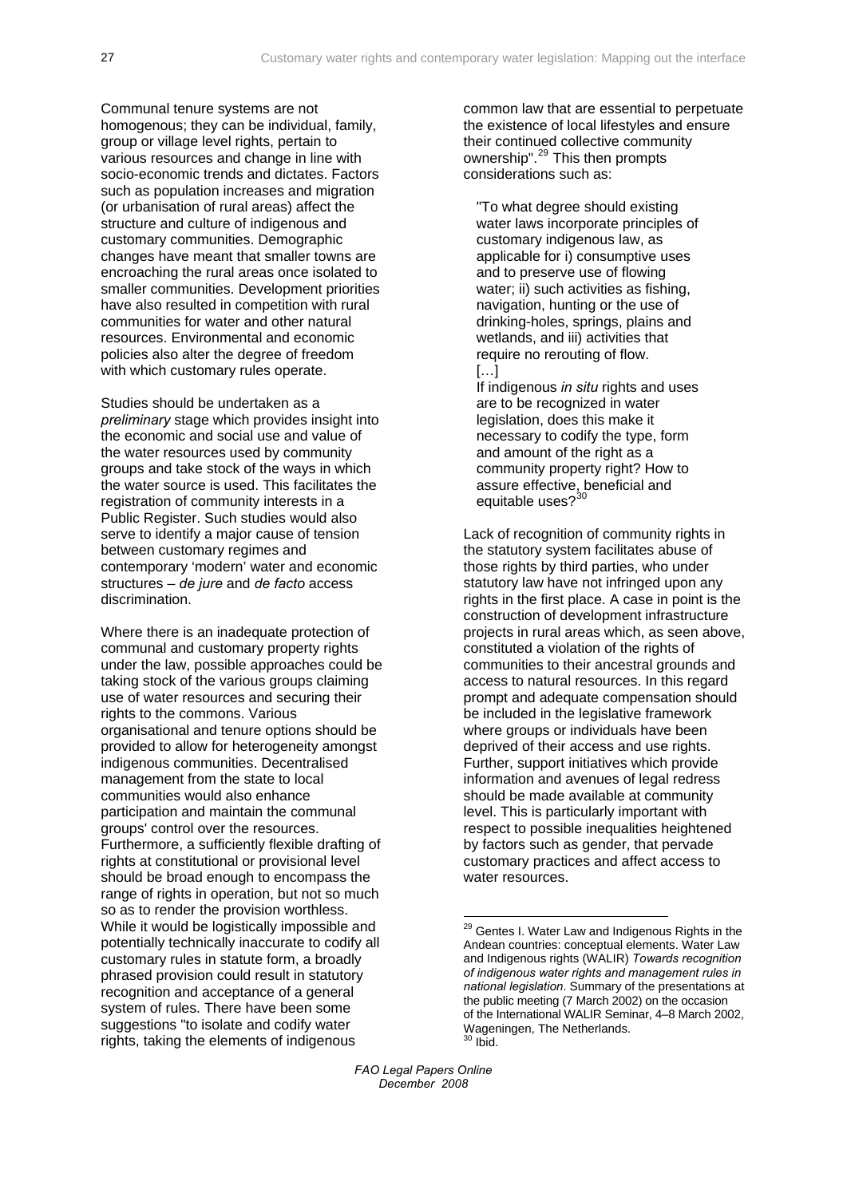Communal tenure systems are not homogenous; they can be individual, family, group or village level rights, pertain to various resources and change in line with socio-economic trends and dictates. Factors such as population increases and migration (or urbanisation of rural areas) affect the structure and culture of indigenous and customary communities. Demographic changes have meant that smaller towns are encroaching the rural areas once isolated to smaller communities. Development priorities have also resulted in competition with rural communities for water and other natural resources. Environmental and economic policies also alter the degree of freedom with which customary rules operate.

Studies should be undertaken as a *preliminary* stage which provides insight into the economic and social use and value of the water resources used by community groups and take stock of the ways in which the water source is used. This facilitates the registration of community interests in a Public Register. Such studies would also serve to identify a major cause of tension between customary regimes and contemporary 'modern' water and economic structures – *de jure* and *de facto* access discrimination.

Where there is an inadequate protection of communal and customary property rights under the law, possible approaches could be taking stock of the various groups claiming use of water resources and securing their rights to the commons. Various organisational and tenure options should be provided to allow for heterogeneity amongst indigenous communities. Decentralised management from the state to local communities would also enhance participation and maintain the communal groups' control over the resources. Furthermore, a sufficiently flexible drafting of rights at constitutional or provisional level should be broad enough to encompass the range of rights in operation, but not so much so as to render the provision worthless. While it would be logistically impossible and potentially technically inaccurate to codify all customary rules in statute form, a broadly phrased provision could result in statutory recognition and acceptance of a general system of rules. There have been some suggestions "to isolate and codify water rights, taking the elements of indigenous common law that are essential to perpetuate the existence of local lifestyles and ensure their continued collective community ownership".[29] This then prompts considerations such as:

> "To what degree should existing water laws incorporate principles of customary indigenous law, as applicable for i) consumptive uses and to preserve use of flowing water; ii) such activities as fishing, navigation, hunting or the use of drinking-holes, springs, plains and wetlands, and iii) activities that require no rerouting of flow.
> […]
> If indigenous *in situ* rights and uses are to be recognized in water legislation, does this make it necessary to codify the type, form and amount of the right as a community property right? How to assure effective, beneficial and equitable uses?[30]

Lack of recognition of community rights in the statutory system facilitates abuse of those rights by third parties, who under statutory law have not infringed upon any rights in the first place. A case in point is the construction of development infrastructure projects in rural areas which, as seen above, constituted a violation of the rights of communities to their ancestral grounds and access to natural resources. In this regard prompt and adequate compensation should be included in the legislative framework where groups or individuals have been deprived of their access and use rights. Further, support initiatives which provide information and avenues of legal redress should be made available at community level. This is particularly important with respect to possible inequalities heightened by factors such as gender, that pervade customary practices and affect access to water resources.

---

[29] Gentes I. Water Law and Indigenous Rights in the Andean countries: conceptual elements. Water Law and Indigenous rights (WALIR) *Towards recognition of indigenous water rights and management rules in national legislation*. Summary of the presentations at the public meeting (7 March 2002) on the occasion of the International WALIR Seminar, 4–8 March 2002, Wageningen, The Netherlands.

[30] Ibid.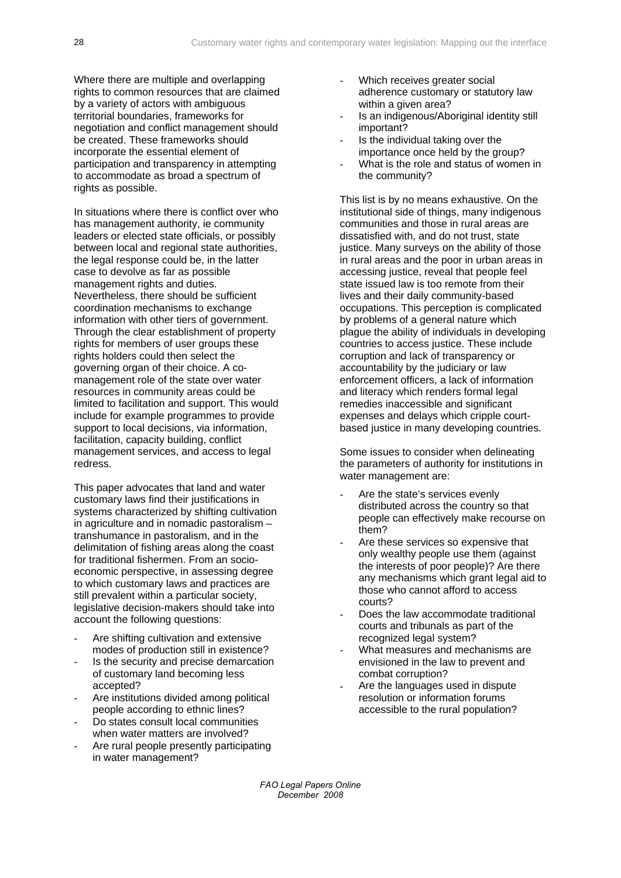Where there are multiple and overlapping rights to common resources that are claimed by a variety of actors with ambiguous territorial boundaries, frameworks for negotiation and conflict management should be created. These frameworks should incorporate the essential element of participation and transparency in attempting to accommodate as broad a spectrum of rights as possible.

In situations where there is conflict over who has management authority, ie community leaders or elected state officials, or possibly between local and regional state authorities, the legal response could be, in the latter case to devolve as far as possible management rights and duties. Nevertheless, there should be sufficient coordination mechanisms to exchange information with other tiers of government. Through the clear establishment of property rights for members of user groups these rights holders could then select the governing organ of their choice. A co-management role of the state over water resources in community areas could be limited to facilitation and support. This would include for example programmes to provide support to local decisions, via information, facilitation, capacity building, conflict management services, and access to legal redress.

This paper advocates that land and water customary laws find their justifications in systems characterized by shifting cultivation in agriculture and in nomadic pastoralism – transhumance in pastoralism, and in the delimitation of fishing areas along the coast for traditional fishermen. From an socio-economic perspective, in assessing degree to which customary laws and practices are still prevalent within a particular society, legislative decision-makers should take into account the following questions:

- Are shifting cultivation and extensive modes of production still in existence?
- Is the security and precise demarcation of customary land becoming less accepted?
- Are institutions divided among political people according to ethnic lines?
- Do states consult local communities when water matters are involved?
- Are rural people presently participating in water management?
- Which receives greater social adherence customary or statutory law within a given area?
- Is an indigenous/Aboriginal identity still important?
- Is the individual taking over the importance once held by the group?
- What is the role and status of women in the community?

This list is by no means exhaustive. On the institutional side of things, many indigenous communities and those in rural areas are dissatisfied with, and do not trust, state justice. Many surveys on the ability of those in rural areas and the poor in urban areas in accessing justice, reveal that people feel state issued law is too remote from their lives and their daily community-based occupations. This perception is complicated by problems of a general nature which plague the ability of individuals in developing countries to access justice. These include corruption and lack of transparency or accountability by the judiciary or law enforcement officers, a lack of information and literacy which renders formal legal remedies inaccessible and significant expenses and delays which cripple court-based justice in many developing countries.

Some issues to consider when delineating the parameters of authority for institutions in water management are:

- Are the state's services evenly distributed across the country so that people can effectively make recourse on them?
- Are these services so expensive that only wealthy people use them (against the interests of poor people)? Are there any mechanisms which grant legal aid to those who cannot afford to access courts?
- Does the law accommodate traditional courts and tribunals as part of the recognized legal system?
- What measures and mechanisms are envisioned in the law to prevent and combat corruption?
- Are the languages used in dispute resolution or information forums accessible to the rural population?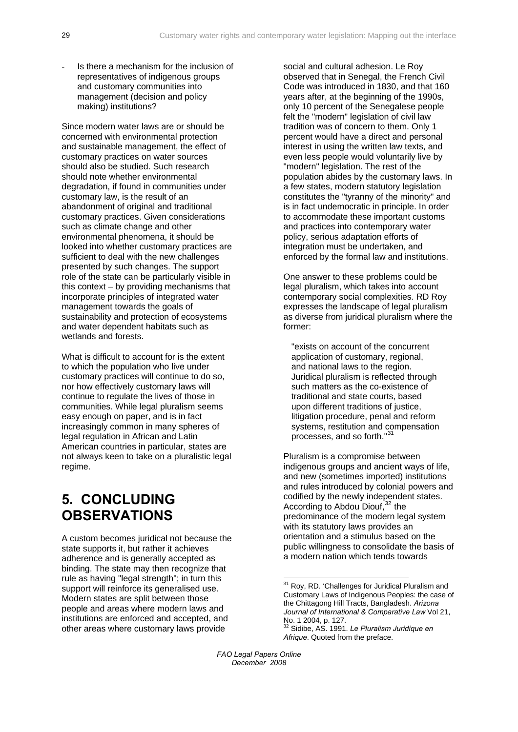- Is there a mechanism for the inclusion of representatives of indigenous groups and customary communities into management (decision and policy making) institutions?

Since modern water laws are or should be concerned with environmental protection and sustainable management, the effect of customary practices on water sources should also be studied. Such research should note whether environmental degradation, if found in communities under customary law, is the result of an abandonment of original and traditional customary practices. Given considerations such as climate change and other environmental phenomena, it should be looked into whether customary practices are sufficient to deal with the new challenges presented by such changes. The support role of the state can be particularly visible in this context – by providing mechanisms that incorporate principles of integrated water management towards the goals of sustainability and protection of ecosystems and water dependent habitats such as wetlands and forests.

What is difficult to account for is the extent to which the population who live under customary practices will continue to do so, nor how effectively customary laws will continue to regulate the lives of those in communities. While legal pluralism seems easy enough on paper, and is in fact increasingly common in many spheres of legal regulation in African and Latin American countries in particular, states are not always keen to take on a pluralistic legal regime.

# 5. CONCLUDING OBSERVATIONS

A custom becomes juridical not because the state supports it, but rather it achieves adherence and is generally accepted as binding. The state may then recognize that rule as having "legal strength"; in turn this support will reinforce its generalised use. Modern states are split between those people and areas where modern laws and institutions are enforced and accepted, and other areas where customary laws provide social and cultural adhesion. Le Roy observed that in Senegal, the French Civil Code was introduced in 1830, and that 160 years after, at the beginning of the 1990s, only 10 percent of the Senegalese people felt the "modern" legislation of civil law tradition was of concern to them. Only 1 percent would have a direct and personal interest in using the written law texts, and even less people would voluntarily live by "modern" legislation. The rest of the population abides by the customary laws. In a few states, modern statutory legislation constitutes the "tyranny of the minority" and is in fact undemocratic in principle. In order to accommodate these important customs and practices into contemporary water policy, serious adaptation efforts of integration must be undertaken, and enforced by the formal law and institutions.

One answer to these problems could be legal pluralism, which takes into account contemporary social complexities. RD Roy expresses the landscape of legal pluralism as diverse from juridical pluralism where the former:

> "exists on account of the concurrent application of customary, regional, and national laws to the region. Juridical pluralism is reflected through such matters as the co-existence of traditional and state courts, based upon different traditions of justice, litigation procedure, penal and reform systems, restitution and compensation processes, and so forth."[31]

Pluralism is a compromise between indigenous groups and ancient ways of life, and new (sometimes imported) institutions and rules introduced by colonial powers and codified by the newly independent states. According to Abdou Diouf,[32] the predominance of the modern legal system with its statutory laws provides an orientation and a stimulus based on the public willingness to consolidate the basis of a modern nation which tends towards

---

[31] Roy, RD. 'Challenges for Juridical Pluralism and Customary Laws of Indigenous Peoples: the case of the Chittagong Hill Tracts, Bangladesh. *Arizona Journal of International & Comparative Law* Vol 21, No. 1 2004, p. 127.

[32] Sidibe, AS. 1991. *Le Pluralism Juridique en Afrique*. Quoted from the preface.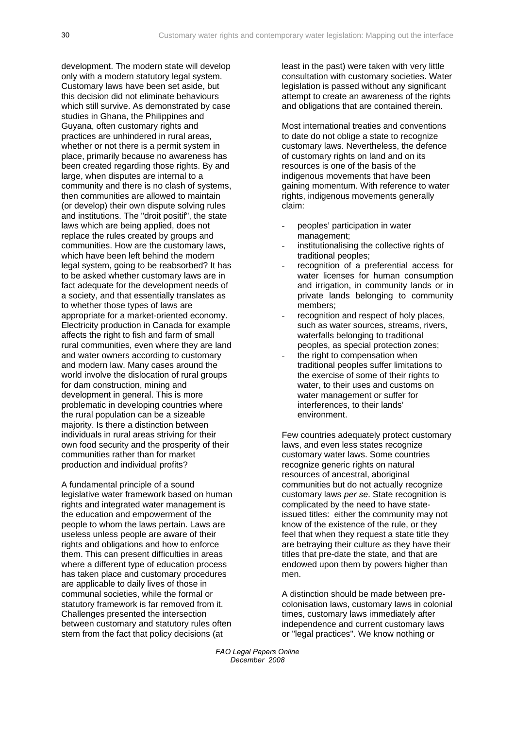development. The modern state will develop only with a modern statutory legal system. Customary laws have been set aside, but this decision did not eliminate behaviours which still survive. As demonstrated by case studies in Ghana, the Philippines and Guyana, often customary rights and practices are unhindered in rural areas, whether or not there is a permit system in place, primarily because no awareness has been created regarding those rights. By and large, when disputes are internal to a community and there is no clash of systems, then communities are allowed to maintain (or develop) their own dispute solving rules and institutions. The "droit positif", the state laws which are being applied, does not replace the rules created by groups and communities. How are the customary laws, which have been left behind the modern legal system, going to be reabsorbed? It has to be asked whether customary laws are in fact adequate for the development needs of a society, and that essentially translates as to whether those types of laws are appropriate for a market-oriented economy. Electricity production in Canada for example affects the right to fish and farm of small rural communities, even where they are land and water owners according to customary and modern law. Many cases around the world involve the dislocation of rural groups for dam construction, mining and development in general. This is more problematic in developing countries where the rural population can be a sizeable majority. Is there a distinction between individuals in rural areas striving for their own food security and the prosperity of their communities rather than for market production and individual profits?

A fundamental principle of a sound legislative water framework based on human rights and integrated water management is the education and empowerment of the people to whom the laws pertain. Laws are useless unless people are aware of their rights and obligations and how to enforce them. This can present difficulties in areas where a different type of education process has taken place and customary procedures are applicable to daily lives of those in communal societies, while the formal or statutory framework is far removed from it. Challenges presented the intersection between customary and statutory rules often stem from the fact that policy decisions (at least in the past) were taken with very little consultation with customary societies. Water legislation is passed without any significant attempt to create an awareness of the rights and obligations that are contained therein.

Most international treaties and conventions to date do not oblige a state to recognize customary laws. Nevertheless, the defence of customary rights on land and on its resources is one of the basis of the indigenous movements that have been gaining momentum. With reference to water rights, indigenous movements generally claim:

- peoples' participation in water management;
- institutionalising the collective rights of traditional peoples;
- recognition of a preferential access for water licenses for human consumption and irrigation, in community lands or in private lands belonging to community members;
- recognition and respect of holy places, such as water sources, streams, rivers, waterfalls belonging to traditional peoples, as special protection zones;
- the right to compensation when traditional peoples suffer limitations to the exercise of some of their rights to water, to their uses and customs on water management or suffer for interferences, to their lands' environment.

Few countries adequately protect customary laws, and even less states recognize customary water laws. Some countries recognize generic rights on natural resources of ancestral, aboriginal communities but do not actually recognize customary laws *per se*. State recognition is complicated by the need to have state-issued titles: either the community may not know of the existence of the rule, or they feel that when they request a state title they are betraying their culture as they have their titles that pre-date the state, and that are endowed upon them by powers higher than men.

A distinction should be made between pre-colonisation laws, customary laws in colonial times, customary laws immediately after independence and current customary laws or "legal practices". We know nothing or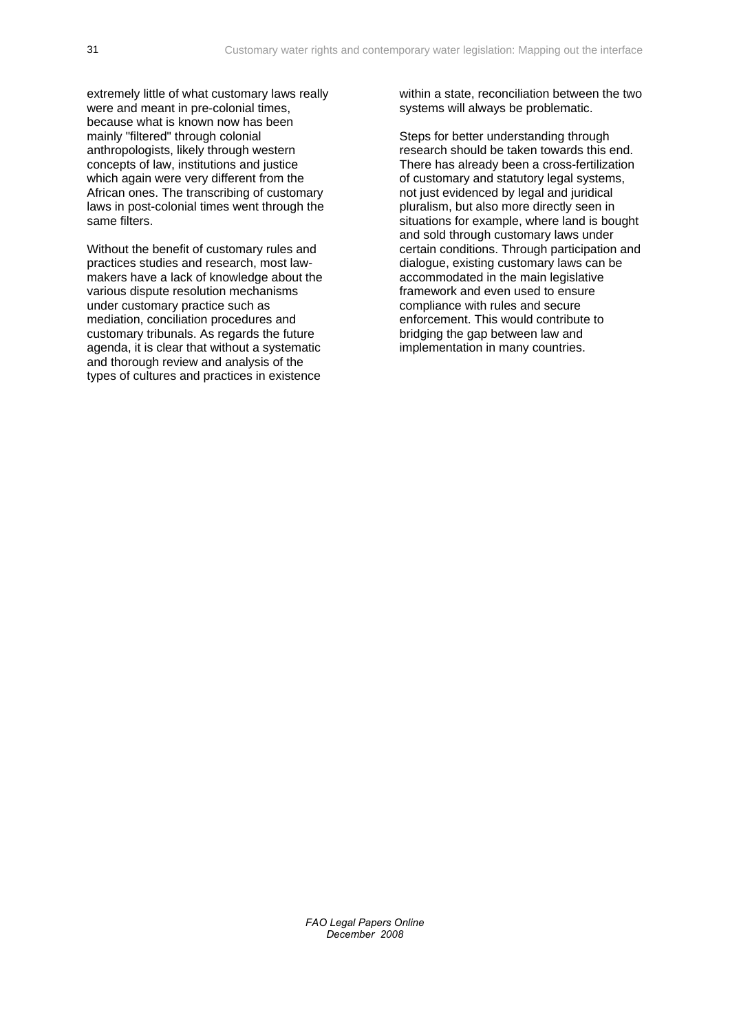extremely little of what customary laws really were and meant in pre-colonial times, because what is known now has been mainly "filtered" through colonial anthropologists, likely through western concepts of law, institutions and justice which again were very different from the African ones. The transcribing of customary laws in post-colonial times went through the same filters.

Without the benefit of customary rules and practices studies and research, most law-makers have a lack of knowledge about the various dispute resolution mechanisms under customary practice such as mediation, conciliation procedures and customary tribunals. As regards the future agenda, it is clear that without a systematic and thorough review and analysis of the types of cultures and practices in existence within a state, reconciliation between the two systems will always be problematic.

Steps for better understanding through research should be taken towards this end. There has already been a cross-fertilization of customary and statutory legal systems, not just evidenced by legal and juridical pluralism, but also more directly seen in situations for example, where land is bought and sold through customary laws under certain conditions. Through participation and dialogue, existing customary laws can be accommodated in the main legislative framework and even used to ensure compliance with rules and secure enforcement. This would contribute to bridging the gap between law and implementation in many countries.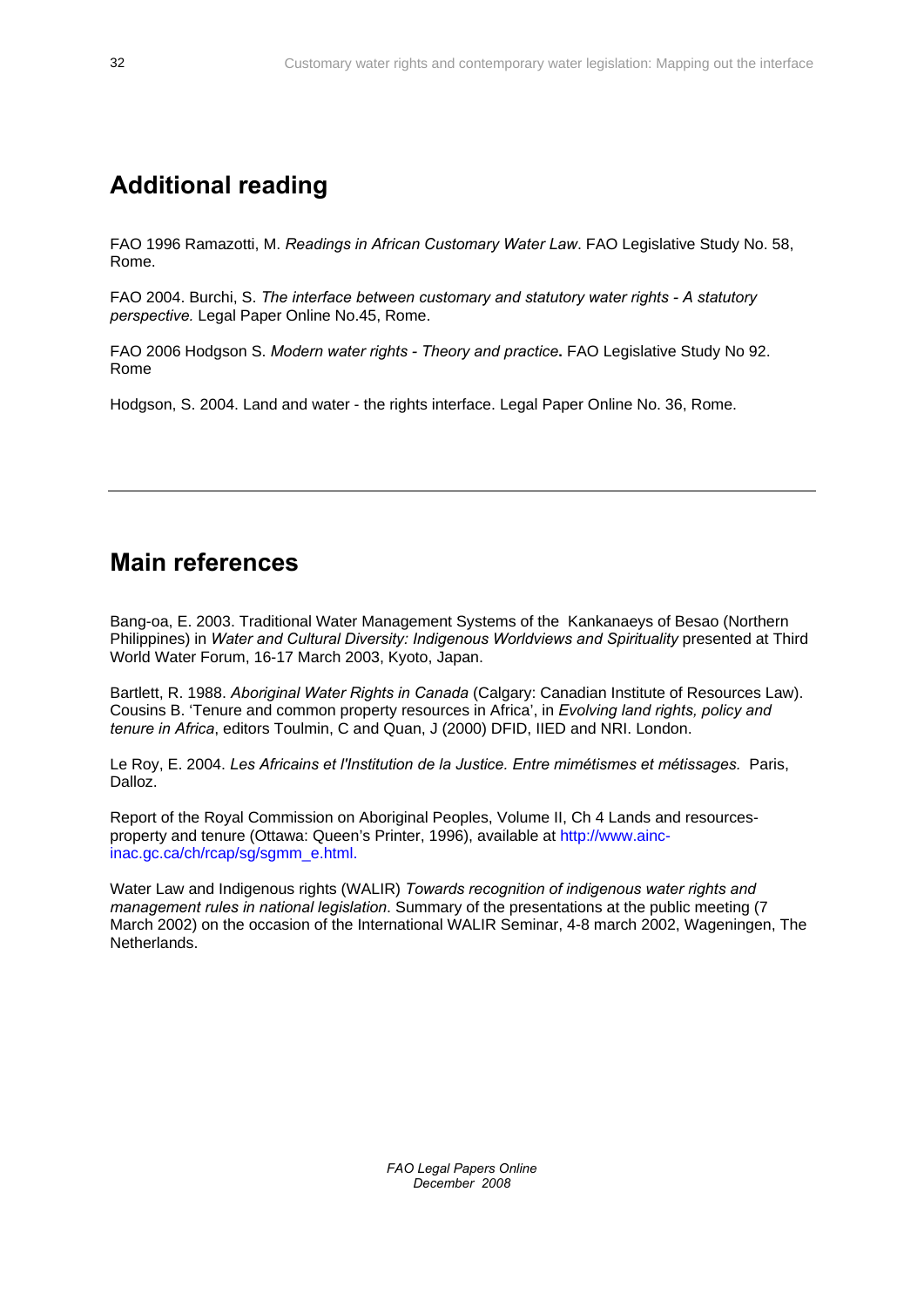## Additional reading

FAO 1996 Ramazotti, M. *Readings in African Customary Water Law*. FAO Legislative Study No. 58, Rome.

FAO 2004. Burchi, S. *The interface between customary and statutory water rights - A statutory perspective.* Legal Paper Online No.45, Rome.

FAO 2006 Hodgson S. *Modern water rights - Theory and practice*. FAO Legislative Study No 92. Rome

Hodgson, S. 2004. Land and water - the rights interface. Legal Paper Online No. 36, Rome.

---

## Main references

Bang-oa, E. 2003. Traditional Water Management Systems of the Kankanaeys of Besao (Northern Philippines) in *Water and Cultural Diversity: Indigenous Worldviews and Spirituality* presented at Third World Water Forum, 16-17 March 2003, Kyoto, Japan.

Bartlett, R. 1988. *Aboriginal Water Rights in Canada* (Calgary: Canadian Institute of Resources Law). Cousins B. 'Tenure and common property resources in Africa', in *Evolving land rights, policy and tenure in Africa*, editors Toulmin, C and Quan, J (2000) DFID, IIED and NRI. London.

Le Roy, E. 2004. *Les Africains et l'Institution de la Justice. Entre mimétismes et métissages.* Paris, Dalloz.

Report of the Royal Commission on Aboriginal Peoples, Volume II, Ch 4 Lands and resources- property and tenure (Ottawa: Queen's Printer, 1996), available at http://www.ainc-inac.gc.ca/ch/rcap/sg/sgmm_e.html.

Water Law and Indigenous rights (WALIR) *Towards recognition of indigenous water rights and management rules in national legislation*. Summary of the presentations at the public meeting (7 March 2002) on the occasion of the International WALIR Seminar, 4-8 march 2002, Wageningen, The Netherlands.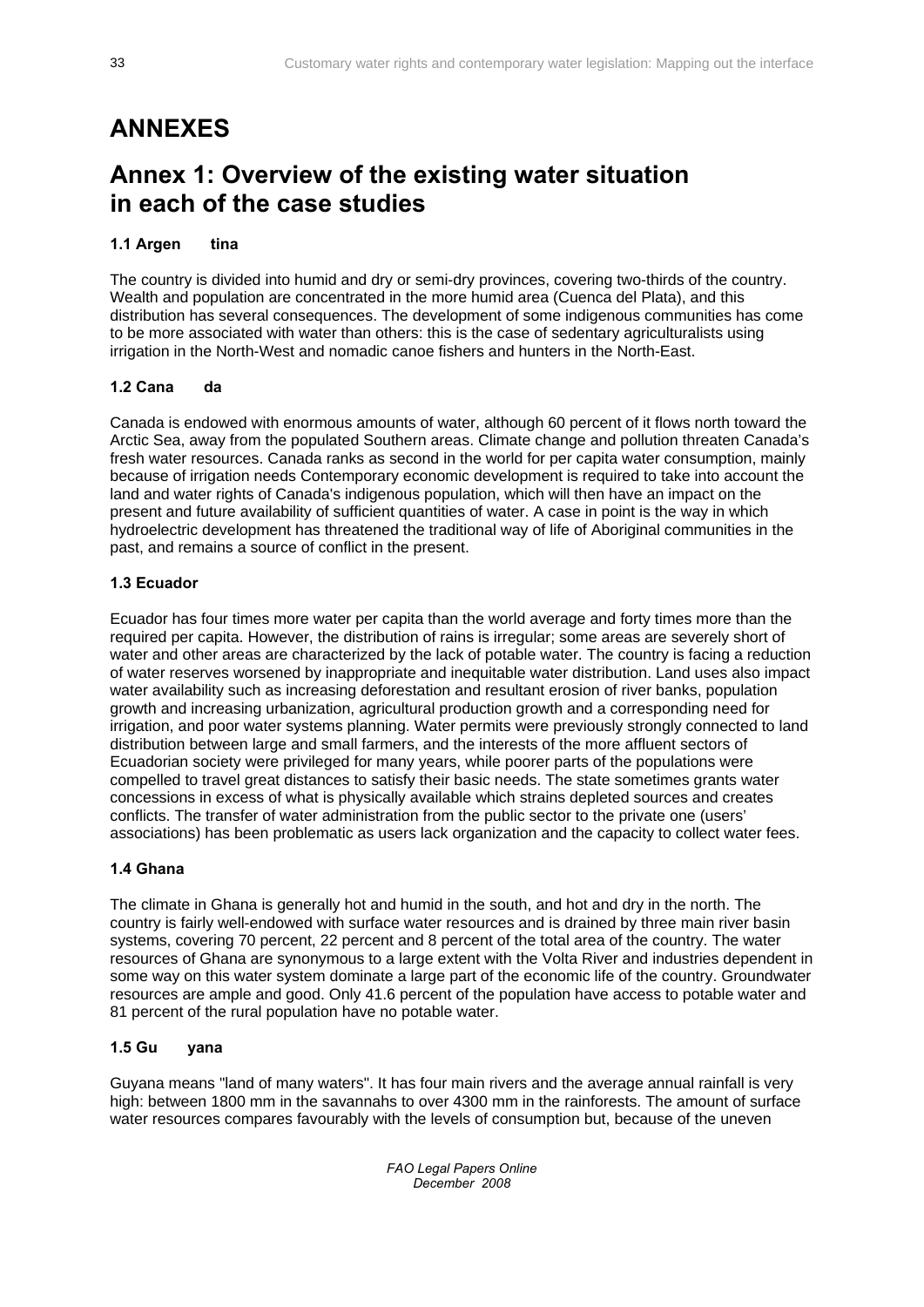# ANNEXES

## Annex 1: Overview of the existing water situation in each of the case studies

### 1.1 Argentina

The country is divided into humid and dry or semi-dry provinces, covering two-thirds of the country. Wealth and population are concentrated in the more humid area (Cuenca del Plata), and this distribution has several consequences. The development of some indigenous communities has come to be more associated with water than others: this is the case of sedentary agriculturalists using irrigation in the North-West and nomadic canoe fishers and hunters in the North-East.

### 1.2 Canada

Canada is endowed with enormous amounts of water, although 60 percent of it flows north toward the Arctic Sea, away from the populated Southern areas. Climate change and pollution threaten Canada's fresh water resources. Canada ranks as second in the world for per capita water consumption, mainly because of irrigation needs Contemporary economic development is required to take into account the land and water rights of Canada's indigenous population, which will then have an impact on the present and future availability of sufficient quantities of water. A case in point is the way in which hydroelectric development has threatened the traditional way of life of Aboriginal communities in the past, and remains a source of conflict in the present.

### 1.3 Ecuador

Ecuador has four times more water per capita than the world average and forty times more than the required per capita. However, the distribution of rains is irregular; some areas are severely short of water and other areas are characterized by the lack of potable water. The country is facing a reduction of water reserves worsened by inappropriate and inequitable water distribution. Land uses also impact water availability such as increasing deforestation and resultant erosion of river banks, population growth and increasing urbanization, agricultural production growth and a corresponding need for irrigation, and poor water systems planning. Water permits were previously strongly connected to land distribution between large and small farmers, and the interests of the more affluent sectors of Ecuadorian society were privileged for many years, while poorer parts of the populations were compelled to travel great distances to satisfy their basic needs. The state sometimes grants water concessions in excess of what is physically available which strains depleted sources and creates conflicts. The transfer of water administration from the public sector to the private one (users' associations) has been problematic as users lack organization and the capacity to collect water fees.

### 1.4 Ghana

The climate in Ghana is generally hot and humid in the south, and hot and dry in the north. The country is fairly well-endowed with surface water resources and is drained by three main river basin systems, covering 70 percent, 22 percent and 8 percent of the total area of the country. The water resources of Ghana are synonymous to a large extent with the Volta River and industries dependent in some way on this water system dominate a large part of the economic life of the country. Groundwater resources are ample and good. Only 41.6 percent of the population have access to potable water and 81 percent of the rural population have no potable water.

### 1.5 Guyana

Guyana means "land of many waters". It has four main rivers and the average annual rainfall is very high: between 1800 mm in the savannahs to over 4300 mm in the rainforests. The amount of surface water resources compares favourably with the levels of consumption but, because of the uneven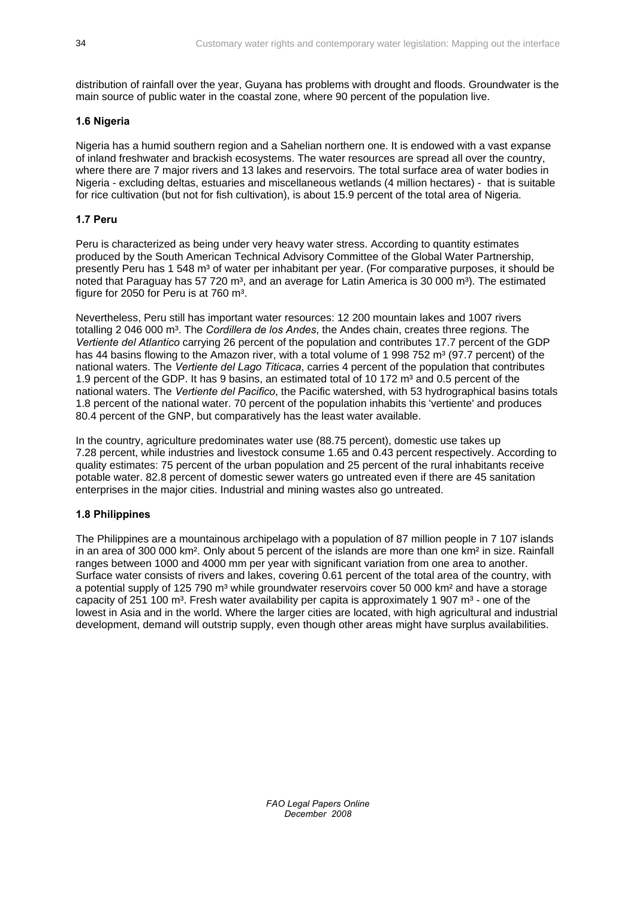distribution of rainfall over the year, Guyana has problems with drought and floods. Groundwater is the main source of public water in the coastal zone, where 90 percent of the population live.

### 1.6 Nigeria

Nigeria has a humid southern region and a Sahelian northern one. It is endowed with a vast expanse of inland freshwater and brackish ecosystems. The water resources are spread all over the country, where there are 7 major rivers and 13 lakes and reservoirs. The total surface area of water bodies in Nigeria - excluding deltas, estuaries and miscellaneous wetlands (4 million hectares) - that is suitable for rice cultivation (but not for fish cultivation), is about 15.9 percent of the total area of Nigeria.

### 1.7 Peru

Peru is characterized as being under very heavy water stress. According to quantity estimates produced by the South American Technical Advisory Committee of the Global Water Partnership, presently Peru has 1 548 m³ of water per inhabitant per year. (For comparative purposes, it should be noted that Paraguay has 57 720 m³, and an average for Latin America is 30 000 m³). The estimated figure for 2050 for Peru is at 760 m³.

Nevertheless, Peru still has important water resources: 12 200 mountain lakes and 1007 rivers totalling 2 046 000 m³. The *Cordillera de los Andes*, the Andes chain, creates three regions. The *Vertiente del Atlantico* carrying 26 percent of the population and contributes 17.7 percent of the GDP has 44 basins flowing to the Amazon river, with a total volume of 1 998 752 m³ (97.7 percent) of the national waters. The *Vertiente del Lago Titicaca*, carries 4 percent of the population that contributes 1.9 percent of the GDP. It has 9 basins, an estimated total of 10 172 m³ and 0.5 percent of the national waters. The *Vertiente del Pacifico*, the Pacific watershed, with 53 hydrographical basins totals 1.8 percent of the national water. 70 percent of the population inhabits this 'vertiente' and produces 80.4 percent of the GNP, but comparatively has the least water available.

In the country, agriculture predominates water use (88.75 percent), domestic use takes up 7.28 percent, while industries and livestock consume 1.65 and 0.43 percent respectively. According to quality estimates: 75 percent of the urban population and 25 percent of the rural inhabitants receive potable water. 82.8 percent of domestic sewer waters go untreated even if there are 45 sanitation enterprises in the major cities. Industrial and mining wastes also go untreated.

### 1.8 Philippines

The Philippines are a mountainous archipelago with a population of 87 million people in 7 107 islands in an area of 300 000 km². Only about 5 percent of the islands are more than one km² in size. Rainfall ranges between 1000 and 4000 mm per year with significant variation from one area to another. Surface water consists of rivers and lakes, covering 0.61 percent of the total area of the country, with a potential supply of 125 790 m³ while groundwater reservoirs cover 50 000 km² and have a storage capacity of 251 100 m³. Fresh water availability per capita is approximately 1 907 m³ - one of the lowest in Asia and in the world. Where the larger cities are located, with high agricultural and industrial development, demand will outstrip supply, even though other areas might have surplus availabilities.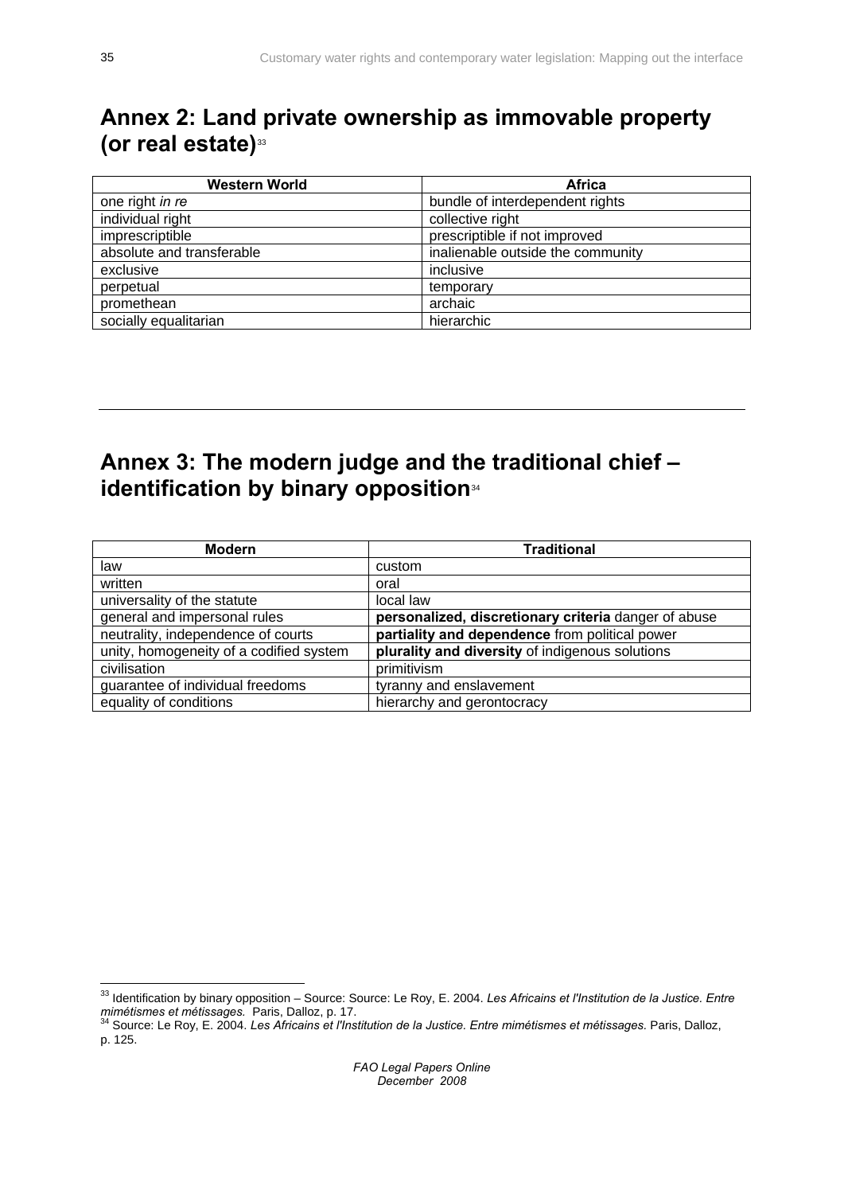## Annex 2: Land private ownership as immovable property (or real estate)[33]

| Western World | Africa |
| --- | --- |
| one right *in re* | bundle of interdependent rights |
| individual right | collective right |
| imprescriptible | prescriptible if not improved |
| absolute and transferable | inalienable outside the community |
| exclusive | inclusive |
| perpetual | temporary |
| promethean | archaic |
| socially equalitarian | hierarchic |

---

## Annex 3: The modern judge and the traditional chief – identification by binary opposition[34]

| Modern | Traditional |
| --- | --- |
| law | custom |
| written | oral |
| universality of the statute | local law |
| general and impersonal rules | **personalized, discretionary criteria** danger of abuse |
| neutrality, independence of courts | **partiality and dependence** from political power |
| unity, homogeneity of a codified system | **plurality and diversity** of indigenous solutions |
| civilisation | primitivism |
| guarantee of individual freedoms | tyranny and enslavement |
| equality of conditions | hierarchy and gerontocracy |

---

[33] Identification by binary opposition – Source: Source: Le Roy, E. 2004. *Les Africains et l'Institution de la Justice. Entre mimétismes et métissages.* Paris, Dalloz, p. 17.

[34] Source: Le Roy, E. 2004. *Les Africains et l'Institution de la Justice. Entre mimétismes et métissages.* Paris, Dalloz, p. 125.